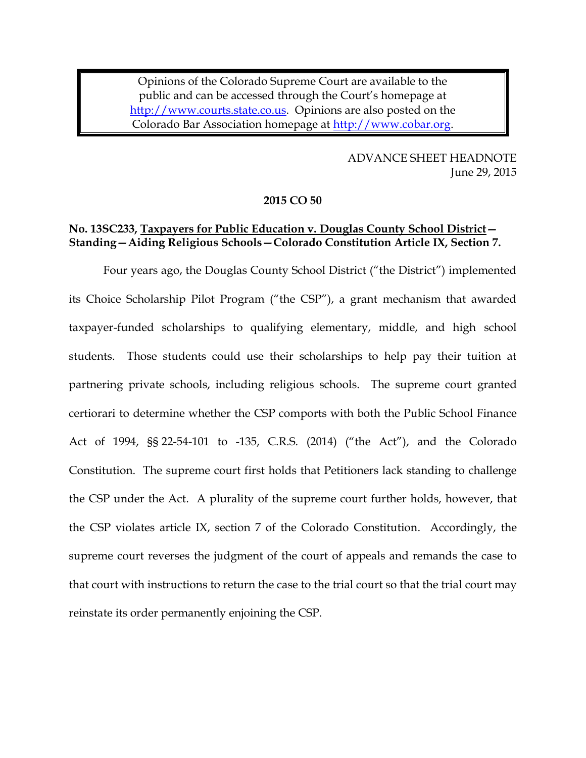Opinions of the Colorado Supreme Court are available to the public and can be accessed through the Court's homepage at http://www.courts.state.co.us. Opinions are also posted on the Colorado Bar Association homepage at http://www.cobar.org.

ADVANCE SHEET HEADNOTE
June 29, 2015

**2015 CO 50**

**No. 13SC233, Taxpayers for Public Education v. Douglas County School District—Standing—Aiding Religious Schools—Colorado Constitution Article IX, Section 7.**

Four years ago, the Douglas County School District ("the District") implemented its Choice Scholarship Pilot Program ("the CSP"), a grant mechanism that awarded taxpayer-funded scholarships to qualifying elementary, middle, and high school students. Those students could use their scholarships to help pay their tuition at partnering private schools, including religious schools. The supreme court granted certiorari to determine whether the CSP comports with both the Public School Finance Act of 1994, §§ 22-54-101 to -135, C.R.S. (2014) ("the Act"), and the Colorado Constitution. The supreme court first holds that Petitioners lack standing to challenge the CSP under the Act. A plurality of the supreme court further holds, however, that the CSP violates article IX, section 7 of the Colorado Constitution. Accordingly, the supreme court reverses the judgment of the court of appeals and remands the case to that court with instructions to return the case to the trial court so that the trial court may reinstate its order permanently enjoining the CSP.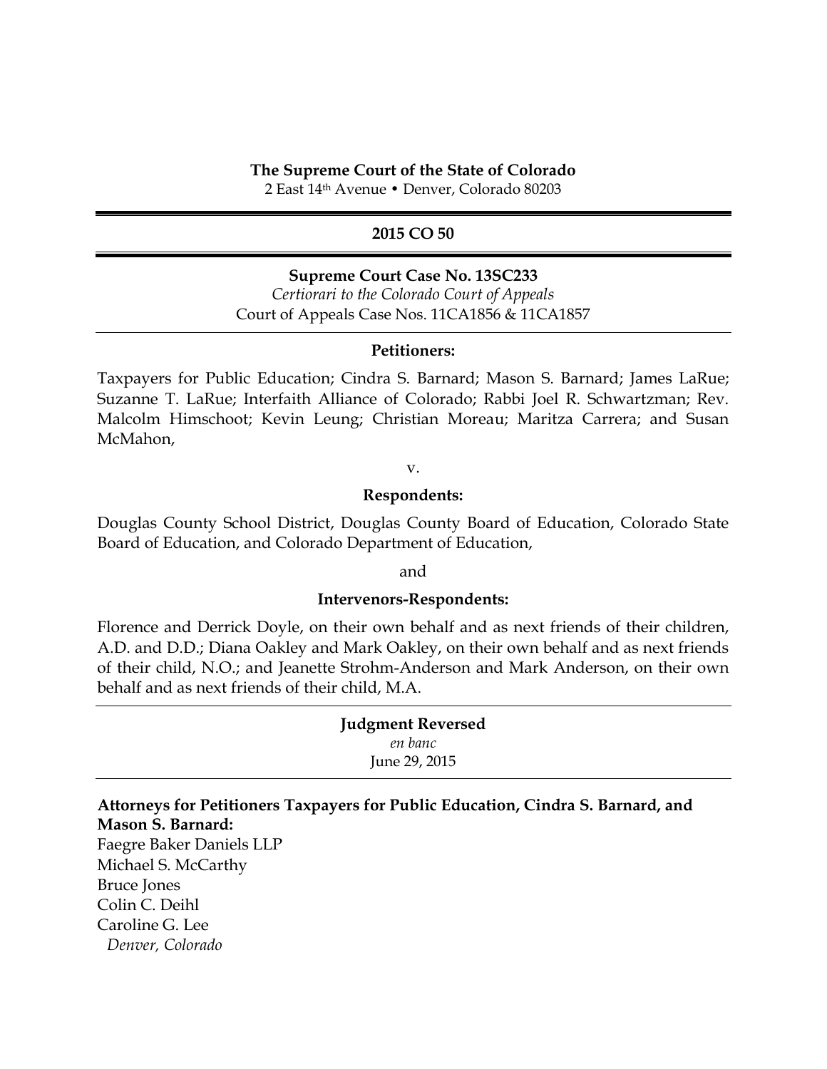**The Supreme Court of the State of Colorado**
2 East 14th Avenue • Denver, Colorado 80203

---

**2015 CO 50**

---

**Supreme Court Case No. 13SC233**
*Certiorari to the Colorado Court of Appeals*
Court of Appeals Case Nos. 11CA1856 & 11CA1857

---

**Petitioners:**

Taxpayers for Public Education; Cindra S. Barnard; Mason S. Barnard; James LaRue; Suzanne T. LaRue; Interfaith Alliance of Colorado; Rabbi Joel R. Schwartzman; Rev. Malcolm Himschoot; Kevin Leung; Christian Moreau; Maritza Carrera; and Susan McMahon,

v.

**Respondents:**

Douglas County School District, Douglas County Board of Education, Colorado State Board of Education, and Colorado Department of Education,

and

**Intervenors-Respondents:**

Florence and Derrick Doyle, on their own behalf and as next friends of their children, A.D. and D.D.; Diana Oakley and Mark Oakley, on their own behalf and as next friends of their child, N.O.; and Jeanette Strohm-Anderson and Mark Anderson, on their own behalf and as next friends of their child, M.A.

---

**Judgment Reversed**
*en banc*
June 29, 2015

---

**Attorneys for Petitioners Taxpayers for Public Education, Cindra S. Barnard, and Mason S. Barnard:**
Faegre Baker Daniels LLP
Michael S. McCarthy
Bruce Jones
Colin C. Deihl
Caroline G. Lee
*Denver, Colorado*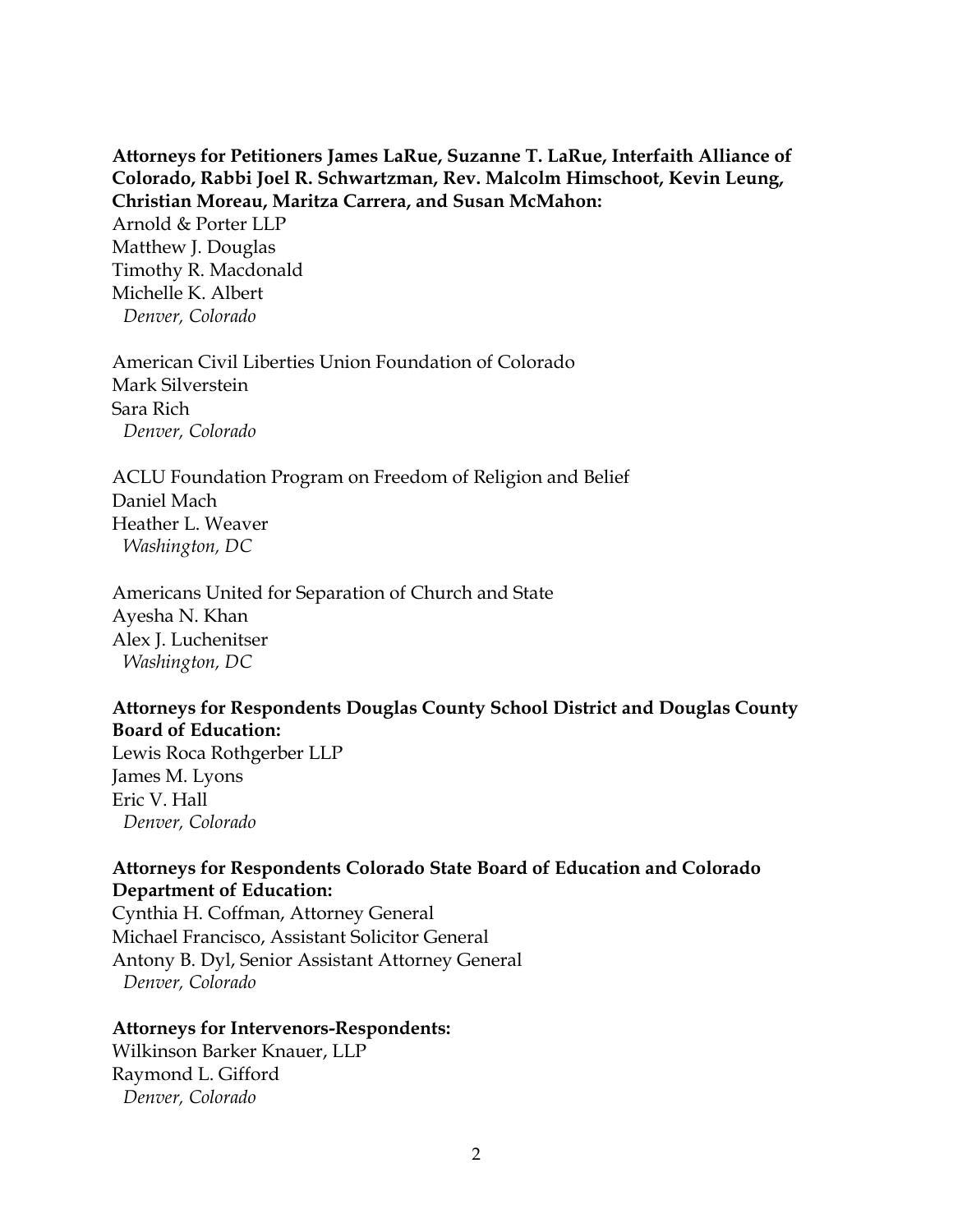**Attorneys for Petitioners James LaRue, Suzanne T. LaRue, Interfaith Alliance of Colorado, Rabbi Joel R. Schwartzman, Rev. Malcolm Himschoot, Kevin Leung, Christian Moreau, Maritza Carrera, and Susan McMahon:**
Arnold & Porter LLP
Matthew J. Douglas
Timothy R. Macdonald
Michelle K. Albert
*Denver, Colorado*

American Civil Liberties Union Foundation of Colorado
Mark Silverstein
Sara Rich
*Denver, Colorado*

ACLU Foundation Program on Freedom of Religion and Belief
Daniel Mach
Heather L. Weaver
*Washington, DC*

Americans United for Separation of Church and State
Ayesha N. Khan
Alex J. Luchenitser
*Washington, DC*

**Attorneys for Respondents Douglas County School District and Douglas County Board of Education:**
Lewis Roca Rothgerber LLP
James M. Lyons
Eric V. Hall
*Denver, Colorado*

**Attorneys for Respondents Colorado State Board of Education and Colorado Department of Education:**
Cynthia H. Coffman, Attorney General
Michael Francisco, Assistant Solicitor General
Antony B. Dyl, Senior Assistant Attorney General
*Denver, Colorado*

**Attorneys for Intervenors-Respondents:**
Wilkinson Barker Knauer, LLP
Raymond L. Gifford
*Denver, Colorado*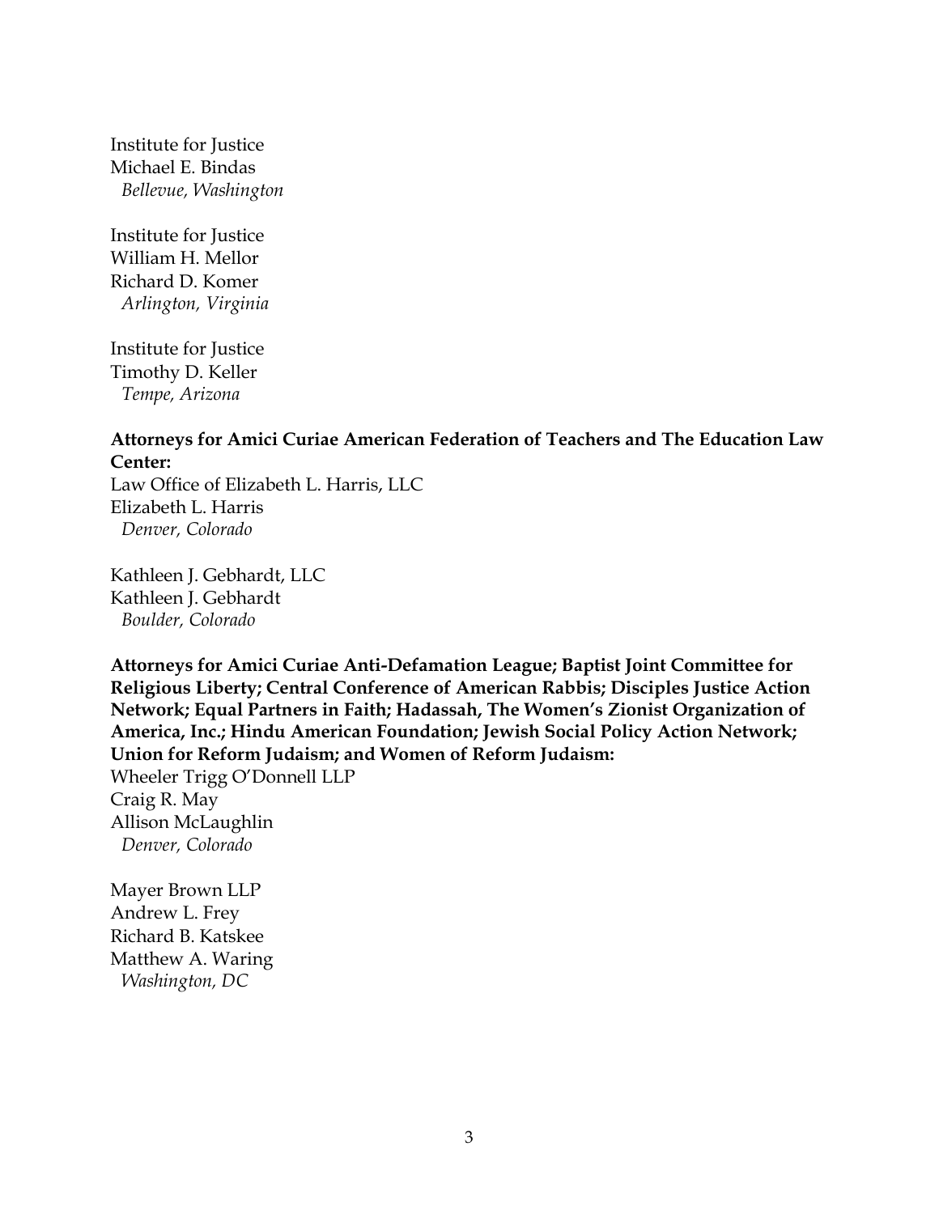Institute for Justice
Michael E. Bindas
*Bellevue, Washington*

Institute for Justice
William H. Mellor
Richard D. Komer
*Arlington, Virginia*

Institute for Justice
Timothy D. Keller
*Tempe, Arizona*

**Attorneys for Amici Curiae American Federation of Teachers and The Education Law Center:**
Law Office of Elizabeth L. Harris, LLC
Elizabeth L. Harris
*Denver, Colorado*

Kathleen J. Gebhardt, LLC
Kathleen J. Gebhardt
*Boulder, Colorado*

**Attorneys for Amici Curiae Anti-Defamation League; Baptist Joint Committee for Religious Liberty; Central Conference of American Rabbis; Disciples Justice Action Network; Equal Partners in Faith; Hadassah, The Women's Zionist Organization of America, Inc.; Hindu American Foundation; Jewish Social Policy Action Network; Union for Reform Judaism; and Women of Reform Judaism:**
Wheeler Trigg O'Donnell LLP
Craig R. May
Allison McLaughlin
*Denver, Colorado*

Mayer Brown LLP
Andrew L. Frey
Richard B. Katskee
Matthew A. Waring
*Washington, DC*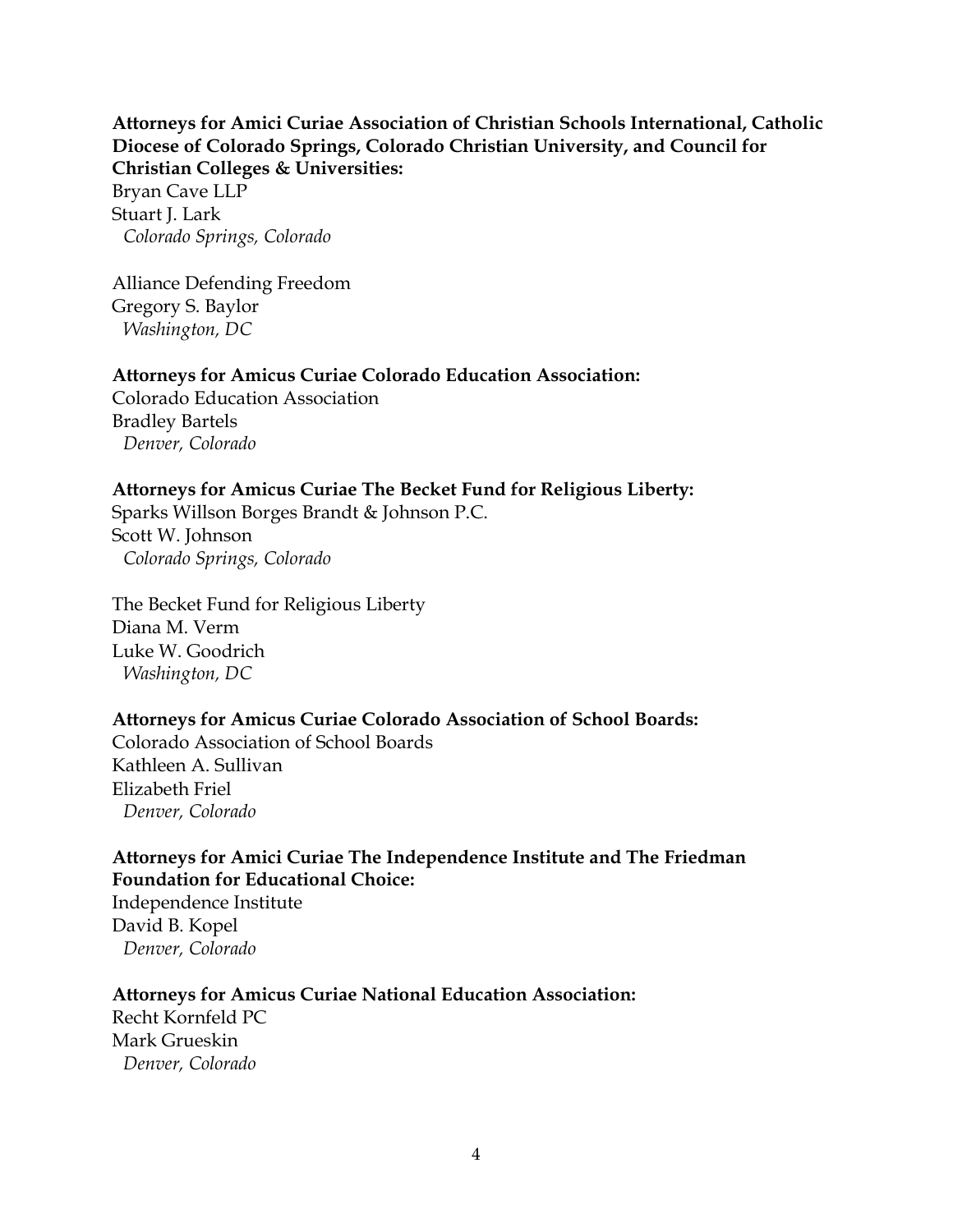**Attorneys for Amici Curiae Association of Christian Schools International, Catholic Diocese of Colorado Springs, Colorado Christian University, and Council for Christian Colleges & Universities:**
Bryan Cave LLP
Stuart J. Lark
*Colorado Springs, Colorado*

Alliance Defending Freedom
Gregory S. Baylor
*Washington, DC*

**Attorneys for Amicus Curiae Colorado Education Association:**
Colorado Education Association
Bradley Bartels
*Denver, Colorado*

**Attorneys for Amicus Curiae The Becket Fund for Religious Liberty:**
Sparks Willson Borges Brandt & Johnson P.C.
Scott W. Johnson
*Colorado Springs, Colorado*

The Becket Fund for Religious Liberty
Diana M. Verm
Luke W. Goodrich
*Washington, DC*

**Attorneys for Amicus Curiae Colorado Association of School Boards:**
Colorado Association of School Boards
Kathleen A. Sullivan
Elizabeth Friel
*Denver, Colorado*

**Attorneys for Amici Curiae The Independence Institute and The Friedman Foundation for Educational Choice:**
Independence Institute
David B. Kopel
*Denver, Colorado*

**Attorneys for Amicus Curiae National Education Association:**
Recht Kornfeld PC
Mark Grueskin
*Denver, Colorado*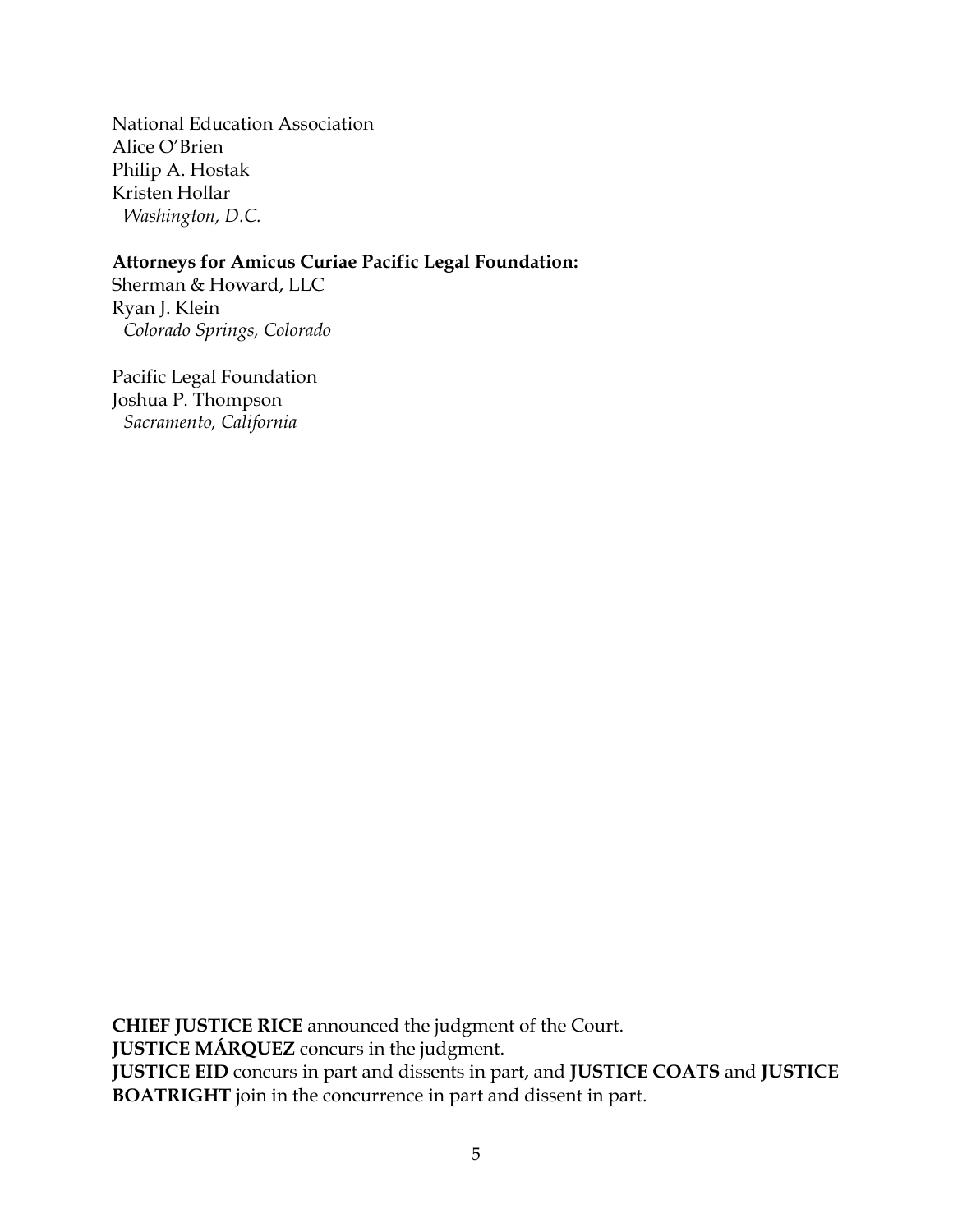National Education Association
Alice O'Brien
Philip A. Hostak
Kristen Hollar
*Washington, D.C.*

**Attorneys for Amicus Curiae Pacific Legal Foundation:**
Sherman & Howard, LLC
Ryan J. Klein
*Colorado Springs, Colorado*

Pacific Legal Foundation
Joshua P. Thompson
*Sacramento, California*

**CHIEF JUSTICE RICE** announced the judgment of the Court.
**JUSTICE MÁRQUEZ** concurs in the judgment.
**JUSTICE EID** concurs in part and dissents in part, and **JUSTICE COATS** and **JUSTICE BOATRIGHT** join in the concurrence in part and dissent in part.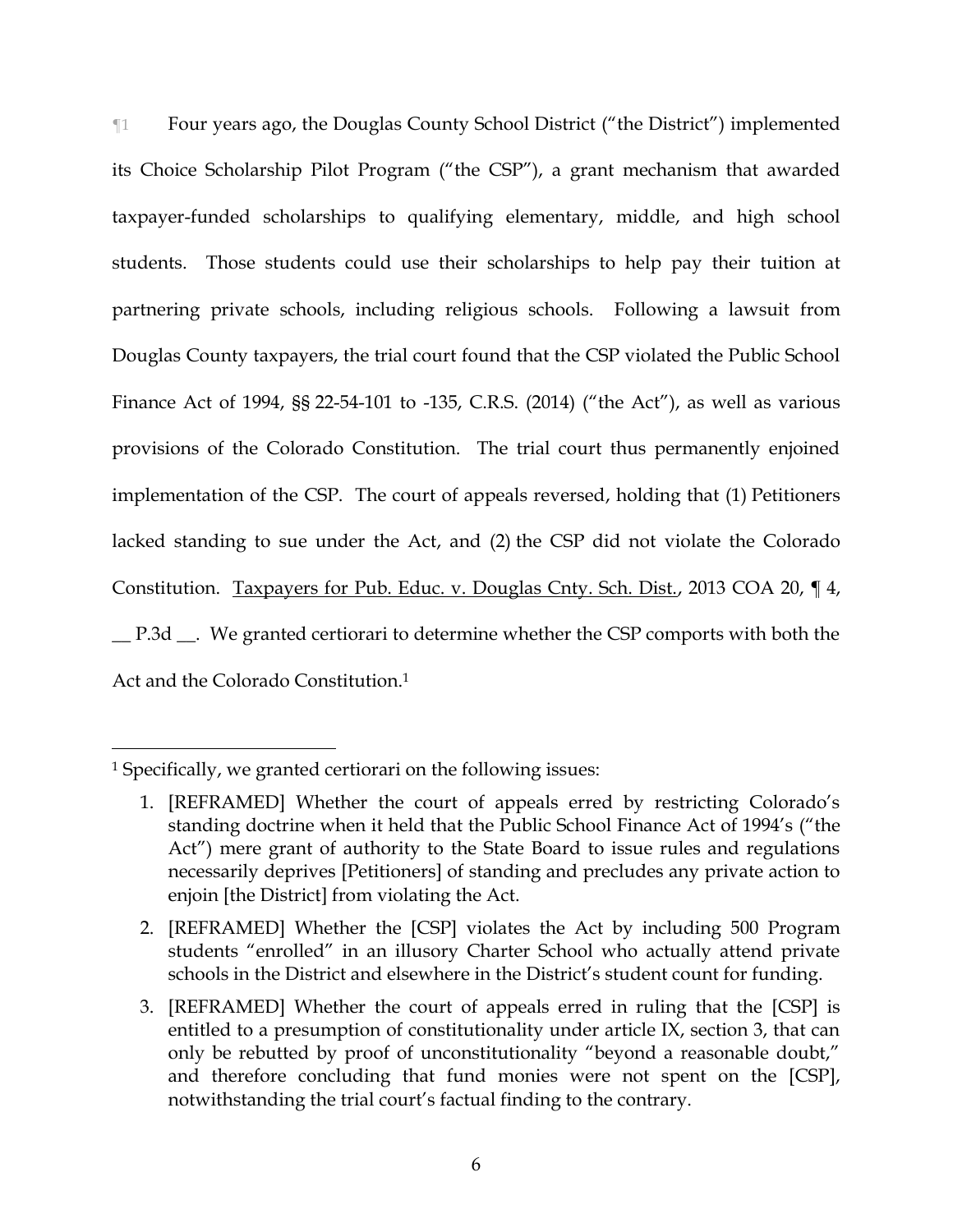¶1 Four years ago, the Douglas County School District ("the District") implemented its Choice Scholarship Pilot Program ("the CSP"), a grant mechanism that awarded taxpayer-funded scholarships to qualifying elementary, middle, and high school students. Those students could use their scholarships to help pay their tuition at partnering private schools, including religious schools. Following a lawsuit from Douglas County taxpayers, the trial court found that the CSP violated the Public School Finance Act of 1994, §§ 22-54-101 to -135, C.R.S. (2014) ("the Act"), as well as various provisions of the Colorado Constitution. The trial court thus permanently enjoined implementation of the CSP. The court of appeals reversed, holding that (1) Petitioners lacked standing to sue under the Act, and (2) the CSP did not violate the Colorado Constitution. Taxpayers for Pub. Educ. v. Douglas Cnty. Sch. Dist., 2013 COA 20, ¶ 4, __ P.3d __. We granted certiorari to determine whether the CSP comports with both the Act and the Colorado Constitution.[1]

---

[1] Specifically, we granted certiorari on the following issues:

1. [REFRAMED] Whether the court of appeals erred by restricting Colorado's standing doctrine when it held that the Public School Finance Act of 1994's ("the Act") mere grant of authority to the State Board to issue rules and regulations necessarily deprives [Petitioners] of standing and precludes any private action to enjoin [the District] from violating the Act.
2. [REFRAMED] Whether the [CSP] violates the Act by including 500 Program students "enrolled" in an illusory Charter School who actually attend private schools in the District and elsewhere in the District's student count for funding.
3. [REFRAMED] Whether the court of appeals erred in ruling that the [CSP] is entitled to a presumption of constitutionality under article IX, section 3, that can only be rebutted by proof of unconstitutionality "beyond a reasonable doubt," and therefore concluding that fund monies were not spent on the [CSP], notwithstanding the trial court's factual finding to the contrary.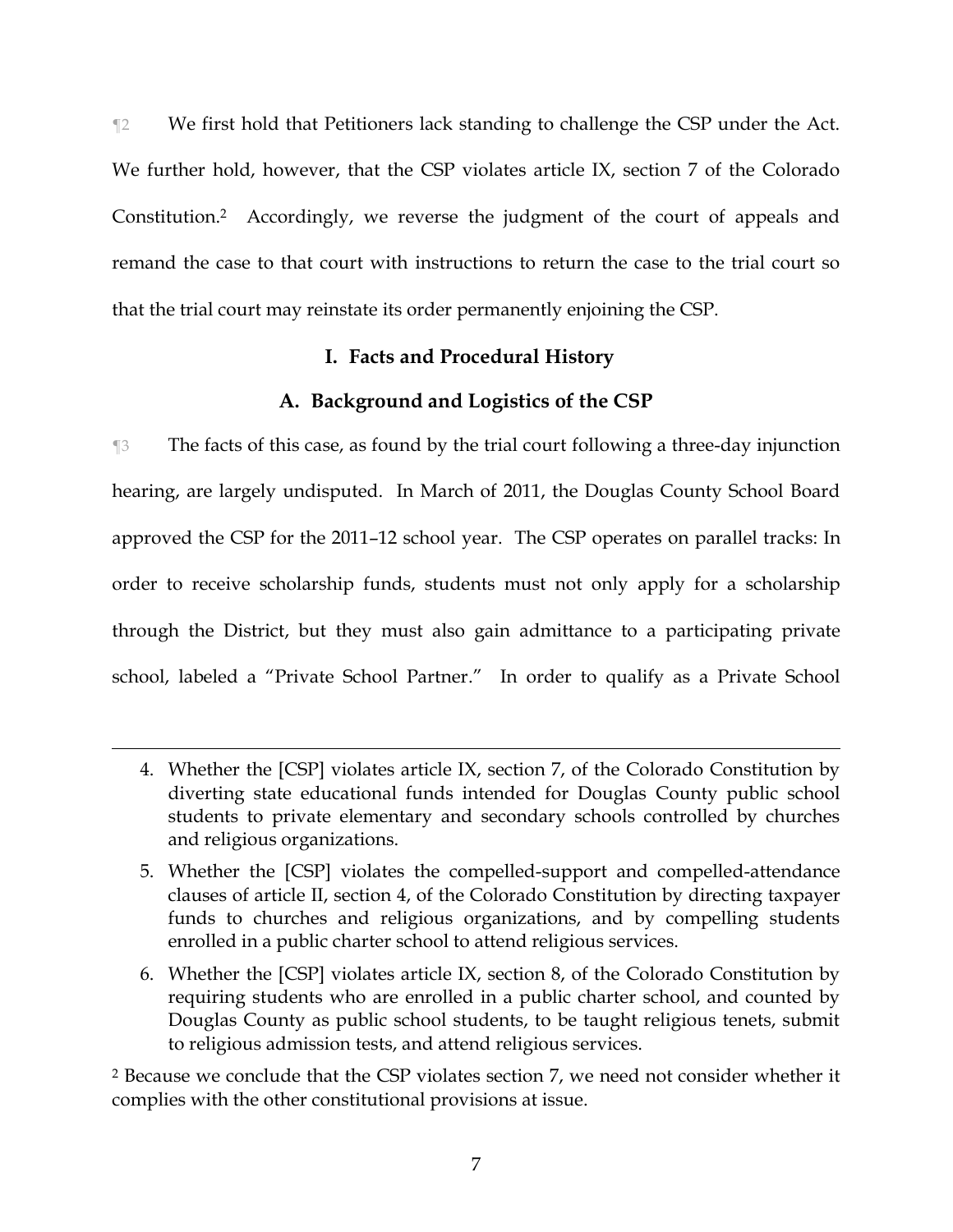¶2 We first hold that Petitioners lack standing to challenge the CSP under the Act. We further hold, however, that the CSP violates article IX, section 7 of the Colorado Constitution.[2] Accordingly, we reverse the judgment of the court of appeals and remand the case to that court with instructions to return the case to the trial court so that the trial court may reinstate its order permanently enjoining the CSP.

## I. Facts and Procedural History

### A. Background and Logistics of the CSP

¶3 The facts of this case, as found by the trial court following a three-day injunction hearing, are largely undisputed. In March of 2011, the Douglas County School Board approved the CSP for the 2011–12 school year. The CSP operates on parallel tracks: In order to receive scholarship funds, students must not only apply for a scholarship through the District, but they must also gain admittance to a participating private school, labeled a "Private School Partner." In order to qualify as a Private School

---

4. Whether the [CSP] violates article IX, section 7, of the Colorado Constitution by diverting state educational funds intended for Douglas County public school students to private elementary and secondary schools controlled by churches and religious organizations.

5. Whether the [CSP] violates the compelled-support and compelled-attendance clauses of article II, section 4, of the Colorado Constitution by directing taxpayer funds to churches and religious organizations, and by compelling students enrolled in a public charter school to attend religious services.

6. Whether the [CSP] violates article IX, section 8, of the Colorado Constitution by requiring students who are enrolled in a public charter school, and counted by Douglas County as public school students, to be taught religious tenets, submit to religious admission tests, and attend religious services.

[2] Because we conclude that the CSP violates section 7, we need not consider whether it complies with the other constitutional provisions at issue.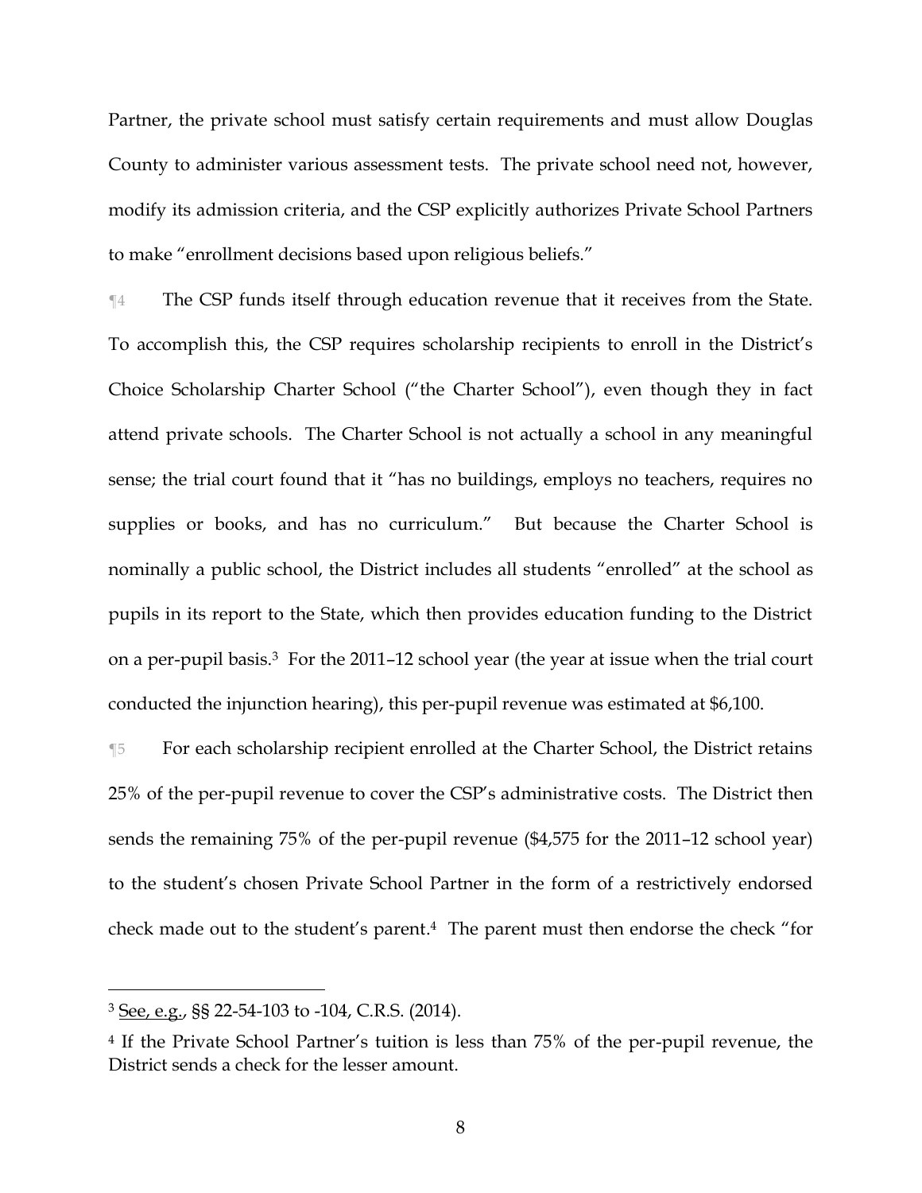Partner, the private school must satisfy certain requirements and must allow Douglas County to administer various assessment tests. The private school need not, however, modify its admission criteria, and the CSP explicitly authorizes Private School Partners to make "enrollment decisions based upon religious beliefs."

¶4 The CSP funds itself through education revenue that it receives from the State. To accomplish this, the CSP requires scholarship recipients to enroll in the District's Choice Scholarship Charter School ("the Charter School"), even though they in fact attend private schools. The Charter School is not actually a school in any meaningful sense; the trial court found that it "has no buildings, employs no teachers, requires no supplies or books, and has no curriculum." But because the Charter School is nominally a public school, the District includes all students "enrolled" at the school as pupils in its report to the State, which then provides education funding to the District on a per-pupil basis.[3] For the 2011–12 school year (the year at issue when the trial court conducted the injunction hearing), this per-pupil revenue was estimated at $6,100.

¶5 For each scholarship recipient enrolled at the Charter School, the District retains 25% of the per-pupil revenue to cover the CSP's administrative costs. The District then sends the remaining 75% of the per-pupil revenue ($4,575 for the 2011–12 school year) to the student's chosen Private School Partner in the form of a restrictively endorsed check made out to the student's parent.[4] The parent must then endorse the check "for

---

[3] See, e.g., §§ 22-54-103 to -104, C.R.S. (2014).

[4] If the Private School Partner's tuition is less than 75% of the per-pupil revenue, the District sends a check for the lesser amount.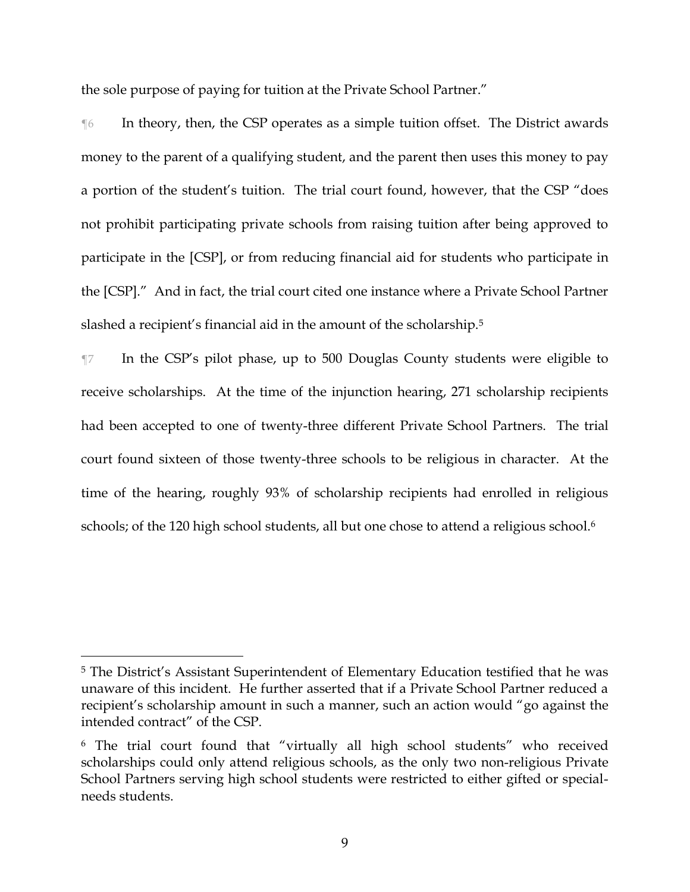the sole purpose of paying for tuition at the Private School Partner."

¶6 In theory, then, the CSP operates as a simple tuition offset. The District awards money to the parent of a qualifying student, and the parent then uses this money to pay a portion of the student's tuition. The trial court found, however, that the CSP "does not prohibit participating private schools from raising tuition after being approved to participate in the [CSP], or from reducing financial aid for students who participate in the [CSP]." And in fact, the trial court cited one instance where a Private School Partner slashed a recipient's financial aid in the amount of the scholarship.[5]

¶7 In the CSP's pilot phase, up to 500 Douglas County students were eligible to receive scholarships. At the time of the injunction hearing, 271 scholarship recipients had been accepted to one of twenty-three different Private School Partners. The trial court found sixteen of those twenty-three schools to be religious in character. At the time of the hearing, roughly 93% of scholarship recipients had enrolled in religious schools; of the 120 high school students, all but one chose to attend a religious school.[6]

---

[5] The District's Assistant Superintendent of Elementary Education testified that he was unaware of this incident. He further asserted that if a Private School Partner reduced a recipient's scholarship amount in such a manner, such an action would "go against the intended contract" of the CSP.

[6] The trial court found that "virtually all high school students" who received scholarships could only attend religious schools, as the only two non-religious Private School Partners serving high school students were restricted to either gifted or special-needs students.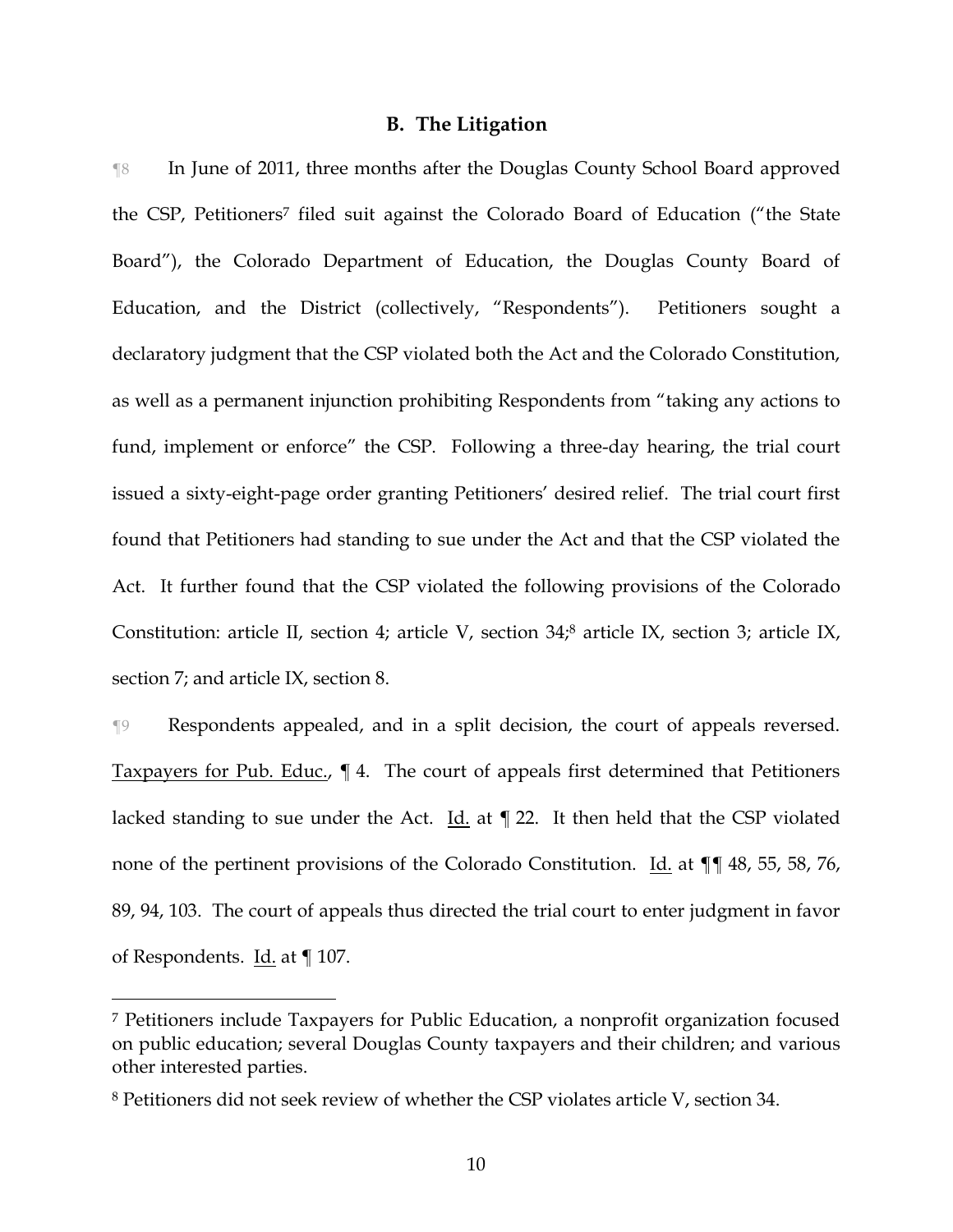### B. The Litigation

¶8 In June of 2011, three months after the Douglas County School Board approved the CSP, Petitioners[7] filed suit against the Colorado Board of Education ("the State Board"), the Colorado Department of Education, the Douglas County Board of Education, and the District (collectively, "Respondents"). Petitioners sought a declaratory judgment that the CSP violated both the Act and the Colorado Constitution, as well as a permanent injunction prohibiting Respondents from "taking any actions to fund, implement or enforce" the CSP. Following a three-day hearing, the trial court issued a sixty-eight-page order granting Petitioners' desired relief. The trial court first found that Petitioners had standing to sue under the Act and that the CSP violated the Act. It further found that the CSP violated the following provisions of the Colorado Constitution: article II, section 4; article V, section 34;[8] article IX, section 3; article IX, section 7; and article IX, section 8.

¶9 Respondents appealed, and in a split decision, the court of appeals reversed. Taxpayers for Pub. Educ., ¶ 4. The court of appeals first determined that Petitioners lacked standing to sue under the Act. Id. at ¶ 22. It then held that the CSP violated none of the pertinent provisions of the Colorado Constitution. Id. at ¶¶ 48, 55, 58, 76, 89, 94, 103. The court of appeals thus directed the trial court to enter judgment in favor of Respondents. Id. at ¶ 107.

---

[7] Petitioners include Taxpayers for Public Education, a nonprofit organization focused on public education; several Douglas County taxpayers and their children; and various other interested parties.

[8] Petitioners did not seek review of whether the CSP violates article V, section 34.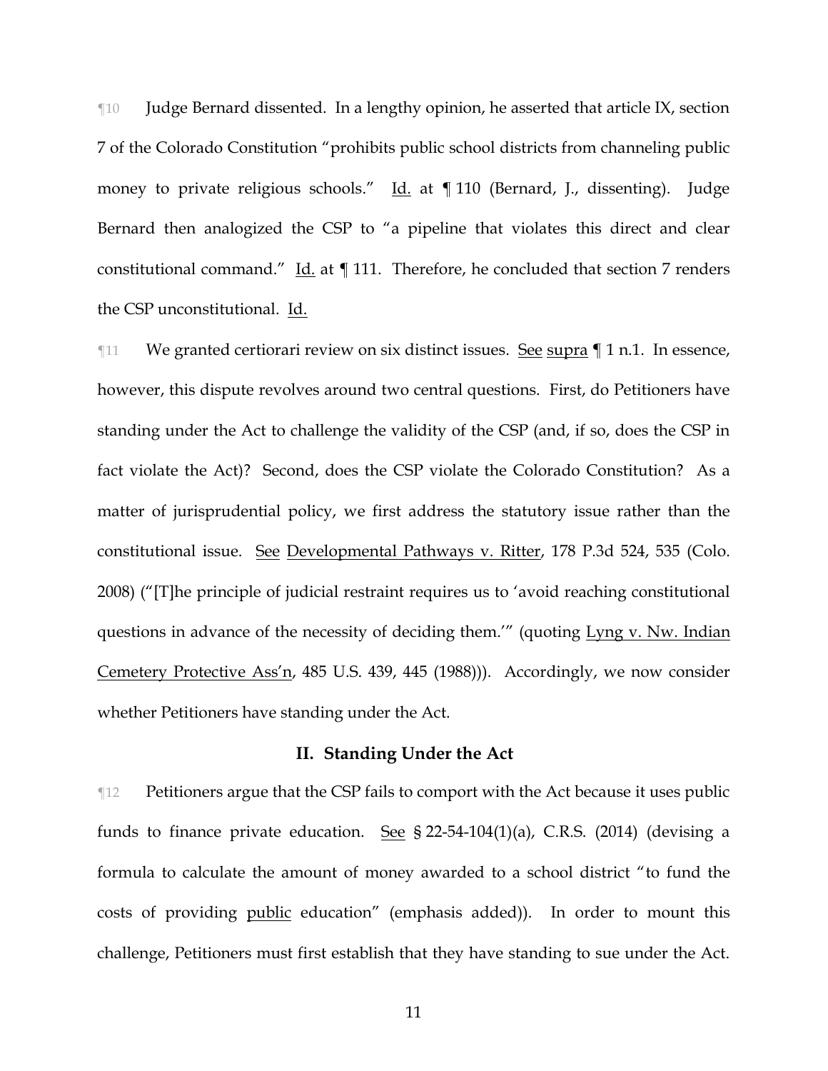¶10 Judge Bernard dissented. In a lengthy opinion, he asserted that article IX, section 7 of the Colorado Constitution "prohibits public school districts from channeling public money to private religious schools." Id. at ¶ 110 (Bernard, J., dissenting). Judge Bernard then analogized the CSP to "a pipeline that violates this direct and clear constitutional command." Id. at ¶ 111. Therefore, he concluded that section 7 renders the CSP unconstitutional. Id.

¶11 We granted certiorari review on six distinct issues. See supra ¶ 1 n.1. In essence, however, this dispute revolves around two central questions. First, do Petitioners have standing under the Act to challenge the validity of the CSP (and, if so, does the CSP in fact violate the Act)? Second, does the CSP violate the Colorado Constitution? As a matter of jurisprudential policy, we first address the statutory issue rather than the constitutional issue. See Developmental Pathways v. Ritter, 178 P.3d 524, 535 (Colo. 2008) ("[T]he principle of judicial restraint requires us to 'avoid reaching constitutional questions in advance of the necessity of deciding them.'" (quoting Lyng v. Nw. Indian Cemetery Protective Ass'n, 485 U.S. 439, 445 (1988))). Accordingly, we now consider whether Petitioners have standing under the Act.

## II. Standing Under the Act

¶12 Petitioners argue that the CSP fails to comport with the Act because it uses public funds to finance private education. See § 22-54-104(1)(a), C.R.S. (2014) (devising a formula to calculate the amount of money awarded to a school district "to fund the costs of providing public education" (emphasis added)). In order to mount this challenge, Petitioners must first establish that they have standing to sue under the Act.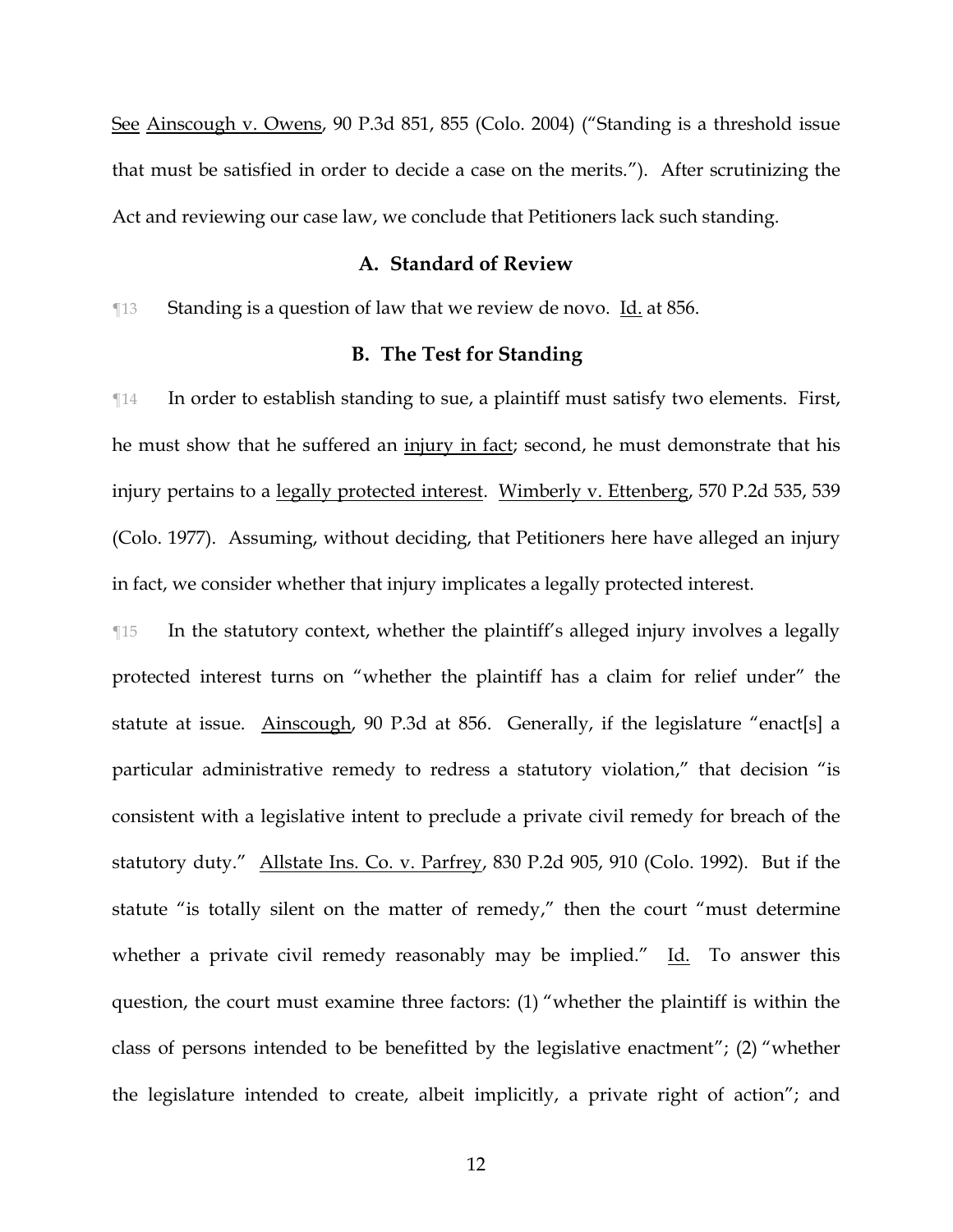See Ainscough v. Owens, 90 P.3d 851, 855 (Colo. 2004) ("Standing is a threshold issue that must be satisfied in order to decide a case on the merits."). After scrutinizing the Act and reviewing our case law, we conclude that Petitioners lack such standing.

### A. Standard of Review

¶13 Standing is a question of law that we review de novo. Id. at 856.

### B. The Test for Standing

¶14 In order to establish standing to sue, a plaintiff must satisfy two elements. First, he must show that he suffered an injury in fact; second, he must demonstrate that his injury pertains to a legally protected interest. Wimberly v. Ettenberg, 570 P.2d 535, 539 (Colo. 1977). Assuming, without deciding, that Petitioners here have alleged an injury in fact, we consider whether that injury implicates a legally protected interest.

¶15 In the statutory context, whether the plaintiff's alleged injury involves a legally protected interest turns on "whether the plaintiff has a claim for relief under" the statute at issue. Ainscough, 90 P.3d at 856. Generally, if the legislature "enact[s] a particular administrative remedy to redress a statutory violation," that decision "is consistent with a legislative intent to preclude a private civil remedy for breach of the statutory duty." Allstate Ins. Co. v. Parfrey, 830 P.2d 905, 910 (Colo. 1992). But if the statute "is totally silent on the matter of remedy," then the court "must determine whether a private civil remedy reasonably may be implied." Id. To answer this question, the court must examine three factors: (1) "whether the plaintiff is within the class of persons intended to be benefitted by the legislative enactment"; (2) "whether the legislature intended to create, albeit implicitly, a private right of action"; and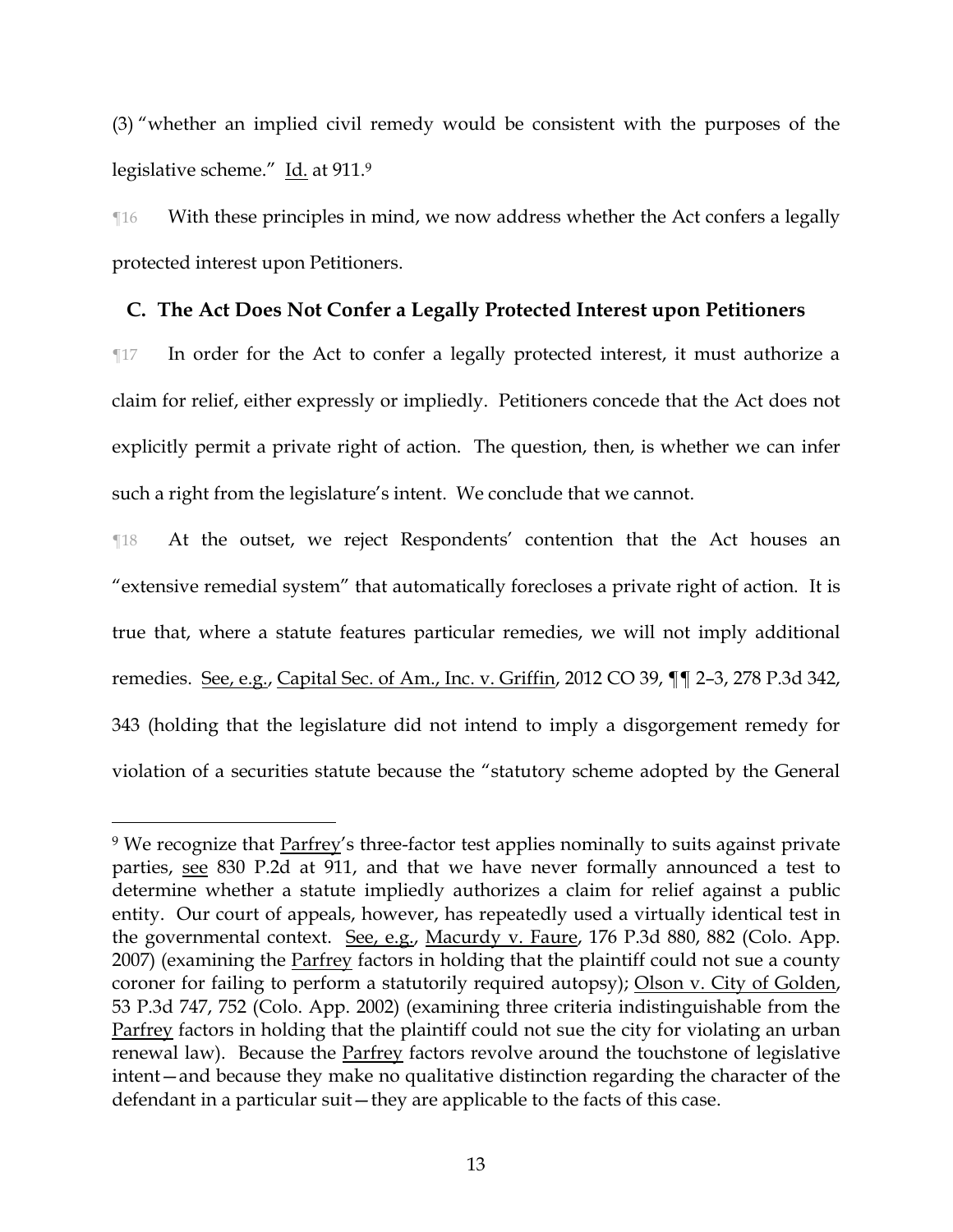(3) "whether an implied civil remedy would be consistent with the purposes of the legislative scheme." Id. at 911.[9]

¶16 With these principles in mind, we now address whether the Act confers a legally protected interest upon Petitioners.

### C. The Act Does Not Confer a Legally Protected Interest upon Petitioners

¶17 In order for the Act to confer a legally protected interest, it must authorize a claim for relief, either expressly or impliedly. Petitioners concede that the Act does not explicitly permit a private right of action. The question, then, is whether we can infer such a right from the legislature's intent. We conclude that we cannot.

¶18 At the outset, we reject Respondents' contention that the Act houses an "extensive remedial system" that automatically forecloses a private right of action. It is true that, where a statute features particular remedies, we will not imply additional remedies. See, e.g., Capital Sec. of Am., Inc. v. Griffin, 2012 CO 39, ¶¶ 2–3, 278 P.3d 342, 343 (holding that the legislature did not intend to imply a disgorgement remedy for violation of a securities statute because the "statutory scheme adopted by the General

---

[9] We recognize that Parfrey's three-factor test applies nominally to suits against private parties, see 830 P.2d at 911, and that we have never formally announced a test to determine whether a statute impliedly authorizes a claim for relief against a public entity. Our court of appeals, however, has repeatedly used a virtually identical test in the governmental context. See, e.g., Macurdy v. Faure, 176 P.3d 880, 882 (Colo. App. 2007) (examining the Parfrey factors in holding that the plaintiff could not sue a county coroner for failing to perform a statutorily required autopsy); Olson v. City of Golden, 53 P.3d 747, 752 (Colo. App. 2002) (examining three criteria indistinguishable from the Parfrey factors in holding that the plaintiff could not sue the city for violating an urban renewal law). Because the Parfrey factors revolve around the touchstone of legislative intent—and because they make no qualitative distinction regarding the character of the defendant in a particular suit—they are applicable to the facts of this case.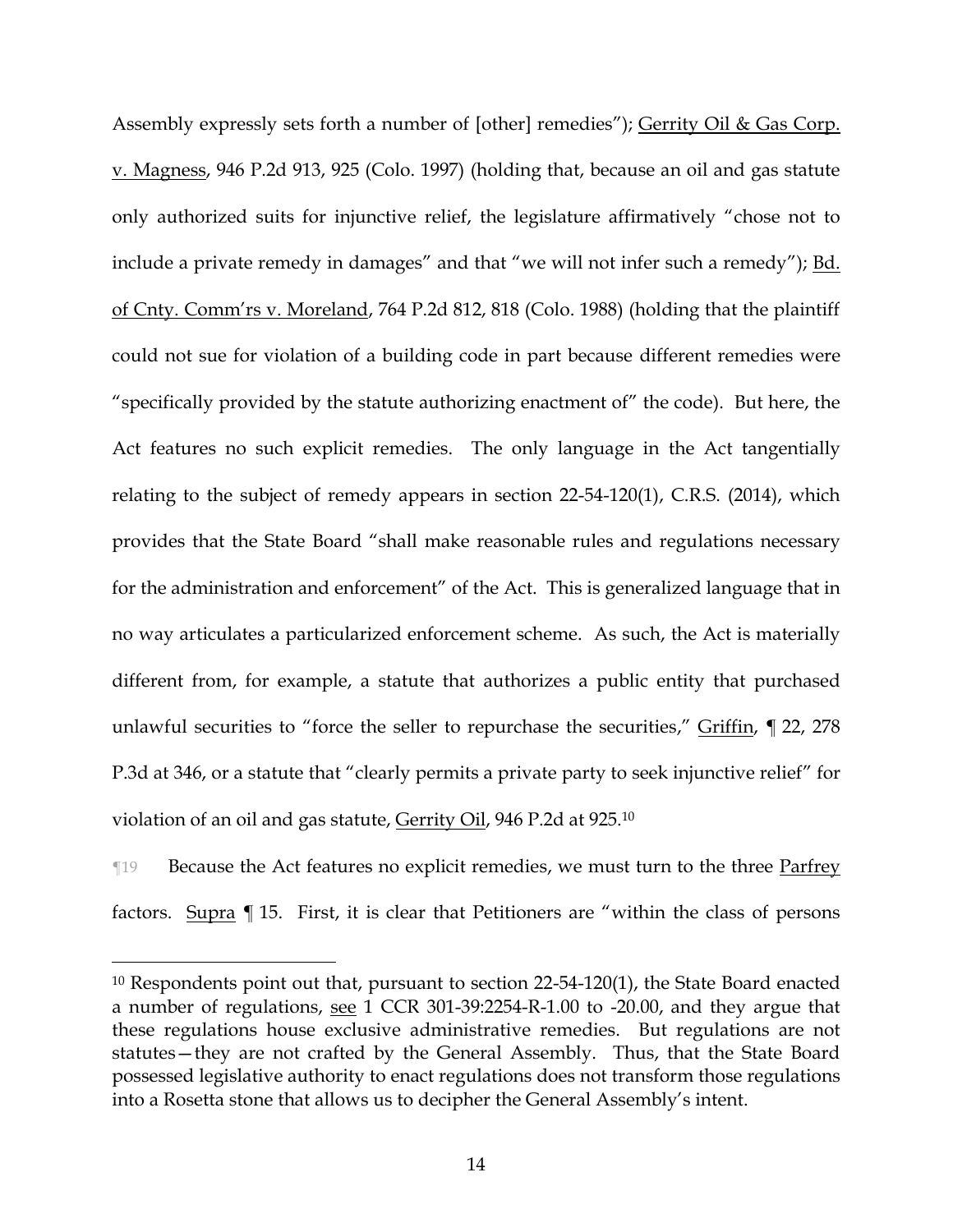Assembly expressly sets forth a number of [other] remedies"); Gerrity Oil & Gas Corp. v. Magness, 946 P.2d 913, 925 (Colo. 1997) (holding that, because an oil and gas statute only authorized suits for injunctive relief, the legislature affirmatively "chose not to include a private remedy in damages" and that "we will not infer such a remedy"); Bd. of Cnty. Comm'rs v. Moreland, 764 P.2d 812, 818 (Colo. 1988) (holding that the plaintiff could not sue for violation of a building code in part because different remedies were "specifically provided by the statute authorizing enactment of" the code). But here, the Act features no such explicit remedies. The only language in the Act tangentially relating to the subject of remedy appears in section 22-54-120(1), C.R.S. (2014), which provides that the State Board "shall make reasonable rules and regulations necessary for the administration and enforcement" of the Act. This is generalized language that in no way articulates a particularized enforcement scheme. As such, the Act is materially different from, for example, a statute that authorizes a public entity that purchased unlawful securities to "force the seller to repurchase the securities," Griffin, ¶ 22, 278 P.3d at 346, or a statute that "clearly permits a private party to seek injunctive relief" for violation of an oil and gas statute, Gerrity Oil, 946 P.2d at 925.[10]

¶19 Because the Act features no explicit remedies, we must turn to the three Parfrey factors. Supra ¶ 15. First, it is clear that Petitioners are "within the class of persons

[10] Respondents point out that, pursuant to section 22-54-120(1), the State Board enacted a number of regulations, see 1 CCR 301-39:2254-R-1.00 to -20.00, and they argue that these regulations house exclusive administrative remedies. But regulations are not statutes—they are not crafted by the General Assembly. Thus, that the State Board possessed legislative authority to enact regulations does not transform those regulations into a Rosetta stone that allows us to decipher the General Assembly's intent.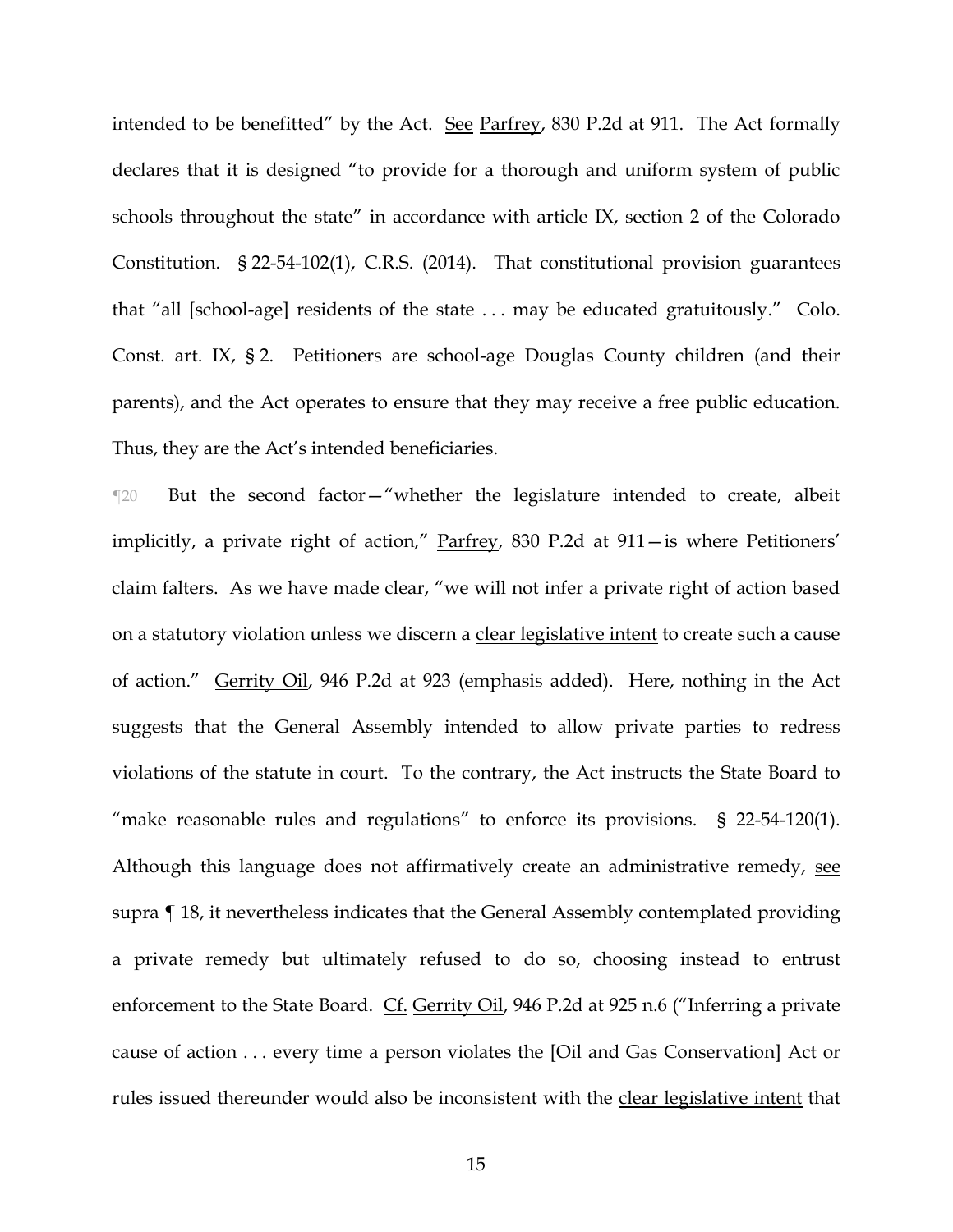intended to be benefitted" by the Act. See Parfrey, 830 P.2d at 911. The Act formally declares that it is designed "to provide for a thorough and uniform system of public schools throughout the state" in accordance with article IX, section 2 of the Colorado Constitution. § 22-54-102(1), C.R.S. (2014). That constitutional provision guarantees that "all [school-age] residents of the state . . . may be educated gratuitously." Colo. Const. art. IX, § 2. Petitioners are school-age Douglas County children (and their parents), and the Act operates to ensure that they may receive a free public education. Thus, they are the Act's intended beneficiaries.

¶20 But the second factor—"whether the legislature intended to create, albeit implicitly, a private right of action," Parfrey, 830 P.2d at 911—is where Petitioners' claim falters. As we have made clear, "we will not infer a private right of action based on a statutory violation unless we discern a clear legislative intent to create such a cause of action." Gerrity Oil, 946 P.2d at 923 (emphasis added). Here, nothing in the Act suggests that the General Assembly intended to allow private parties to redress violations of the statute in court. To the contrary, the Act instructs the State Board to "make reasonable rules and regulations" to enforce its provisions. § 22-54-120(1). Although this language does not affirmatively create an administrative remedy, see supra ¶ 18, it nevertheless indicates that the General Assembly contemplated providing a private remedy but ultimately refused to do so, choosing instead to entrust enforcement to the State Board. Cf. Gerrity Oil, 946 P.2d at 925 n.6 ("Inferring a private cause of action . . . every time a person violates the [Oil and Gas Conservation] Act or rules issued thereunder would also be inconsistent with the clear legislative intent that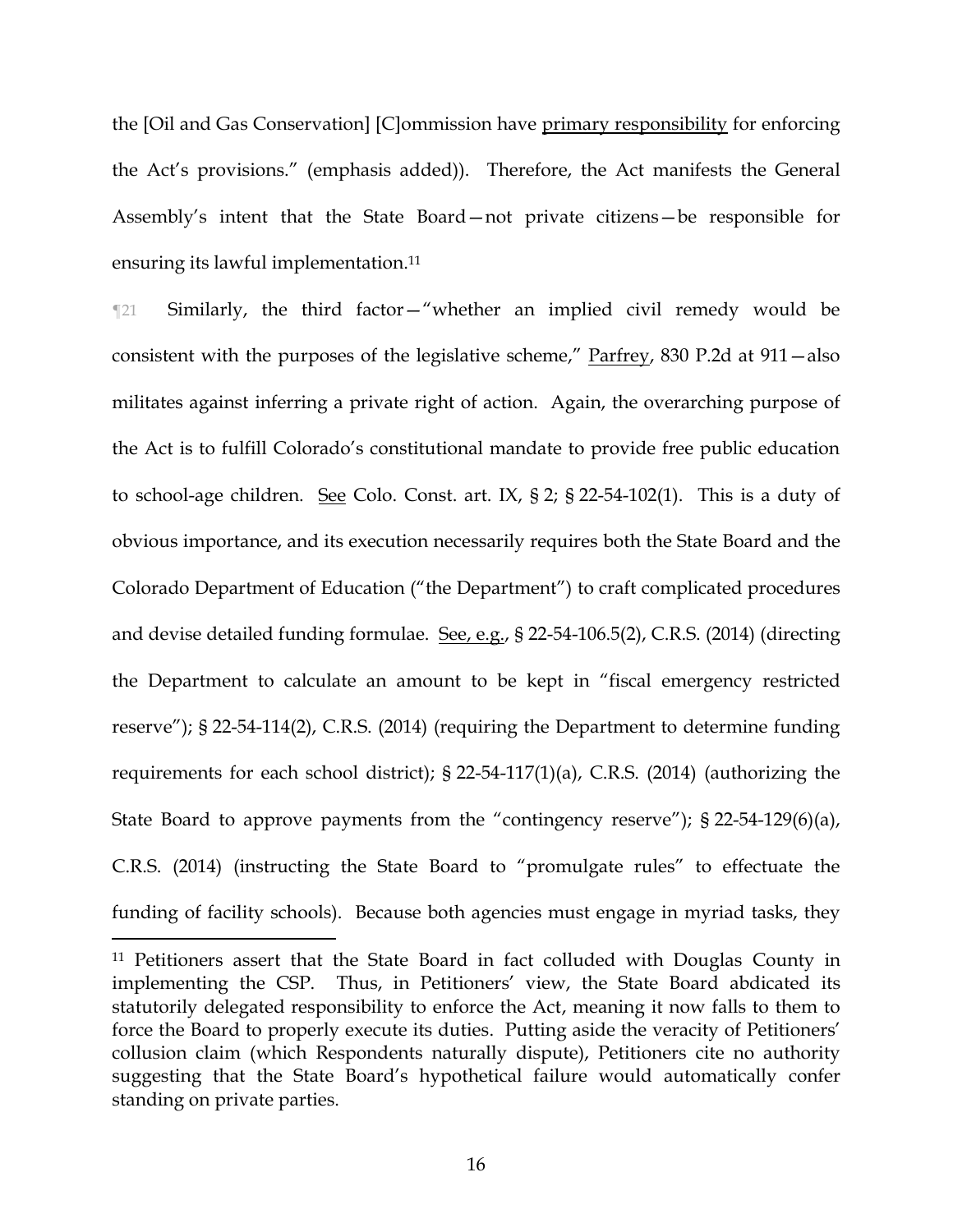the [Oil and Gas Conservation] [C]ommission have primary responsibility for enforcing the Act's provisions." (emphasis added)). Therefore, the Act manifests the General Assembly's intent that the State Board—not private citizens—be responsible for ensuring its lawful implementation.[11]

¶21 Similarly, the third factor—"whether an implied civil remedy would be consistent with the purposes of the legislative scheme," Parfrey, 830 P.2d at 911—also militates against inferring a private right of action. Again, the overarching purpose of the Act is to fulfill Colorado's constitutional mandate to provide free public education to school-age children. See Colo. Const. art. IX, § 2; § 22-54-102(1). This is a duty of obvious importance, and its execution necessarily requires both the State Board and the Colorado Department of Education ("the Department") to craft complicated procedures and devise detailed funding formulae. See, e.g., § 22-54-106.5(2), C.R.S. (2014) (directing the Department to calculate an amount to be kept in "fiscal emergency restricted reserve"); § 22-54-114(2), C.R.S. (2014) (requiring the Department to determine funding requirements for each school district); § 22-54-117(1)(a), C.R.S. (2014) (authorizing the State Board to approve payments from the "contingency reserve"); § 22-54-129(6)(a), C.R.S. (2014) (instructing the State Board to "promulgate rules" to effectuate the funding of facility schools). Because both agencies must engage in myriad tasks, they

[11] Petitioners assert that the State Board in fact colluded with Douglas County in implementing the CSP. Thus, in Petitioners' view, the State Board abdicated its statutorily delegated responsibility to enforce the Act, meaning it now falls to them to force the Board to properly execute its duties. Putting aside the veracity of Petitioners' collusion claim (which Respondents naturally dispute), Petitioners cite no authority suggesting that the State Board's hypothetical failure would automatically confer standing on private parties.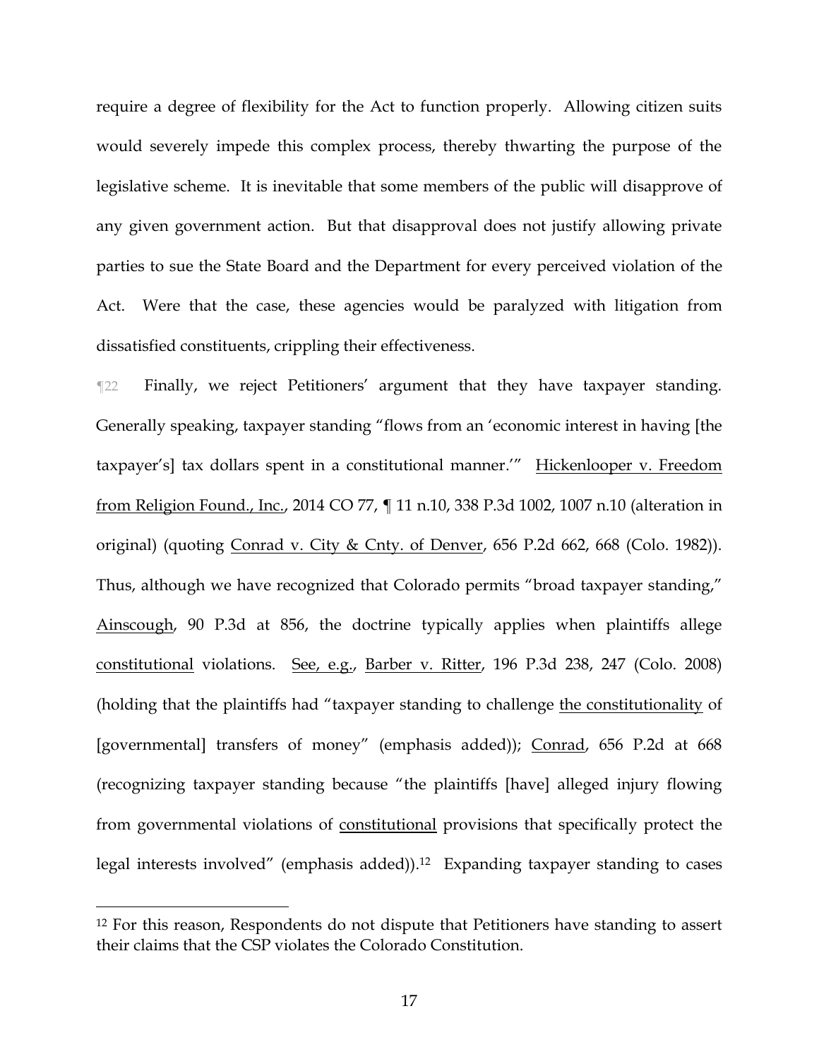require a degree of flexibility for the Act to function properly. Allowing citizen suits would severely impede this complex process, thereby thwarting the purpose of the legislative scheme. It is inevitable that some members of the public will disapprove of any given government action. But that disapproval does not justify allowing private parties to sue the State Board and the Department for every perceived violation of the Act. Were that the case, these agencies would be paralyzed with litigation from dissatisfied constituents, crippling their effectiveness.

¶22 Finally, we reject Petitioners' argument that they have taxpayer standing. Generally speaking, taxpayer standing "flows from an 'economic interest in having [the taxpayer's] tax dollars spent in a constitutional manner.'" Hickenlooper v. Freedom from Religion Found., Inc., 2014 CO 77, ¶ 11 n.10, 338 P.3d 1002, 1007 n.10 (alteration in original) (quoting Conrad v. City & Cnty. of Denver, 656 P.2d 662, 668 (Colo. 1982)). Thus, although we have recognized that Colorado permits "broad taxpayer standing," Ainscough, 90 P.3d at 856, the doctrine typically applies when plaintiffs allege constitutional violations. See, e.g., Barber v. Ritter, 196 P.3d 238, 247 (Colo. 2008) (holding that the plaintiffs had "taxpayer standing to challenge the constitutionality of [governmental] transfers of money" (emphasis added)); Conrad, 656 P.2d at 668 (recognizing taxpayer standing because "the plaintiffs [have] alleged injury flowing from governmental violations of constitutional provisions that specifically protect the legal interests involved" (emphasis added)).[12] Expanding taxpayer standing to cases

[12] For this reason, Respondents do not dispute that Petitioners have standing to assert their claims that the CSP violates the Colorado Constitution.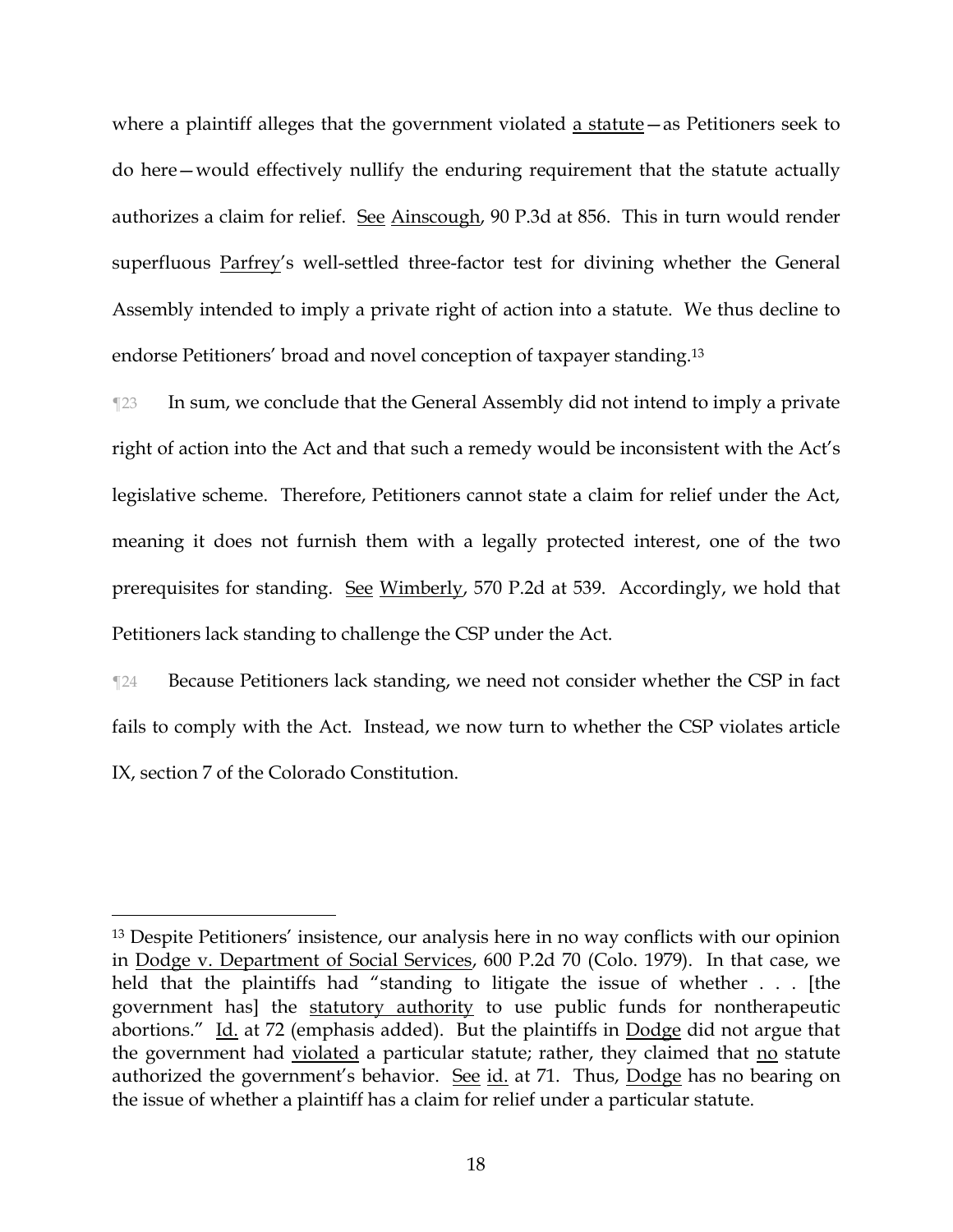where a plaintiff alleges that the government violated a statute—as Petitioners seek to do here—would effectively nullify the enduring requirement that the statute actually authorizes a claim for relief. See Ainscough, 90 P.3d at 856. This in turn would render superfluous Parfrey's well-settled three-factor test for divining whether the General Assembly intended to imply a private right of action into a statute. We thus decline to endorse Petitioners' broad and novel conception of taxpayer standing.[13]

¶23 In sum, we conclude that the General Assembly did not intend to imply a private right of action into the Act and that such a remedy would be inconsistent with the Act's legislative scheme. Therefore, Petitioners cannot state a claim for relief under the Act, meaning it does not furnish them with a legally protected interest, one of the two prerequisites for standing. See Wimberly, 570 P.2d at 539. Accordingly, we hold that Petitioners lack standing to challenge the CSP under the Act.

¶24 Because Petitioners lack standing, we need not consider whether the CSP in fact fails to comply with the Act. Instead, we now turn to whether the CSP violates article IX, section 7 of the Colorado Constitution.

---

[13] Despite Petitioners' insistence, our analysis here in no way conflicts with our opinion in Dodge v. Department of Social Services, 600 P.2d 70 (Colo. 1979). In that case, we held that the plaintiffs had "standing to litigate the issue of whether . . . [the government has] the statutory authority to use public funds for nontherapeutic abortions." Id. at 72 (emphasis added). But the plaintiffs in Dodge did not argue that the government had violated a particular statute; rather, they claimed that no statute authorized the government's behavior. See id. at 71. Thus, Dodge has no bearing on the issue of whether a plaintiff has a claim for relief under a particular statute.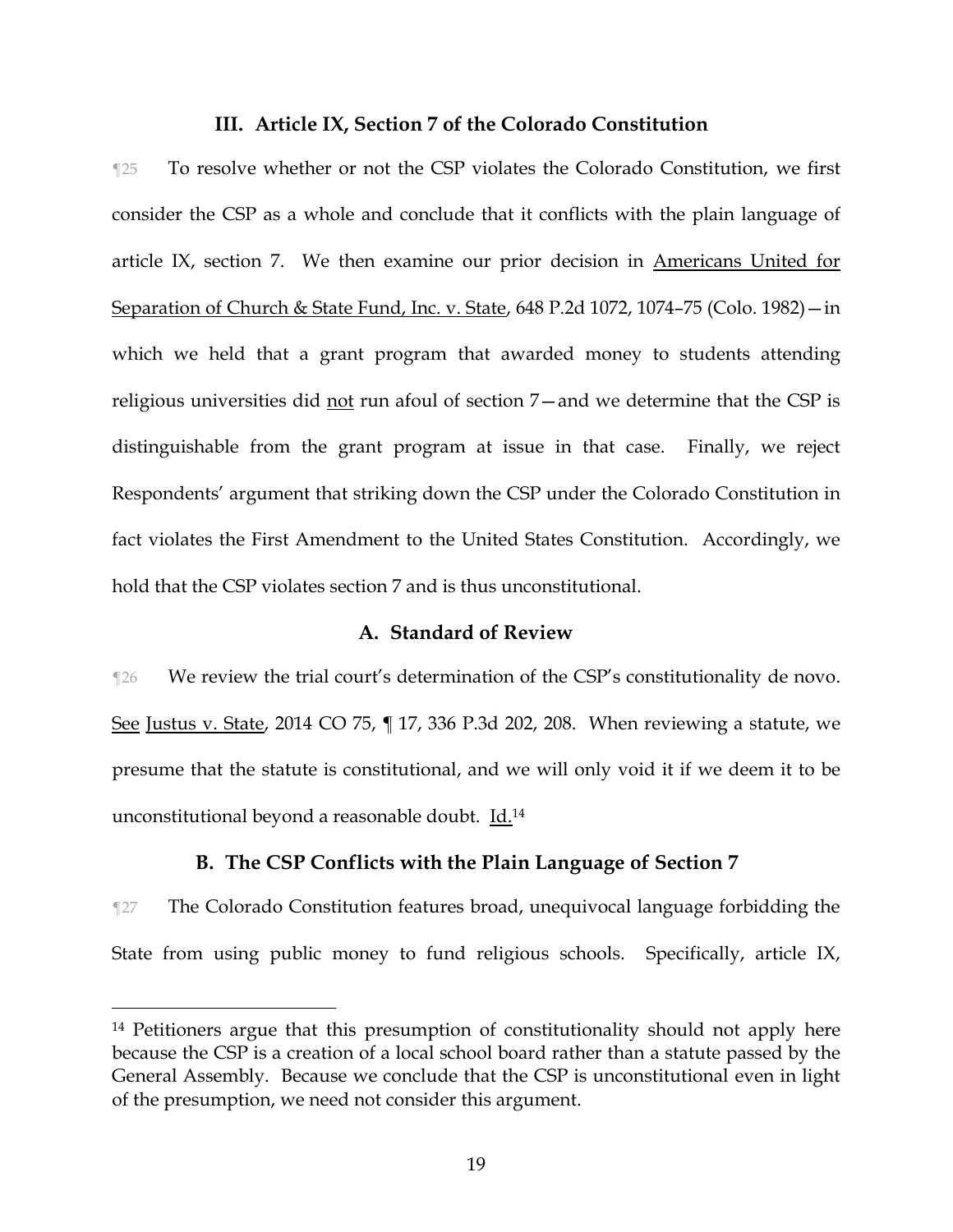## III. Article IX, Section 7 of the Colorado Constitution

¶25 To resolve whether or not the CSP violates the Colorado Constitution, we first consider the CSP as a whole and conclude that it conflicts with the plain language of article IX, section 7. We then examine our prior decision in Americans United for Separation of Church & State Fund, Inc. v. State, 648 P.2d 1072, 1074–75 (Colo. 1982)—in which we held that a grant program that awarded money to students attending religious universities did not run afoul of section 7—and we determine that the CSP is distinguishable from the grant program at issue in that case. Finally, we reject Respondents' argument that striking down the CSP under the Colorado Constitution in fact violates the First Amendment to the United States Constitution. Accordingly, we hold that the CSP violates section 7 and is thus unconstitutional.

### A. Standard of Review

¶26 We review the trial court's determination of the CSP's constitutionality de novo. See Justus v. State, 2014 CO 75, ¶ 17, 336 P.3d 202, 208. When reviewing a statute, we presume that the statute is constitutional, and we will only void it if we deem it to be unconstitutional beyond a reasonable doubt. Id.[14]

### B. The CSP Conflicts with the Plain Language of Section 7

¶27 The Colorado Constitution features broad, unequivocal language forbidding the State from using public money to fund religious schools. Specifically, article IX,

---

[14] Petitioners argue that this presumption of constitutionality should not apply here because the CSP is a creation of a local school board rather than a statute passed by the General Assembly. Because we conclude that the CSP is unconstitutional even in light of the presumption, we need not consider this argument.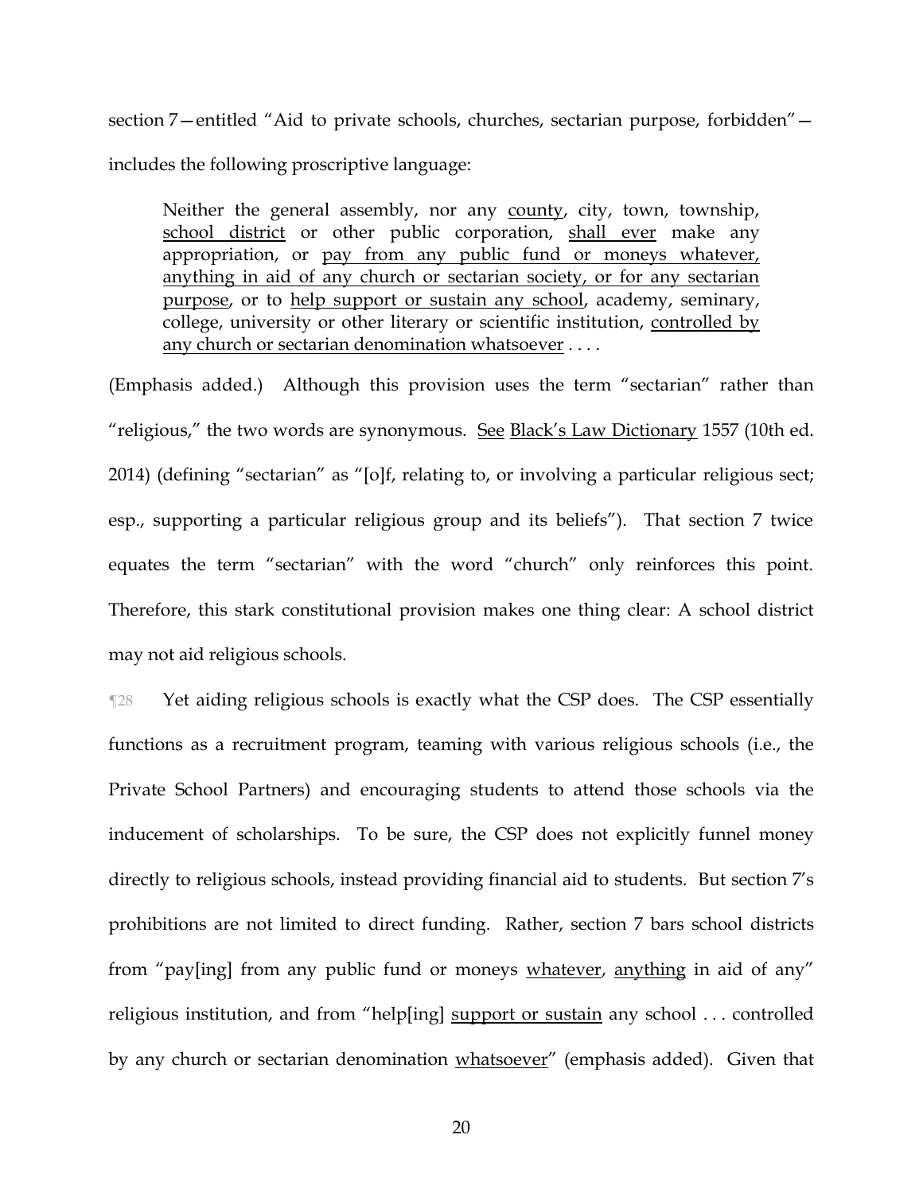section 7—entitled "Aid to private schools, churches, sectarian purpose, forbidden"—includes the following proscriptive language:

> Neither the general assembly, nor any <u>county</u>, city, town, township, <u>school district</u> or other public corporation, <u>shall ever</u> make any appropriation, or <u>pay from any public fund or moneys whatever, anything in aid of any church or sectarian society, or for any sectarian purpose</u>, or to <u>help support or sustain any school</u>, academy, seminary, college, university or other literary or scientific institution, <u>controlled by any church or sectarian denomination whatsoever</u> . . . .

(Emphasis added.) Although this provision uses the term "sectarian" rather than "religious," the two words are synonymous. <u>See</u> <u>Black's Law Dictionary</u> 1557 (10th ed. 2014) (defining "sectarian" as "[o]f, relating to, or involving a particular religious sect; esp., supporting a particular religious group and its beliefs"). That section 7 twice equates the term "sectarian" with the word "church" only reinforces this point. Therefore, this stark constitutional provision makes one thing clear: A school district may not aid religious schools.

¶28 Yet aiding religious schools is exactly what the CSP does. The CSP essentially functions as a recruitment program, teaming with various religious schools (i.e., the Private School Partners) and encouraging students to attend those schools via the inducement of scholarships. To be sure, the CSP does not explicitly funnel money directly to religious schools, instead providing financial aid to students. But section 7's prohibitions are not limited to direct funding. Rather, section 7 bars school districts from "pay[ing] from any public fund or moneys <u>whatever</u>, <u>anything</u> in aid of any" religious institution, and from "help[ing] <u>support or sustain</u> any school . . . controlled by any church or sectarian denomination <u>whatsoever</u>" (emphasis added). Given that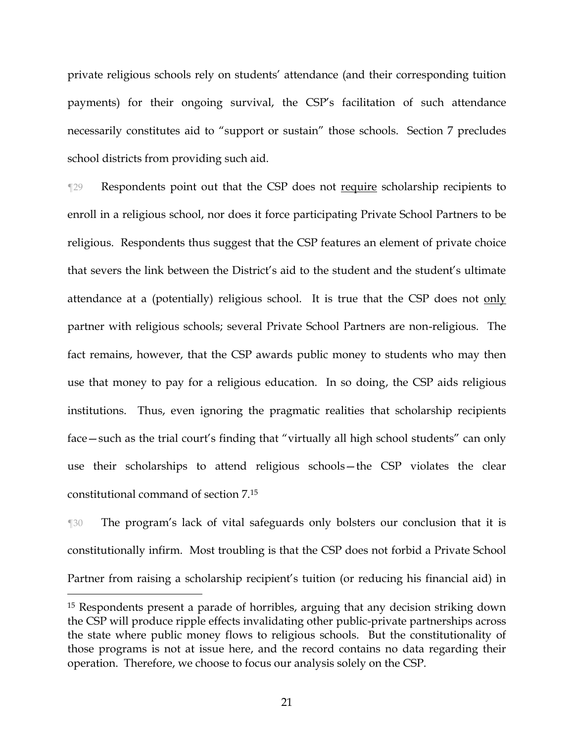private religious schools rely on students' attendance (and their corresponding tuition payments) for their ongoing survival, the CSP's facilitation of such attendance necessarily constitutes aid to "support or sustain" those schools. Section 7 precludes school districts from providing such aid.

¶29 Respondents point out that the CSP does not <u>require</u> scholarship recipients to enroll in a religious school, nor does it force participating Private School Partners to be religious. Respondents thus suggest that the CSP features an element of private choice that severs the link between the District's aid to the student and the student's ultimate attendance at a (potentially) religious school. It is true that the CSP does not <u>only</u> partner with religious schools; several Private School Partners are non-religious. The fact remains, however, that the CSP awards public money to students who may then use that money to pay for a religious education. In so doing, the CSP aids religious institutions. Thus, even ignoring the pragmatic realities that scholarship recipients face—such as the trial court's finding that "virtually all high school students" can only use their scholarships to attend religious schools—the CSP violates the clear constitutional command of section 7.[15]

¶30 The program's lack of vital safeguards only bolsters our conclusion that it is constitutionally infirm. Most troubling is that the CSP does not forbid a Private School Partner from raising a scholarship recipient's tuition (or reducing his financial aid) in

---

[15] Respondents present a parade of horribles, arguing that any decision striking down the CSP will produce ripple effects invalidating other public-private partnerships across the state where public money flows to religious schools. But the constitutionality of those programs is not at issue here, and the record contains no data regarding their operation. Therefore, we choose to focus our analysis solely on the CSP.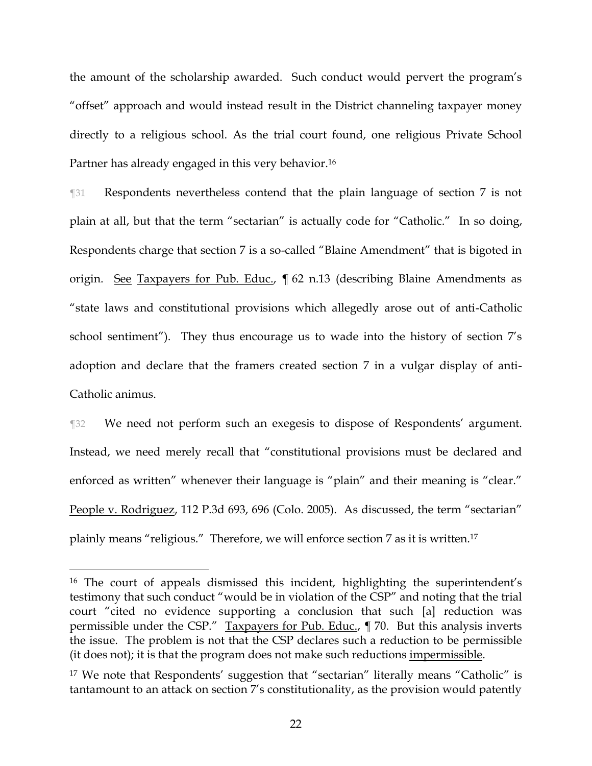the amount of the scholarship awarded. Such conduct would pervert the program's "offset" approach and would instead result in the District channeling taxpayer money directly to a religious school. As the trial court found, one religious Private School Partner has already engaged in this very behavior.[16]

¶31 Respondents nevertheless contend that the plain language of section 7 is not plain at all, but that the term "sectarian" is actually code for "Catholic." In so doing, Respondents charge that section 7 is a so-called "Blaine Amendment" that is bigoted in origin. See Taxpayers for Pub. Educ., ¶ 62 n.13 (describing Blaine Amendments as "state laws and constitutional provisions which allegedly arose out of anti-Catholic school sentiment"). They thus encourage us to wade into the history of section 7's adoption and declare that the framers created section 7 in a vulgar display of anti-Catholic animus.

¶32 We need not perform such an exegesis to dispose of Respondents' argument. Instead, we need merely recall that "constitutional provisions must be declared and enforced as written" whenever their language is "plain" and their meaning is "clear." People v. Rodriguez, 112 P.3d 693, 696 (Colo. 2005). As discussed, the term "sectarian" plainly means "religious." Therefore, we will enforce section 7 as it is written.[17]

---

[16] The court of appeals dismissed this incident, highlighting the superintendent's testimony that such conduct "would be in violation of the CSP" and noting that the trial court "cited no evidence supporting a conclusion that such [a] reduction was permissible under the CSP." Taxpayers for Pub. Educ., ¶ 70. But this analysis inverts the issue. The problem is not that the CSP declares such a reduction to be permissible (it does not); it is that the program does not make such reductions impermissible.

[17] We note that Respondents' suggestion that "sectarian" literally means "Catholic" is tantamount to an attack on section 7's constitutionality, as the provision would patently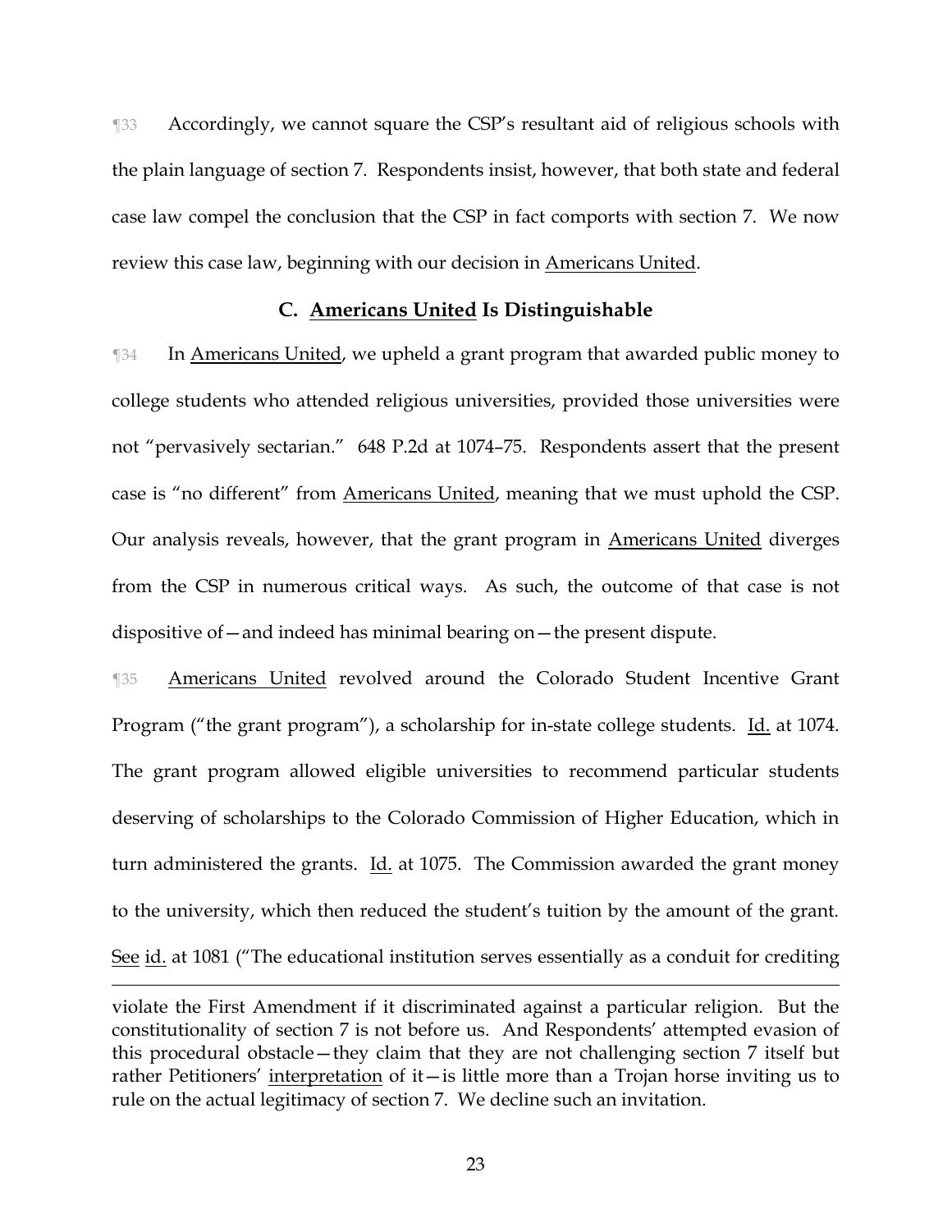¶33 Accordingly, we cannot square the CSP's resultant aid of religious schools with the plain language of section 7. Respondents insist, however, that both state and federal case law compel the conclusion that the CSP in fact comports with section 7. We now review this case law, beginning with our decision in Americans United.

### C. Americans United Is Distinguishable

¶34 In Americans United, we upheld a grant program that awarded public money to college students who attended religious universities, provided those universities were not "pervasively sectarian." 648 P.2d at 1074–75. Respondents assert that the present case is "no different" from Americans United, meaning that we must uphold the CSP. Our analysis reveals, however, that the grant program in Americans United diverges from the CSP in numerous critical ways. As such, the outcome of that case is not dispositive of—and indeed has minimal bearing on—the present dispute.

¶35 Americans United revolved around the Colorado Student Incentive Grant Program ("the grant program"), a scholarship for in-state college students. Id. at 1074. The grant program allowed eligible universities to recommend particular students deserving of scholarships to the Colorado Commission of Higher Education, which in turn administered the grants. Id. at 1075. The Commission awarded the grant money to the university, which then reduced the student's tuition by the amount of the grant. See id. at 1081 ("The educational institution serves essentially as a conduit for crediting

---

violate the First Amendment if it discriminated against a particular religion. But the constitutionality of section 7 is not before us. And Respondents' attempted evasion of this procedural obstacle—they claim that they are not challenging section 7 itself but rather Petitioners' interpretation of it—is little more than a Trojan horse inviting us to rule on the actual legitimacy of section 7. We decline such an invitation.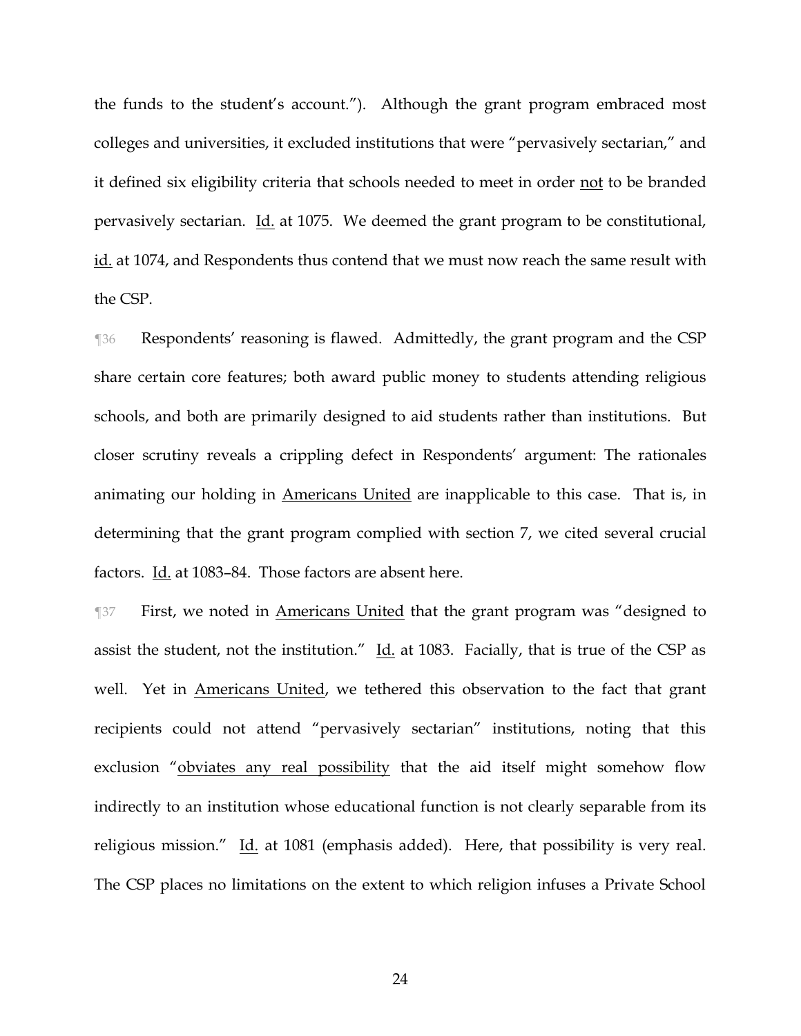the funds to the student's account."). Although the grant program embraced most colleges and universities, it excluded institutions that were "pervasively sectarian," and it defined six eligibility criteria that schools needed to meet in order <u>not</u> to be branded pervasively sectarian. <u>Id.</u> at 1075. We deemed the grant program to be constitutional, <u>id.</u> at 1074, and Respondents thus contend that we must now reach the same result with the CSP.

¶36 Respondents' reasoning is flawed. Admittedly, the grant program and the CSP share certain core features; both award public money to students attending religious schools, and both are primarily designed to aid students rather than institutions. But closer scrutiny reveals a crippling defect in Respondents' argument: The rationales animating our holding in <u>Americans United</u> are inapplicable to this case. That is, in determining that the grant program complied with section 7, we cited several crucial factors. <u>Id.</u> at 1083–84. Those factors are absent here.

¶37 First, we noted in <u>Americans United</u> that the grant program was "designed to assist the student, not the institution." <u>Id.</u> at 1083. Facially, that is true of the CSP as well. Yet in <u>Americans United</u>, we tethered this observation to the fact that grant recipients could not attend "pervasively sectarian" institutions, noting that this exclusion "<u>obviates any real possibility</u> that the aid itself might somehow flow indirectly to an institution whose educational function is not clearly separable from its religious mission." <u>Id.</u> at 1081 (emphasis added). Here, that possibility is very real. The CSP places no limitations on the extent to which religion infuses a Private School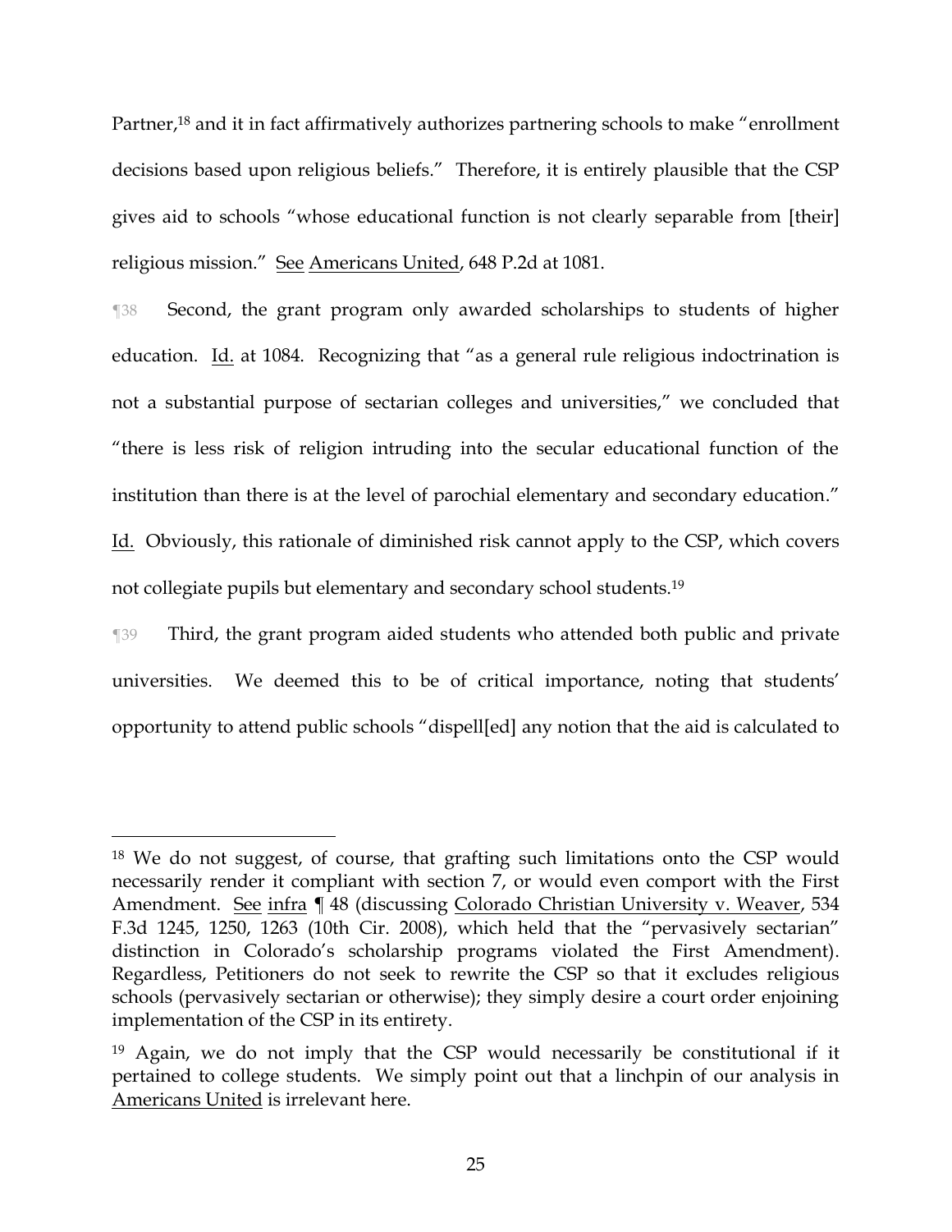Partner,[18] and it in fact affirmatively authorizes partnering schools to make "enrollment decisions based upon religious beliefs." Therefore, it is entirely plausible that the CSP gives aid to schools "whose educational function is not clearly separable from [their] religious mission." See Americans United, 648 P.2d at 1081.

¶38 Second, the grant program only awarded scholarships to students of higher education. Id. at 1084. Recognizing that "as a general rule religious indoctrination is not a substantial purpose of sectarian colleges and universities," we concluded that "there is less risk of religion intruding into the secular educational function of the institution than there is at the level of parochial elementary and secondary education." Id. Obviously, this rationale of diminished risk cannot apply to the CSP, which covers not collegiate pupils but elementary and secondary school students.[19]

¶39 Third, the grant program aided students who attended both public and private universities. We deemed this to be of critical importance, noting that students' opportunity to attend public schools "dispell[ed] any notion that the aid is calculated to

---

[18] We do not suggest, of course, that grafting such limitations onto the CSP would necessarily render it compliant with section 7, or would even comport with the First Amendment. See infra ¶ 48 (discussing Colorado Christian University v. Weaver, 534 F.3d 1245, 1250, 1263 (10th Cir. 2008), which held that the "pervasively sectarian" distinction in Colorado's scholarship programs violated the First Amendment). Regardless, Petitioners do not seek to rewrite the CSP so that it excludes religious schools (pervasively sectarian or otherwise); they simply desire a court order enjoining implementation of the CSP in its entirety.

[19] Again, we do not imply that the CSP would necessarily be constitutional if it pertained to college students. We simply point out that a linchpin of our analysis in Americans United is irrelevant here.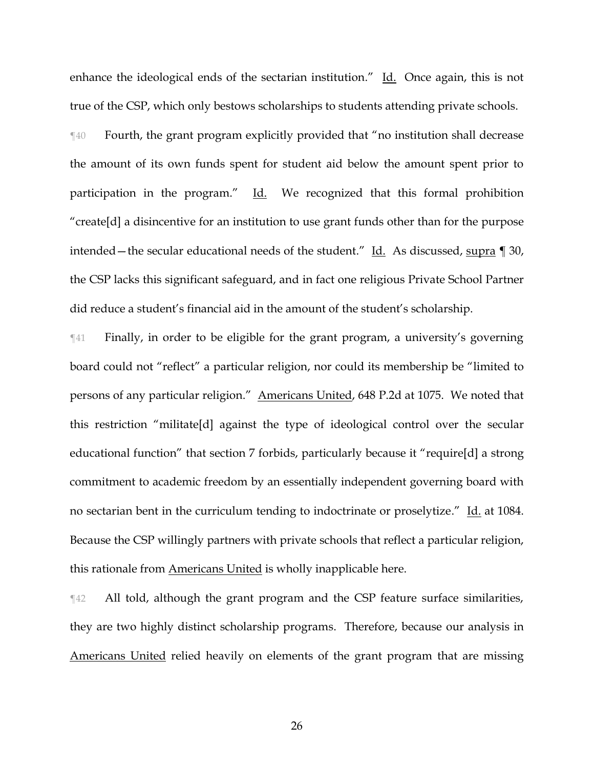enhance the ideological ends of the sectarian institution." Id. Once again, this is not true of the CSP, which only bestows scholarships to students attending private schools.

¶40 Fourth, the grant program explicitly provided that "no institution shall decrease the amount of its own funds spent for student aid below the amount spent prior to participation in the program." Id. We recognized that this formal prohibition "create[d] a disincentive for an institution to use grant funds other than for the purpose intended—the secular educational needs of the student." Id. As discussed, supra ¶ 30, the CSP lacks this significant safeguard, and in fact one religious Private School Partner did reduce a student's financial aid in the amount of the student's scholarship.

¶41 Finally, in order to be eligible for the grant program, a university's governing board could not "reflect" a particular religion, nor could its membership be "limited to persons of any particular religion." Americans United, 648 P.2d at 1075. We noted that this restriction "militate[d] against the type of ideological control over the secular educational function" that section 7 forbids, particularly because it "require[d] a strong commitment to academic freedom by an essentially independent governing board with no sectarian bent in the curriculum tending to indoctrinate or proselytize." Id. at 1084. Because the CSP willingly partners with private schools that reflect a particular religion, this rationale from Americans United is wholly inapplicable here.

¶42 All told, although the grant program and the CSP feature surface similarities, they are two highly distinct scholarship programs. Therefore, because our analysis in Americans United relied heavily on elements of the grant program that are missing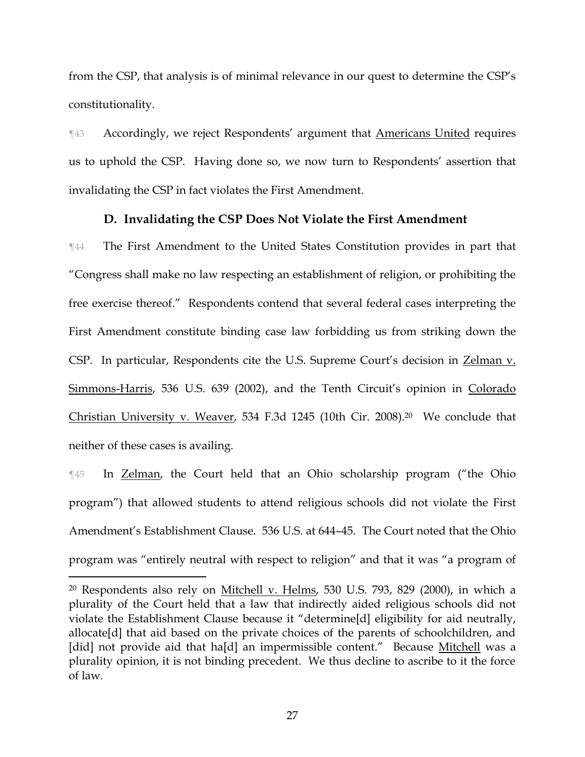from the CSP, that analysis is of minimal relevance in our quest to determine the CSP's constitutionality.

¶43 Accordingly, we reject Respondents' argument that Americans United requires us to uphold the CSP. Having done so, we now turn to Respondents' assertion that invalidating the CSP in fact violates the First Amendment.

### D. Invalidating the CSP Does Not Violate the First Amendment

¶44 The First Amendment to the United States Constitution provides in part that "Congress shall make no law respecting an establishment of religion, or prohibiting the free exercise thereof." Respondents contend that several federal cases interpreting the First Amendment constitute binding case law forbidding us from striking down the CSP. In particular, Respondents cite the U.S. Supreme Court's decision in Zelman v. Simmons-Harris, 536 U.S. 639 (2002), and the Tenth Circuit's opinion in Colorado Christian University v. Weaver, 534 F.3d 1245 (10th Cir. 2008).[20] We conclude that neither of these cases is availing.

¶45 In Zelman, the Court held that an Ohio scholarship program ("the Ohio program") that allowed students to attend religious schools did not violate the First Amendment's Establishment Clause. 536 U.S. at 644–45. The Court noted that the Ohio program was "entirely neutral with respect to religion" and that it was "a program of

---

[20] Respondents also rely on Mitchell v. Helms, 530 U.S. 793, 829 (2000), in which a plurality of the Court held that a law that indirectly aided religious schools did not violate the Establishment Clause because it "determine[d] eligibility for aid neutrally, allocate[d] that aid based on the private choices of the parents of schoolchildren, and [did] not provide aid that ha[d] an impermissible content." Because Mitchell was a plurality opinion, it is not binding precedent. We thus decline to ascribe to it the force of law.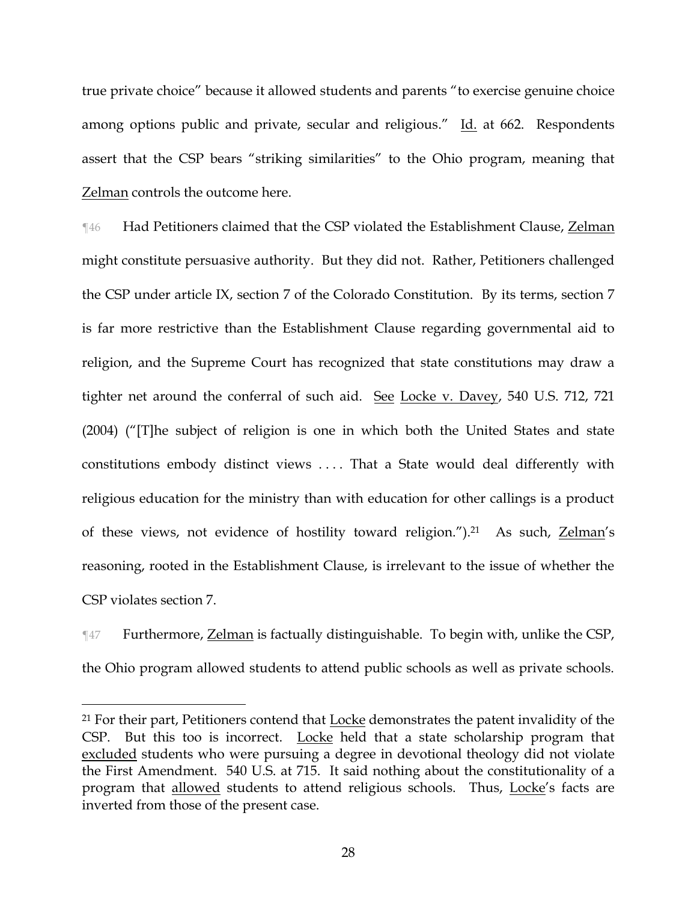true private choice" because it allowed students and parents "to exercise genuine choice among options public and private, secular and religious." Id. at 662. Respondents assert that the CSP bears "striking similarities" to the Ohio program, meaning that Zelman controls the outcome here.

¶46 Had Petitioners claimed that the CSP violated the Establishment Clause, Zelman might constitute persuasive authority. But they did not. Rather, Petitioners challenged the CSP under article IX, section 7 of the Colorado Constitution. By its terms, section 7 is far more restrictive than the Establishment Clause regarding governmental aid to religion, and the Supreme Court has recognized that state constitutions may draw a tighter net around the conferral of such aid. See Locke v. Davey, 540 U.S. 712, 721 (2004) ("[T]he subject of religion is one in which both the United States and state constitutions embody distinct views . . . . That a State would deal differently with religious education for the ministry than with education for other callings is a product of these views, not evidence of hostility toward religion.").[21] As such, Zelman's reasoning, rooted in the Establishment Clause, is irrelevant to the issue of whether the CSP violates section 7.

¶47 Furthermore, Zelman is factually distinguishable. To begin with, unlike the CSP, the Ohio program allowed students to attend public schools as well as private schools.

---

[21] For their part, Petitioners contend that Locke demonstrates the patent invalidity of the CSP. But this too is incorrect. Locke held that a state scholarship program that excluded students who were pursuing a degree in devotional theology did not violate the First Amendment. 540 U.S. at 715. It said nothing about the constitutionality of a program that allowed students to attend religious schools. Thus, Locke's facts are inverted from those of the present case.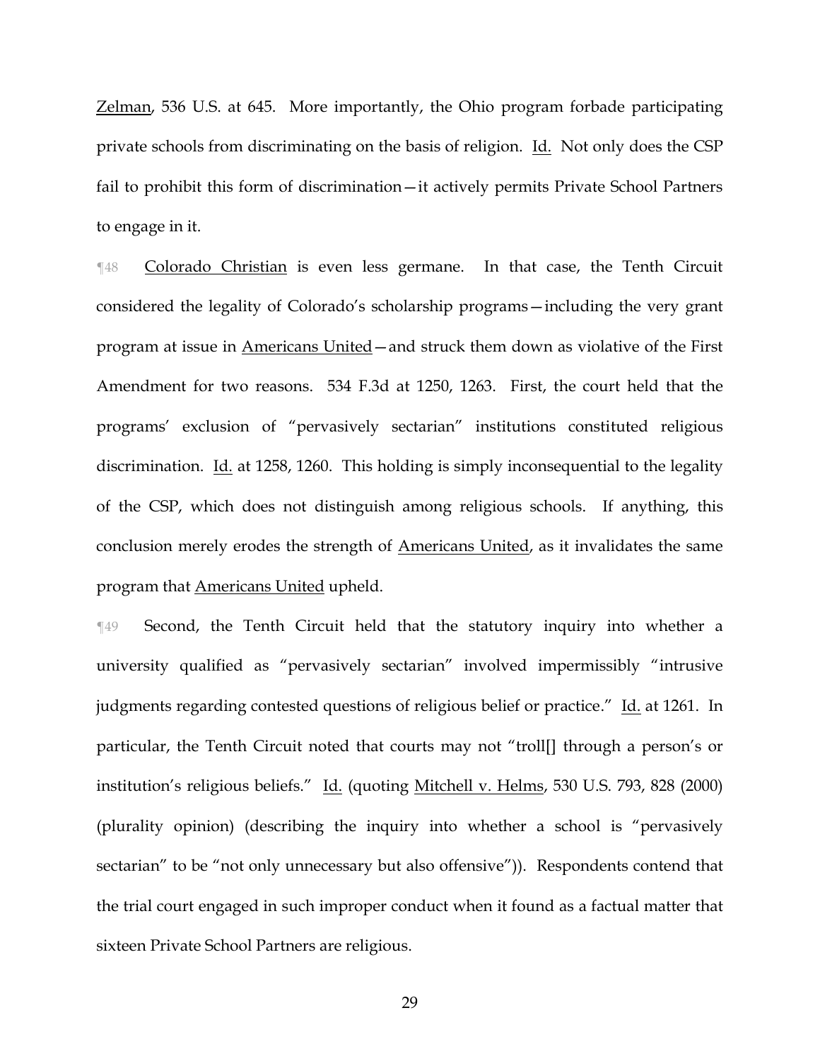Zelman, 536 U.S. at 645. More importantly, the Ohio program forbade participating private schools from discriminating on the basis of religion. Id. Not only does the CSP fail to prohibit this form of discrimination—it actively permits Private School Partners to engage in it.

¶48 Colorado Christian is even less germane. In that case, the Tenth Circuit considered the legality of Colorado's scholarship programs—including the very grant program at issue in Americans United—and struck them down as violative of the First Amendment for two reasons. 534 F.3d at 1250, 1263. First, the court held that the programs' exclusion of "pervasively sectarian" institutions constituted religious discrimination. Id. at 1258, 1260. This holding is simply inconsequential to the legality of the CSP, which does not distinguish among religious schools. If anything, this conclusion merely erodes the strength of Americans United, as it invalidates the same program that Americans United upheld.

¶49 Second, the Tenth Circuit held that the statutory inquiry into whether a university qualified as "pervasively sectarian" involved impermissibly "intrusive judgments regarding contested questions of religious belief or practice." Id. at 1261. In particular, the Tenth Circuit noted that courts may not "troll[] through a person's or institution's religious beliefs." Id. (quoting Mitchell v. Helms, 530 U.S. 793, 828 (2000) (plurality opinion) (describing the inquiry into whether a school is "pervasively sectarian" to be "not only unnecessary but also offensive")). Respondents contend that the trial court engaged in such improper conduct when it found as a factual matter that sixteen Private School Partners are religious.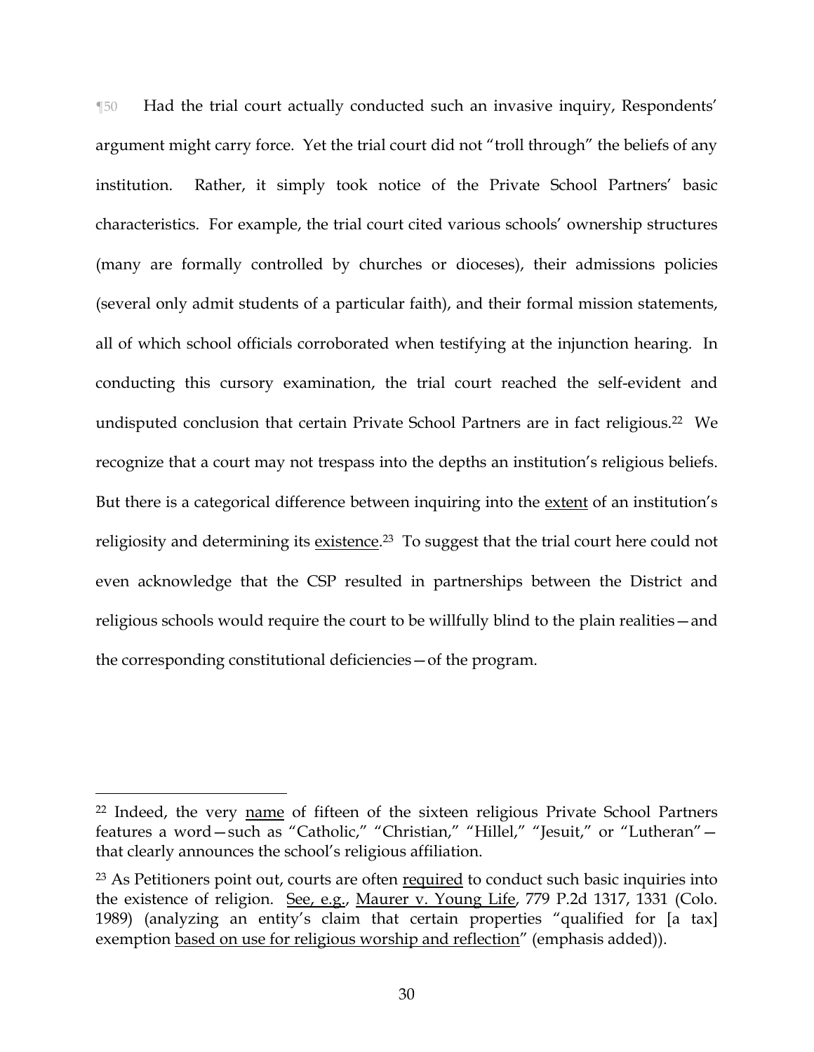¶50 Had the trial court actually conducted such an invasive inquiry, Respondents' argument might carry force. Yet the trial court did not "troll through" the beliefs of any institution. Rather, it simply took notice of the Private School Partners' basic characteristics. For example, the trial court cited various schools' ownership structures (many are formally controlled by churches or dioceses), their admissions policies (several only admit students of a particular faith), and their formal mission statements, all of which school officials corroborated when testifying at the injunction hearing. In conducting this cursory examination, the trial court reached the self-evident and undisputed conclusion that certain Private School Partners are in fact religious.[22] We recognize that a court may not trespass into the depths an institution's religious beliefs. But there is a categorical difference between inquiring into the <u>extent</u> of an institution's religiosity and determining its <u>existence</u>.[23] To suggest that the trial court here could not even acknowledge that the CSP resulted in partnerships between the District and religious schools would require the court to be willfully blind to the plain realities—and the corresponding constitutional deficiencies—of the program.

---

[22] Indeed, the very <u>name</u> of fifteen of the sixteen religious Private School Partners features a word—such as "Catholic," "Christian," "Hillel," "Jesuit," or "Lutheran"—that clearly announces the school's religious affiliation.

[23] As Petitioners point out, courts are often <u>required</u> to conduct such basic inquiries into the existence of religion. <u>See, e.g.</u>, <u>Maurer v. Young Life</u>, 779 P.2d 1317, 1331 (Colo. 1989) (analyzing an entity's claim that certain properties "qualified for [a tax] exemption <u>based on use for religious worship and reflection</u>" (emphasis added)).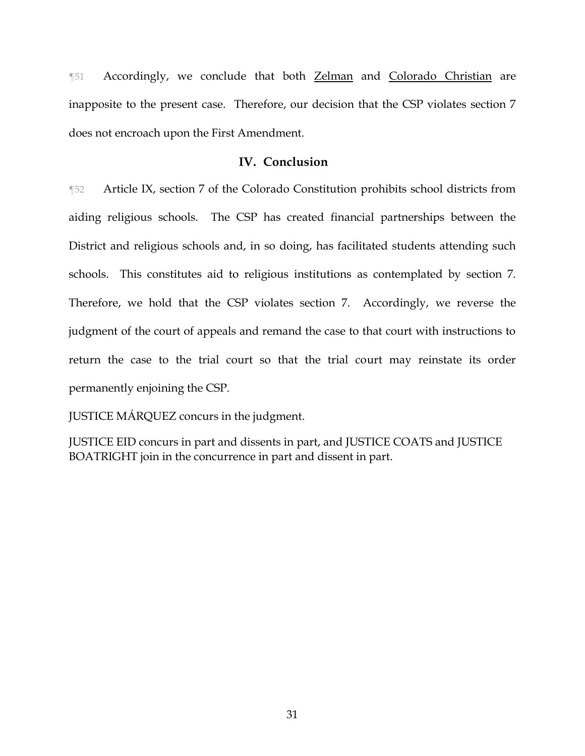¶51 Accordingly, we conclude that both Zelman and Colorado Christian are inapposite to the present case. Therefore, our decision that the CSP violates section 7 does not encroach upon the First Amendment.

## IV. Conclusion

¶52 Article IX, section 7 of the Colorado Constitution prohibits school districts from aiding religious schools. The CSP has created financial partnerships between the District and religious schools and, in so doing, has facilitated students attending such schools. This constitutes aid to religious institutions as contemplated by section 7. Therefore, we hold that the CSP violates section 7. Accordingly, we reverse the judgment of the court of appeals and remand the case to that court with instructions to return the case to the trial court so that the trial court may reinstate its order permanently enjoining the CSP.

JUSTICE MÁRQUEZ concurs in the judgment.

JUSTICE EID concurs in part and dissents in part, and JUSTICE COATS and JUSTICE BOATRIGHT join in the concurrence in part and dissent in part.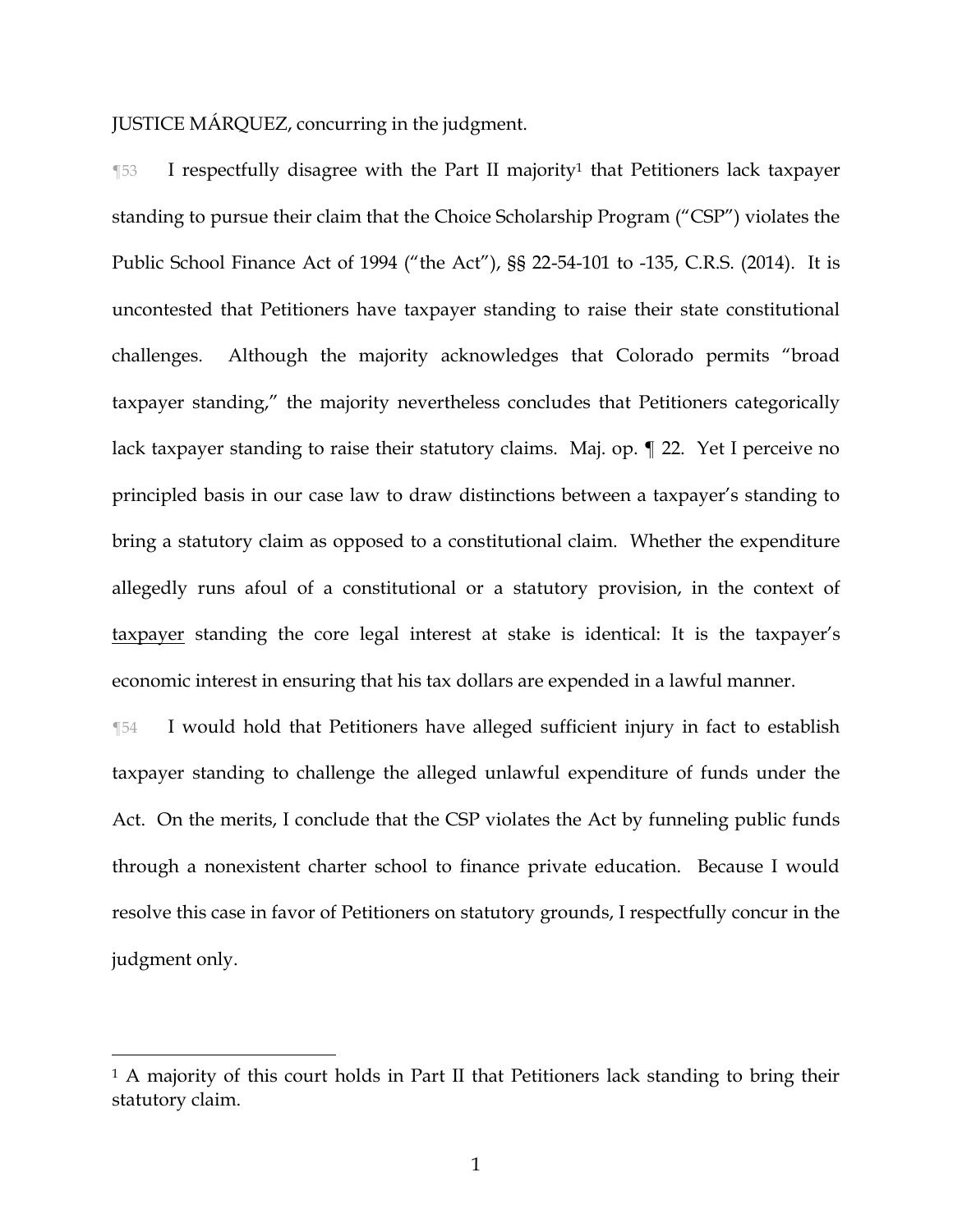JUSTICE MÁRQUEZ, concurring in the judgment.

¶53 I respectfully disagree with the Part II majority[1] that Petitioners lack taxpayer standing to pursue their claim that the Choice Scholarship Program ("CSP") violates the Public School Finance Act of 1994 ("the Act"), §§ 22-54-101 to -135, C.R.S. (2014). It is uncontested that Petitioners have taxpayer standing to raise their state constitutional challenges. Although the majority acknowledges that Colorado permits "broad taxpayer standing," the majority nevertheless concludes that Petitioners categorically lack taxpayer standing to raise their statutory claims. Maj. op. ¶ 22. Yet I perceive no principled basis in our case law to draw distinctions between a taxpayer's standing to bring a statutory claim as opposed to a constitutional claim. Whether the expenditure allegedly runs afoul of a constitutional or a statutory provision, in the context of <u>taxpayer</u> standing the core legal interest at stake is identical: It is the taxpayer's economic interest in ensuring that his tax dollars are expended in a lawful manner.

¶54 I would hold that Petitioners have alleged sufficient injury in fact to establish taxpayer standing to challenge the alleged unlawful expenditure of funds under the Act. On the merits, I conclude that the CSP violates the Act by funneling public funds through a nonexistent charter school to finance private education. Because I would resolve this case in favor of Petitioners on statutory grounds, I respectfully concur in the judgment only.

---

[1] A majority of this court holds in Part II that Petitioners lack standing to bring their statutory claim.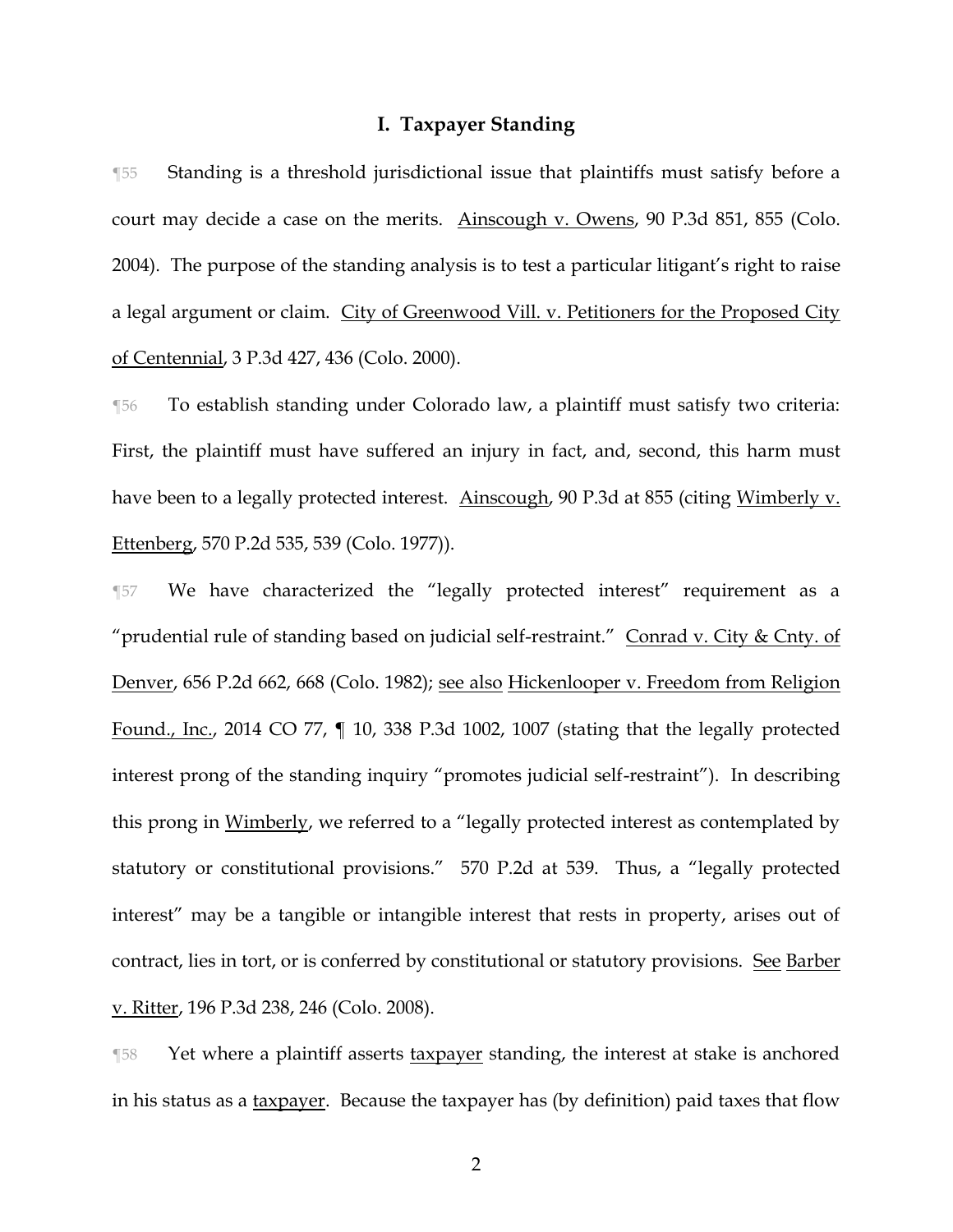## I. Taxpayer Standing

¶55 Standing is a threshold jurisdictional issue that plaintiffs must satisfy before a court may decide a case on the merits. Ainscough v. Owens, 90 P.3d 851, 855 (Colo. 2004). The purpose of the standing analysis is to test a particular litigant's right to raise a legal argument or claim. City of Greenwood Vill. v. Petitioners for the Proposed City of Centennial, 3 P.3d 427, 436 (Colo. 2000).

¶56 To establish standing under Colorado law, a plaintiff must satisfy two criteria: First, the plaintiff must have suffered an injury in fact, and, second, this harm must have been to a legally protected interest. Ainscough, 90 P.3d at 855 (citing Wimberly v. Ettenberg, 570 P.2d 535, 539 (Colo. 1977)).

¶57 We have characterized the "legally protected interest" requirement as a "prudential rule of standing based on judicial self-restraint." Conrad v. City & Cnty. of Denver, 656 P.2d 662, 668 (Colo. 1982); see also Hickenlooper v. Freedom from Religion Found., Inc., 2014 CO 77, ¶ 10, 338 P.3d 1002, 1007 (stating that the legally protected interest prong of the standing inquiry "promotes judicial self-restraint"). In describing this prong in Wimberly, we referred to a "legally protected interest as contemplated by statutory or constitutional provisions." 570 P.2d at 539. Thus, a "legally protected interest" may be a tangible or intangible interest that rests in property, arises out of contract, lies in tort, or is conferred by constitutional or statutory provisions. See Barber v. Ritter, 196 P.3d 238, 246 (Colo. 2008).

¶58 Yet where a plaintiff asserts taxpayer standing, the interest at stake is anchored in his status as a taxpayer. Because the taxpayer has (by definition) paid taxes that flow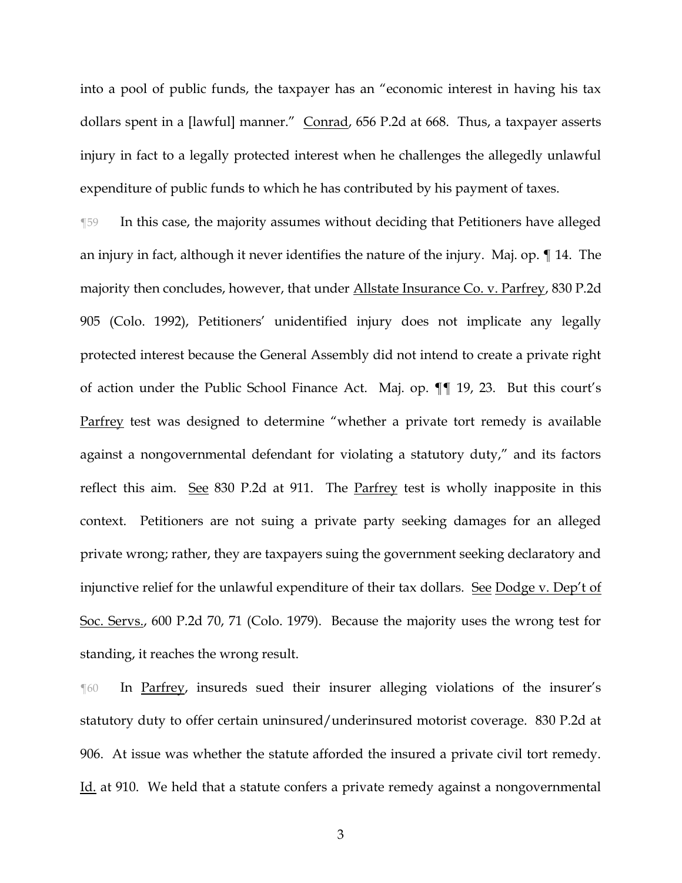into a pool of public funds, the taxpayer has an "economic interest in having his tax dollars spent in a [lawful] manner." Conrad, 656 P.2d at 668. Thus, a taxpayer asserts injury in fact to a legally protected interest when he challenges the allegedly unlawful expenditure of public funds to which he has contributed by his payment of taxes.

¶59 In this case, the majority assumes without deciding that Petitioners have alleged an injury in fact, although it never identifies the nature of the injury. Maj. op. ¶ 14. The majority then concludes, however, that under Allstate Insurance Co. v. Parfrey, 830 P.2d 905 (Colo. 1992), Petitioners' unidentified injury does not implicate any legally protected interest because the General Assembly did not intend to create a private right of action under the Public School Finance Act. Maj. op. ¶¶ 19, 23. But this court's Parfrey test was designed to determine "whether a private tort remedy is available against a nongovernmental defendant for violating a statutory duty," and its factors reflect this aim. See 830 P.2d at 911. The Parfrey test is wholly inapposite in this context. Petitioners are not suing a private party seeking damages for an alleged private wrong; rather, they are taxpayers suing the government seeking declaratory and injunctive relief for the unlawful expenditure of their tax dollars. See Dodge v. Dep't of Soc. Servs., 600 P.2d 70, 71 (Colo. 1979). Because the majority uses the wrong test for standing, it reaches the wrong result.

¶60 In Parfrey, insureds sued their insurer alleging violations of the insurer's statutory duty to offer certain uninsured/underinsured motorist coverage. 830 P.2d at 906. At issue was whether the statute afforded the insured a private civil tort remedy. Id. at 910. We held that a statute confers a private remedy against a nongovernmental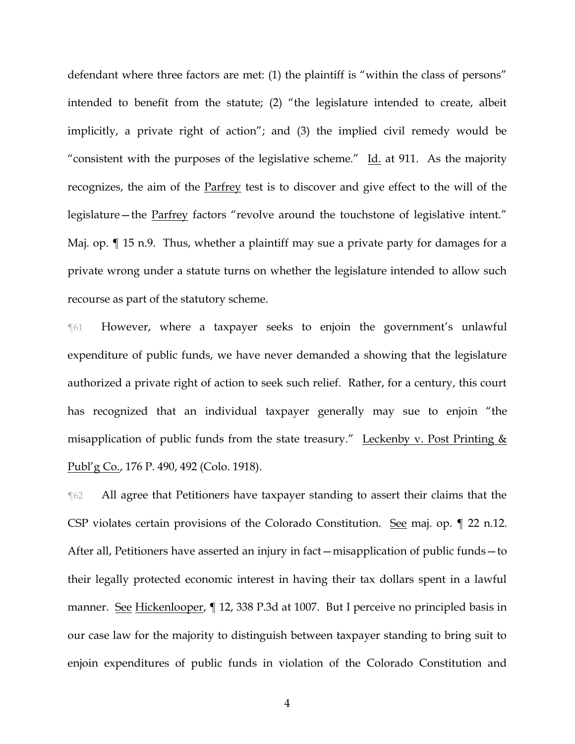defendant where three factors are met: (1) the plaintiff is "within the class of persons" intended to benefit from the statute; (2) "the legislature intended to create, albeit implicitly, a private right of action"; and (3) the implied civil remedy would be "consistent with the purposes of the legislative scheme." Id. at 911. As the majority recognizes, the aim of the Parfrey test is to discover and give effect to the will of the legislature—the Parfrey factors "revolve around the touchstone of legislative intent." Maj. op. ¶ 15 n.9. Thus, whether a plaintiff may sue a private party for damages for a private wrong under a statute turns on whether the legislature intended to allow such recourse as part of the statutory scheme.

¶61 However, where a taxpayer seeks to enjoin the government's unlawful expenditure of public funds, we have never demanded a showing that the legislature authorized a private right of action to seek such relief. Rather, for a century, this court has recognized that an individual taxpayer generally may sue to enjoin "the misapplication of public funds from the state treasury." Leckenby v. Post Printing & Publ'g Co., 176 P. 490, 492 (Colo. 1918).

¶62 All agree that Petitioners have taxpayer standing to assert their claims that the CSP violates certain provisions of the Colorado Constitution. See maj. op. ¶ 22 n.12. After all, Petitioners have asserted an injury in fact—misapplication of public funds—to their legally protected economic interest in having their tax dollars spent in a lawful manner. See Hickenlooper, ¶ 12, 338 P.3d at 1007. But I perceive no principled basis in our case law for the majority to distinguish between taxpayer standing to bring suit to enjoin expenditures of public funds in violation of the Colorado Constitution and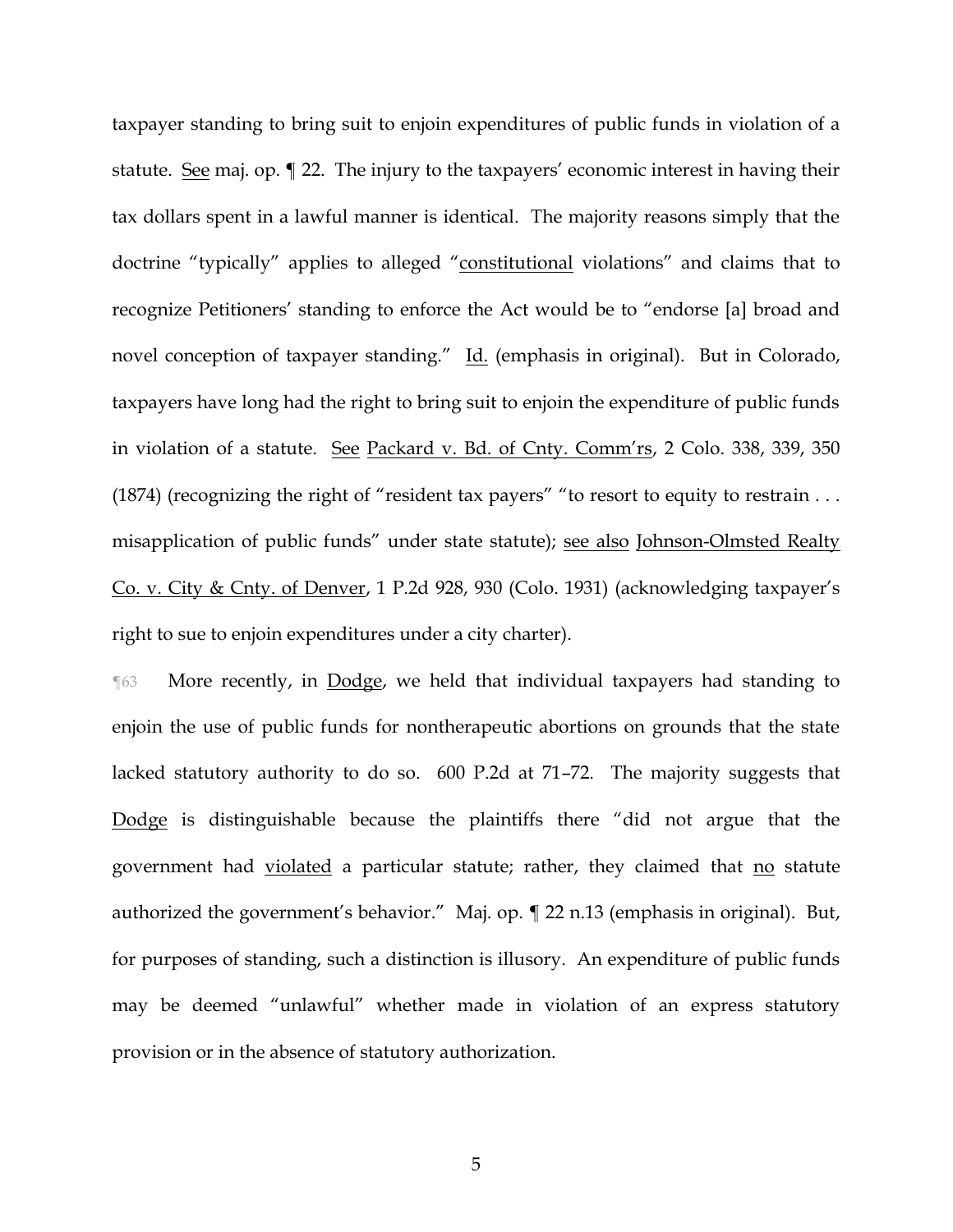taxpayer standing to bring suit to enjoin expenditures of public funds in violation of a statute. See maj. op. ¶ 22. The injury to the taxpayers' economic interest in having their tax dollars spent in a lawful manner is identical. The majority reasons simply that the doctrine "typically" applies to alleged "constitutional violations" and claims that to recognize Petitioners' standing to enforce the Act would be to "endorse [a] broad and novel conception of taxpayer standing." Id. (emphasis in original). But in Colorado, taxpayers have long had the right to bring suit to enjoin the expenditure of public funds in violation of a statute. See Packard v. Bd. of Cnty. Comm'rs, 2 Colo. 338, 339, 350 (1874) (recognizing the right of "resident tax payers" "to resort to equity to restrain . . . misapplication of public funds" under state statute); see also Johnson-Olmsted Realty Co. v. City & Cnty. of Denver, 1 P.2d 928, 930 (Colo. 1931) (acknowledging taxpayer's right to sue to enjoin expenditures under a city charter).

¶63 More recently, in Dodge, we held that individual taxpayers had standing to enjoin the use of public funds for nontherapeutic abortions on grounds that the state lacked statutory authority to do so. 600 P.2d at 71–72. The majority suggests that Dodge is distinguishable because the plaintiffs there "did not argue that the government had violated a particular statute; rather, they claimed that no statute authorized the government's behavior." Maj. op. ¶ 22 n.13 (emphasis in original). But, for purposes of standing, such a distinction is illusory. An expenditure of public funds may be deemed "unlawful" whether made in violation of an express statutory provision or in the absence of statutory authorization.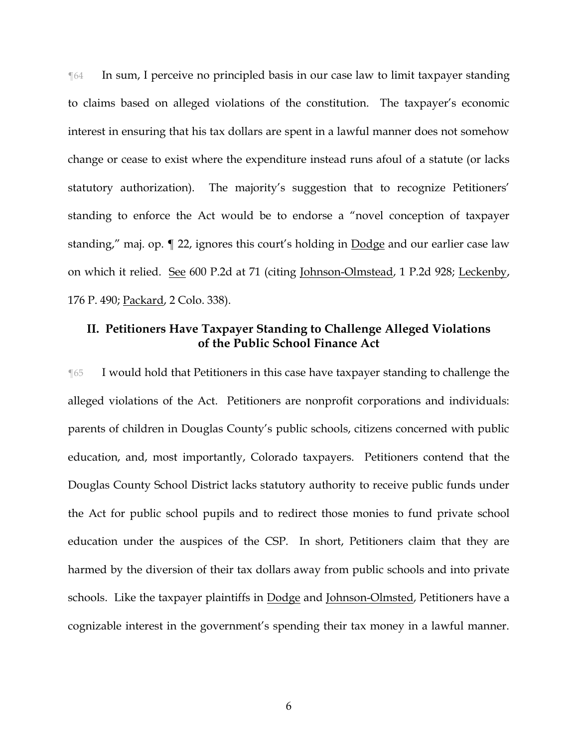¶64 In sum, I perceive no principled basis in our case law to limit taxpayer standing to claims based on alleged violations of the constitution. The taxpayer's economic interest in ensuring that his tax dollars are spent in a lawful manner does not somehow change or cease to exist where the expenditure instead runs afoul of a statute (or lacks statutory authorization). The majority's suggestion that to recognize Petitioners' standing to enforce the Act would be to endorse a "novel conception of taxpayer standing," maj. op. ¶ 22, ignores this court's holding in Dodge and our earlier case law on which it relied. See 600 P.2d at 71 (citing Johnson-Olmstead, 1 P.2d 928; Leckenby, 176 P. 490; Packard, 2 Colo. 338).

## II. Petitioners Have Taxpayer Standing to Challenge Alleged Violations of the Public School Finance Act

¶65 I would hold that Petitioners in this case have taxpayer standing to challenge the alleged violations of the Act. Petitioners are nonprofit corporations and individuals: parents of children in Douglas County's public schools, citizens concerned with public education, and, most importantly, Colorado taxpayers. Petitioners contend that the Douglas County School District lacks statutory authority to receive public funds under the Act for public school pupils and to redirect those monies to fund private school education under the auspices of the CSP. In short, Petitioners claim that they are harmed by the diversion of their tax dollars away from public schools and into private schools. Like the taxpayer plaintiffs in Dodge and Johnson-Olmsted, Petitioners have a cognizable interest in the government's spending their tax money in a lawful manner.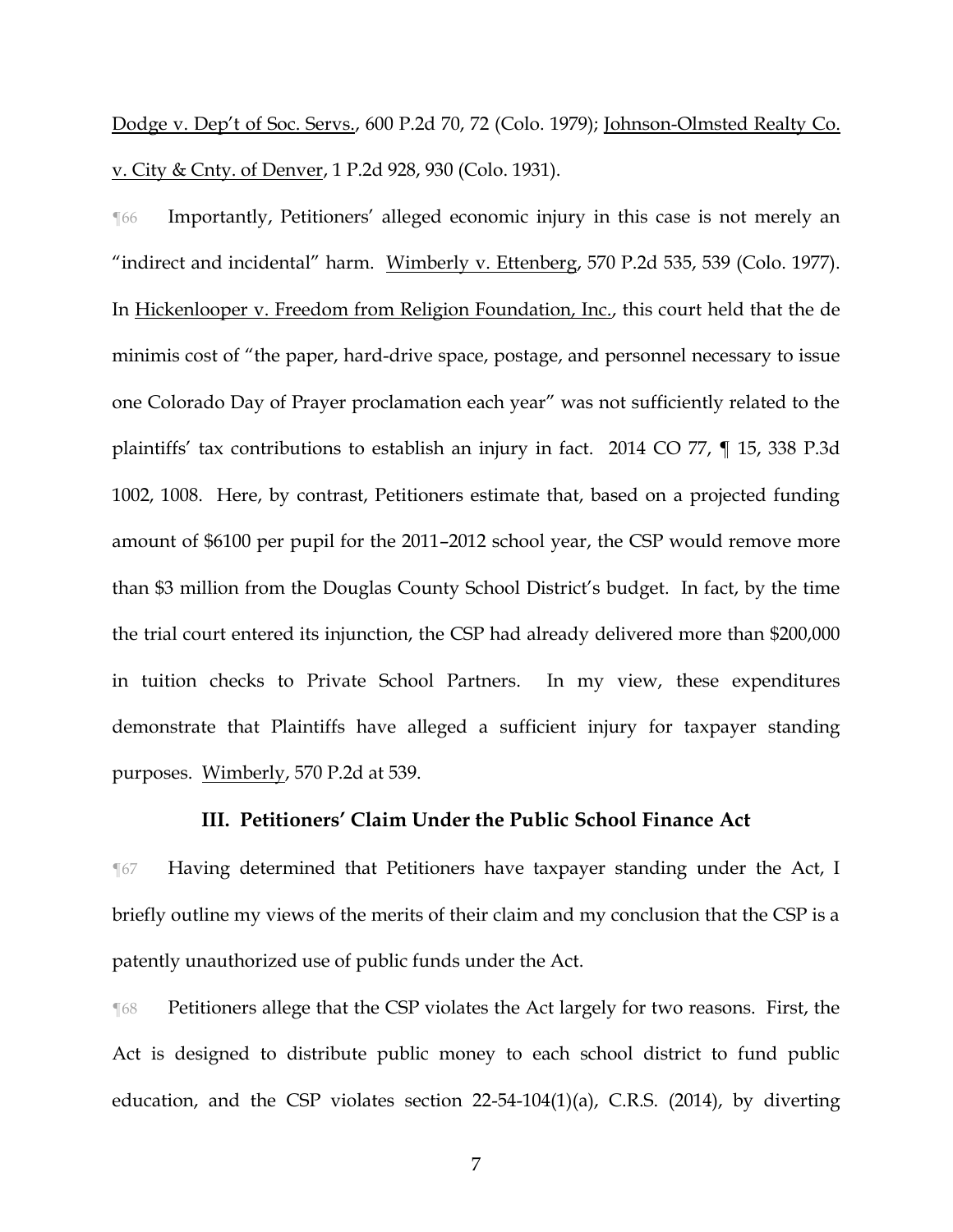Dodge v. Dep't of Soc. Servs., 600 P.2d 70, 72 (Colo. 1979); Johnson-Olmsted Realty Co. v. City & Cnty. of Denver, 1 P.2d 928, 930 (Colo. 1931).

¶66 Importantly, Petitioners' alleged economic injury in this case is not merely an "indirect and incidental" harm. Wimberly v. Ettenberg, 570 P.2d 535, 539 (Colo. 1977). In Hickenlooper v. Freedom from Religion Foundation, Inc., this court held that the de minimis cost of "the paper, hard-drive space, postage, and personnel necessary to issue one Colorado Day of Prayer proclamation each year" was not sufficiently related to the plaintiffs' tax contributions to establish an injury in fact. 2014 CO 77, ¶ 15, 338 P.3d 1002, 1008. Here, by contrast, Petitioners estimate that, based on a projected funding amount of $6100 per pupil for the 2011–2012 school year, the CSP would remove more than $3 million from the Douglas County School District's budget. In fact, by the time the trial court entered its injunction, the CSP had already delivered more than $200,000 in tuition checks to Private School Partners. In my view, these expenditures demonstrate that Plaintiffs have alleged a sufficient injury for taxpayer standing purposes. Wimberly, 570 P.2d at 539.

### III. Petitioners' Claim Under the Public School Finance Act

¶67 Having determined that Petitioners have taxpayer standing under the Act, I briefly outline my views of the merits of their claim and my conclusion that the CSP is a patently unauthorized use of public funds under the Act.

¶68 Petitioners allege that the CSP violates the Act largely for two reasons. First, the Act is designed to distribute public money to each school district to fund public education, and the CSP violates section 22-54-104(1)(a), C.R.S. (2014), by diverting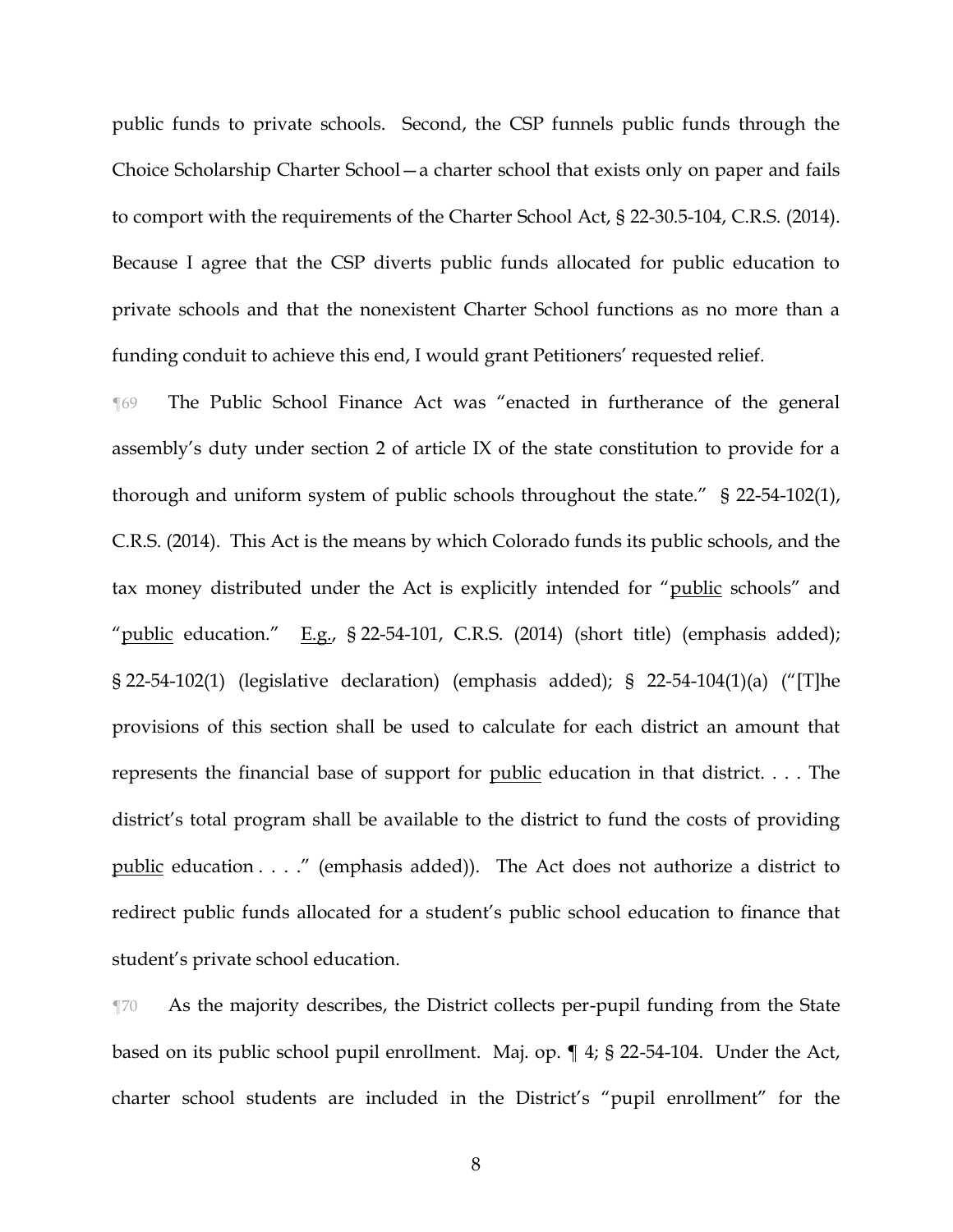public funds to private schools. Second, the CSP funnels public funds through the Choice Scholarship Charter School—a charter school that exists only on paper and fails to comport with the requirements of the Charter School Act, § 22-30.5-104, C.R.S. (2014). Because I agree that the CSP diverts public funds allocated for public education to private schools and that the nonexistent Charter School functions as no more than a funding conduit to achieve this end, I would grant Petitioners' requested relief.

¶69 The Public School Finance Act was "enacted in furtherance of the general assembly's duty under section 2 of article IX of the state constitution to provide for a thorough and uniform system of public schools throughout the state." § 22-54-102(1), C.R.S. (2014). This Act is the means by which Colorado funds its public schools, and the tax money distributed under the Act is explicitly intended for "<u>public</u> schools" and "<u>public</u> education." <u>E.g.</u>, § 22-54-101, C.R.S. (2014) (short title) (emphasis added); § 22-54-102(1) (legislative declaration) (emphasis added); § 22-54-104(1)(a) ("[T]he provisions of this section shall be used to calculate for each district an amount that represents the financial base of support for <u>public</u> education in that district. . . . The district's total program shall be available to the district to fund the costs of providing <u>public</u> education . . . ." (emphasis added)). The Act does not authorize a district to redirect public funds allocated for a student's public school education to finance that student's private school education.

¶70 As the majority describes, the District collects per-pupil funding from the State based on its public school pupil enrollment. Maj. op. ¶ 4; § 22-54-104. Under the Act, charter school students are included in the District's "pupil enrollment" for the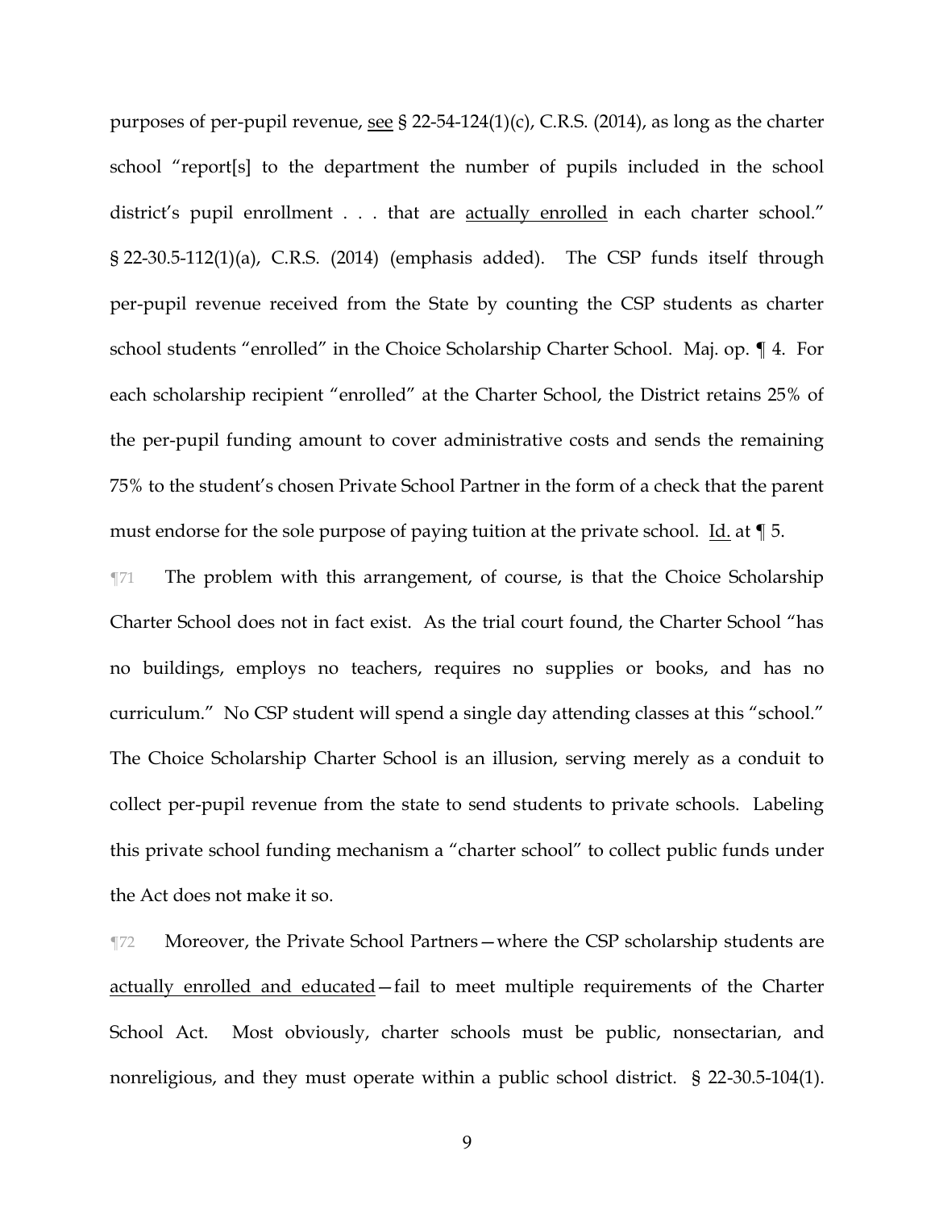purposes of per-pupil revenue, see § 22-54-124(1)(c), C.R.S. (2014), as long as the charter school "report[s] to the department the number of pupils included in the school district's pupil enrollment . . . that are actually enrolled in each charter school." § 22-30.5-112(1)(a), C.R.S. (2014) (emphasis added). The CSP funds itself through per-pupil revenue received from the State by counting the CSP students as charter school students "enrolled" in the Choice Scholarship Charter School. Maj. op. ¶ 4. For each scholarship recipient "enrolled" at the Charter School, the District retains 25% of the per-pupil funding amount to cover administrative costs and sends the remaining 75% to the student's chosen Private School Partner in the form of a check that the parent must endorse for the sole purpose of paying tuition at the private school. Id. at ¶ 5.

¶71 The problem with this arrangement, of course, is that the Choice Scholarship Charter School does not in fact exist. As the trial court found, the Charter School "has no buildings, employs no teachers, requires no supplies or books, and has no curriculum." No CSP student will spend a single day attending classes at this "school." The Choice Scholarship Charter School is an illusion, serving merely as a conduit to collect per-pupil revenue from the state to send students to private schools. Labeling this private school funding mechanism a "charter school" to collect public funds under the Act does not make it so.

¶72 Moreover, the Private School Partners—where the CSP scholarship students are actually enrolled and educated—fail to meet multiple requirements of the Charter School Act. Most obviously, charter schools must be public, nonsectarian, and nonreligious, and they must operate within a public school district. § 22-30.5-104(1).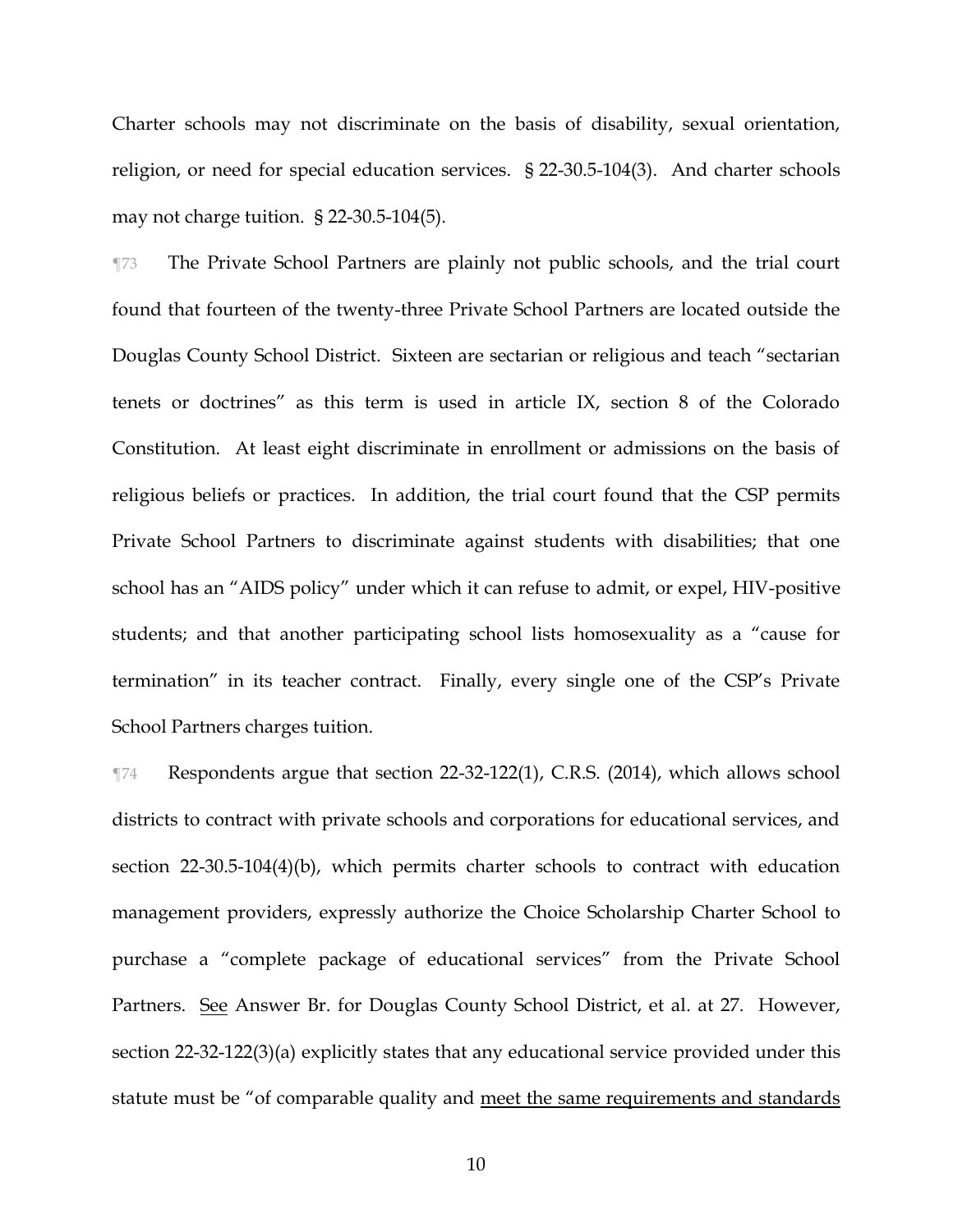Charter schools may not discriminate on the basis of disability, sexual orientation, religion, or need for special education services. § 22-30.5-104(3). And charter schools may not charge tuition. § 22-30.5-104(5).

¶73 The Private School Partners are plainly not public schools, and the trial court found that fourteen of the twenty-three Private School Partners are located outside the Douglas County School District. Sixteen are sectarian or religious and teach "sectarian tenets or doctrines" as this term is used in article IX, section 8 of the Colorado Constitution. At least eight discriminate in enrollment or admissions on the basis of religious beliefs or practices. In addition, the trial court found that the CSP permits Private School Partners to discriminate against students with disabilities; that one school has an "AIDS policy" under which it can refuse to admit, or expel, HIV-positive students; and that another participating school lists homosexuality as a "cause for termination" in its teacher contract. Finally, every single one of the CSP's Private School Partners charges tuition.

¶74 Respondents argue that section 22-32-122(1), C.R.S. (2014), which allows school districts to contract with private schools and corporations for educational services, and section 22-30.5-104(4)(b), which permits charter schools to contract with education management providers, expressly authorize the Choice Scholarship Charter School to purchase a "complete package of educational services" from the Private School Partners. <u>See</u> Answer Br. for Douglas County School District, et al. at 27. However, section 22-32-122(3)(a) explicitly states that any educational service provided under this statute must be "of comparable quality and <u>meet the same requirements and standards</u>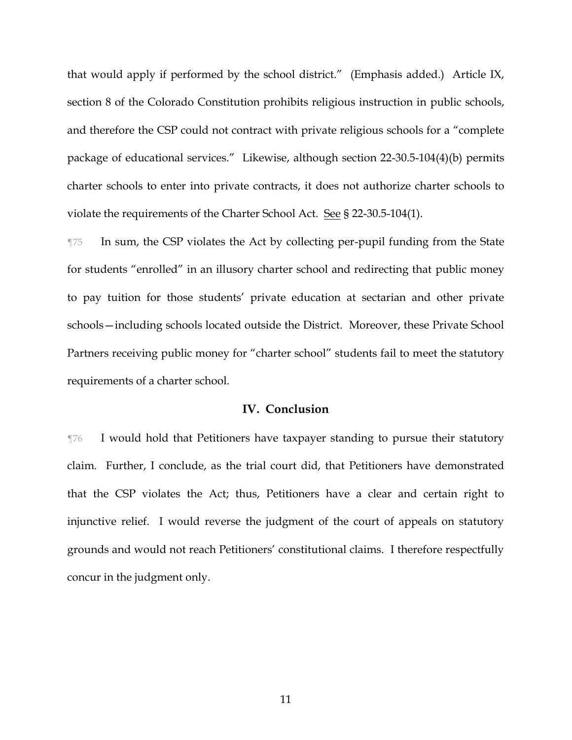that would apply if performed by the school district." (Emphasis added.) Article IX, section 8 of the Colorado Constitution prohibits religious instruction in public schools, and therefore the CSP could not contract with private religious schools for a "complete package of educational services." Likewise, although section 22-30.5-104(4)(b) permits charter schools to enter into private contracts, it does not authorize charter schools to violate the requirements of the Charter School Act. See § 22-30.5-104(1).

¶75 In sum, the CSP violates the Act by collecting per-pupil funding from the State for students "enrolled" in an illusory charter school and redirecting that public money to pay tuition for those students' private education at sectarian and other private schools—including schools located outside the District. Moreover, these Private School Partners receiving public money for "charter school" students fail to meet the statutory requirements of a charter school.

## IV. Conclusion

¶76 I would hold that Petitioners have taxpayer standing to pursue their statutory claim. Further, I conclude, as the trial court did, that Petitioners have demonstrated that the CSP violates the Act; thus, Petitioners have a clear and certain right to injunctive relief. I would reverse the judgment of the court of appeals on statutory grounds and would not reach Petitioners' constitutional claims. I therefore respectfully concur in the judgment only.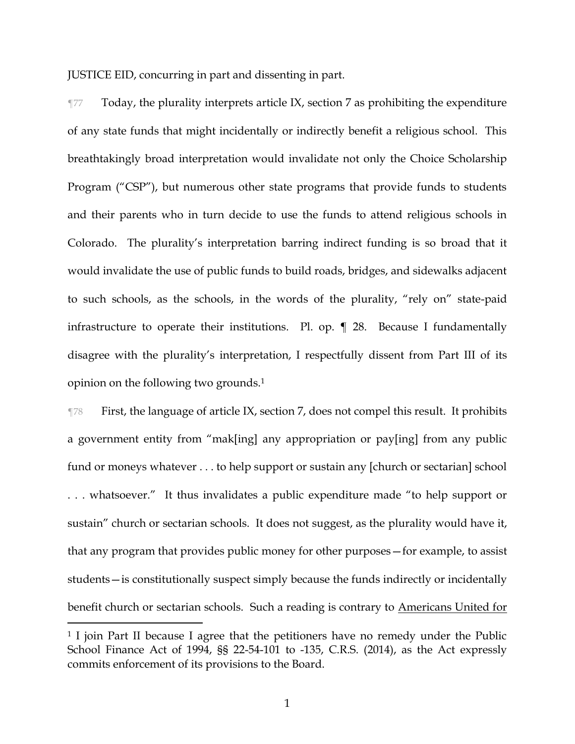JUSTICE EID, concurring in part and dissenting in part.

¶77 Today, the plurality interprets article IX, section 7 as prohibiting the expenditure of any state funds that might incidentally or indirectly benefit a religious school. This breathtakingly broad interpretation would invalidate not only the Choice Scholarship Program ("CSP"), but numerous other state programs that provide funds to students and their parents who in turn decide to use the funds to attend religious schools in Colorado. The plurality's interpretation barring indirect funding is so broad that it would invalidate the use of public funds to build roads, bridges, and sidewalks adjacent to such schools, as the schools, in the words of the plurality, "rely on" state-paid infrastructure to operate their institutions. Pl. op. ¶ 28. Because I fundamentally disagree with the plurality's interpretation, I respectfully dissent from Part III of its opinion on the following two grounds.[1]

¶78 First, the language of article IX, section 7, does not compel this result. It prohibits a government entity from "mak[ing] any appropriation or pay[ing] from any public fund or moneys whatever . . . to help support or sustain any [church or sectarian] school . . . whatsoever." It thus invalidates a public expenditure made "to help support or sustain" church or sectarian schools. It does not suggest, as the plurality would have it, that any program that provides public money for other purposes—for example, to assist students—is constitutionally suspect simply because the funds indirectly or incidentally benefit church or sectarian schools. Such a reading is contrary to Americans United for

---

[1] I join Part II because I agree that the petitioners have no remedy under the Public School Finance Act of 1994, §§ 22-54-101 to -135, C.R.S. (2014), as the Act expressly commits enforcement of its provisions to the Board.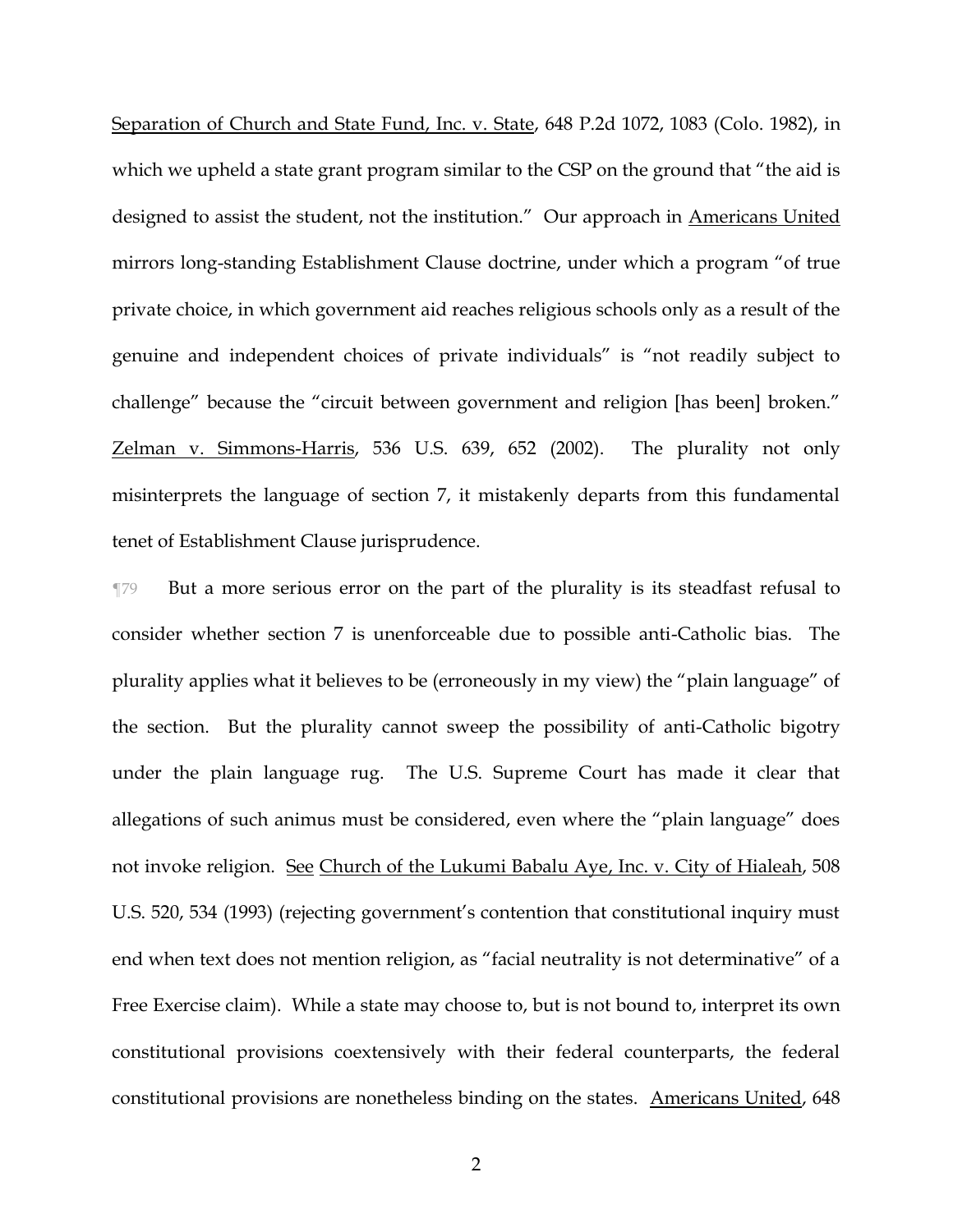Separation of Church and State Fund, Inc. v. State, 648 P.2d 1072, 1083 (Colo. 1982), in which we upheld a state grant program similar to the CSP on the ground that "the aid is designed to assist the student, not the institution." Our approach in Americans United mirrors long-standing Establishment Clause doctrine, under which a program "of true private choice, in which government aid reaches religious schools only as a result of the genuine and independent choices of private individuals" is "not readily subject to challenge" because the "circuit between government and religion [has been] broken." Zelman v. Simmons-Harris, 536 U.S. 639, 652 (2002). The plurality not only misinterprets the language of section 7, it mistakenly departs from this fundamental tenet of Establishment Clause jurisprudence.

¶79 But a more serious error on the part of the plurality is its steadfast refusal to consider whether section 7 is unenforceable due to possible anti-Catholic bias. The plurality applies what it believes to be (erroneously in my view) the "plain language" of the section. But the plurality cannot sweep the possibility of anti-Catholic bigotry under the plain language rug. The U.S. Supreme Court has made it clear that allegations of such animus must be considered, even where the "plain language" does not invoke religion. See Church of the Lukumi Babalu Aye, Inc. v. City of Hialeah, 508 U.S. 520, 534 (1993) (rejecting government's contention that constitutional inquiry must end when text does not mention religion, as "facial neutrality is not determinative" of a Free Exercise claim). While a state may choose to, but is not bound to, interpret its own constitutional provisions coextensively with their federal counterparts, the federal constitutional provisions are nonetheless binding on the states. Americans United, 648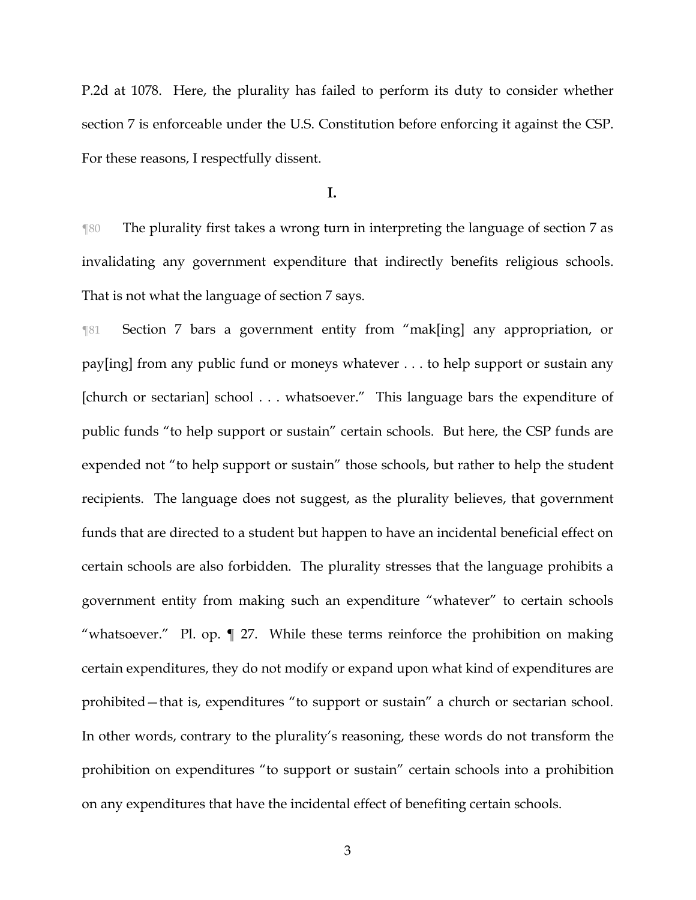P.2d at 1078. Here, the plurality has failed to perform its duty to consider whether section 7 is enforceable under the U.S. Constitution before enforcing it against the CSP. For these reasons, I respectfully dissent.

## I.

¶80 The plurality first takes a wrong turn in interpreting the language of section 7 as invalidating any government expenditure that indirectly benefits religious schools. That is not what the language of section 7 says.

¶81 Section 7 bars a government entity from "mak[ing] any appropriation, or pay[ing] from any public fund or moneys whatever . . . to help support or sustain any [church or sectarian] school . . . whatsoever." This language bars the expenditure of public funds "to help support or sustain" certain schools. But here, the CSP funds are expended not "to help support or sustain" those schools, but rather to help the student recipients. The language does not suggest, as the plurality believes, that government funds that are directed to a student but happen to have an incidental beneficial effect on certain schools are also forbidden. The plurality stresses that the language prohibits a government entity from making such an expenditure "whatever" to certain schools "whatsoever." Pl. op. ¶ 27. While these terms reinforce the prohibition on making certain expenditures, they do not modify or expand upon what kind of expenditures are prohibited—that is, expenditures "to support or sustain" a church or sectarian school. In other words, contrary to the plurality's reasoning, these words do not transform the prohibition on expenditures "to support or sustain" certain schools into a prohibition on any expenditures that have the incidental effect of benefiting certain schools.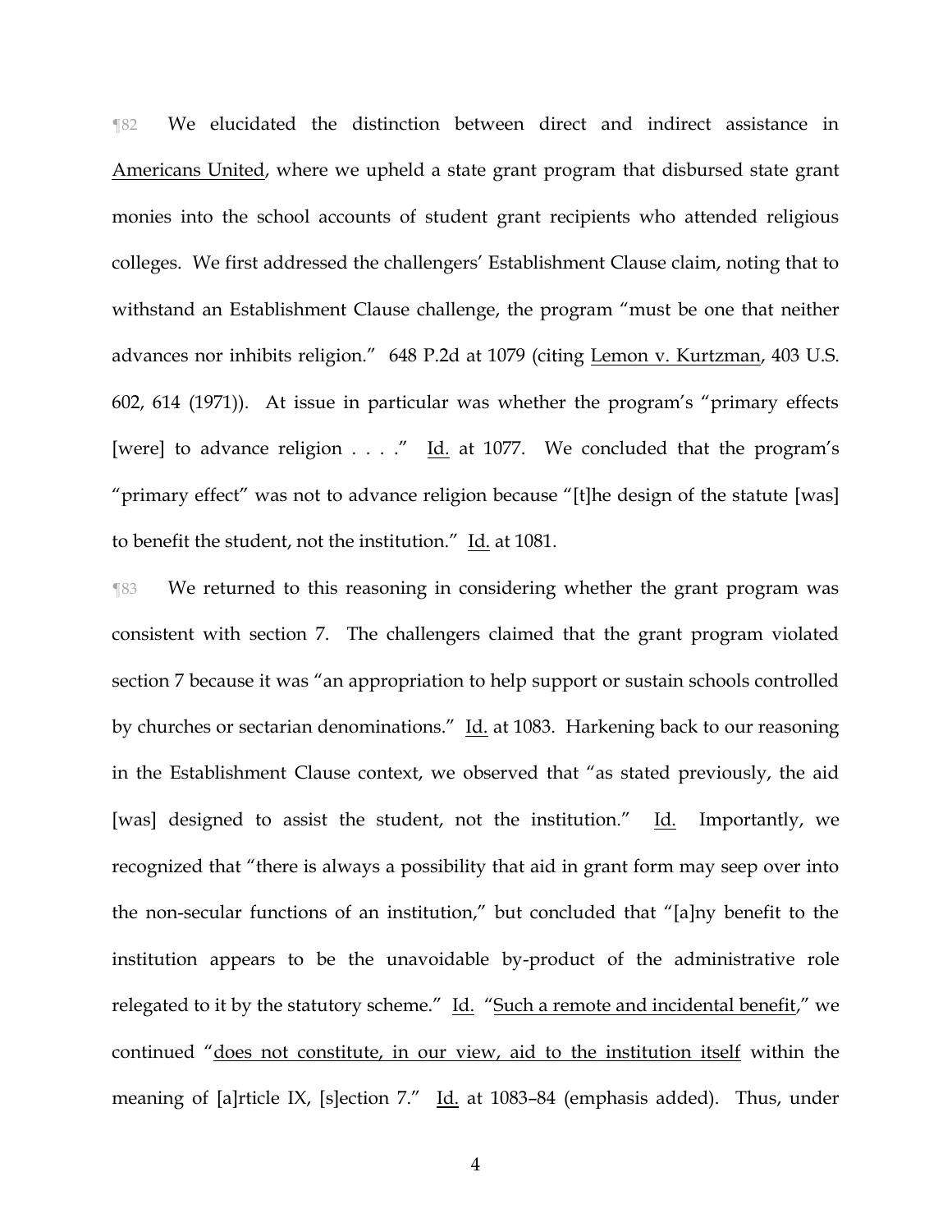¶82 We elucidated the distinction between direct and indirect assistance in Americans United, where we upheld a state grant program that disbursed state grant monies into the school accounts of student grant recipients who attended religious colleges. We first addressed the challengers' Establishment Clause claim, noting that to withstand an Establishment Clause challenge, the program "must be one that neither advances nor inhibits religion." 648 P.2d at 1079 (citing Lemon v. Kurtzman, 403 U.S. 602, 614 (1971)). At issue in particular was whether the program's "primary effects [were] to advance religion . . . ." Id. at 1077. We concluded that the program's "primary effect" was not to advance religion because "[t]he design of the statute [was] to benefit the student, not the institution." Id. at 1081.

¶83 We returned to this reasoning in considering whether the grant program was consistent with section 7. The challengers claimed that the grant program violated section 7 because it was "an appropriation to help support or sustain schools controlled by churches or sectarian denominations." Id. at 1083. Harkening back to our reasoning in the Establishment Clause context, we observed that "as stated previously, the aid [was] designed to assist the student, not the institution." Id. Importantly, we recognized that "there is always a possibility that aid in grant form may seep over into the non-secular functions of an institution," but concluded that "[a]ny benefit to the institution appears to be the unavoidable by-product of the administrative role relegated to it by the statutory scheme." Id. "Such a remote and incidental benefit," we continued "does not constitute, in our view, aid to the institution itself within the meaning of [a]rticle IX, [s]ection 7." Id. at 1083–84 (emphasis added). Thus, under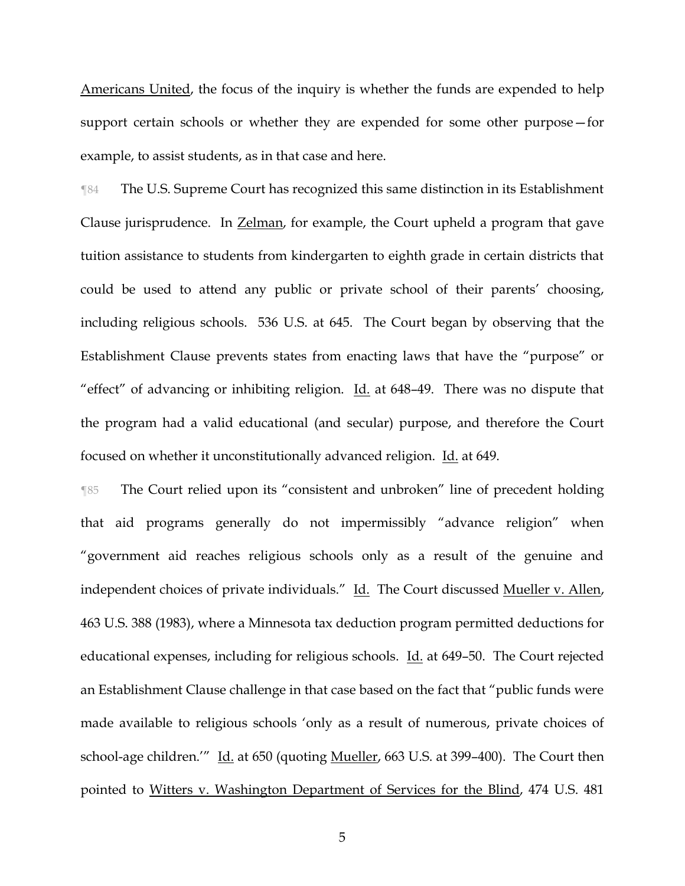Americans United, the focus of the inquiry is whether the funds are expended to help support certain schools or whether they are expended for some other purpose—for example, to assist students, as in that case and here.

¶84 The U.S. Supreme Court has recognized this same distinction in its Establishment Clause jurisprudence. In Zelman, for example, the Court upheld a program that gave tuition assistance to students from kindergarten to eighth grade in certain districts that could be used to attend any public or private school of their parents' choosing, including religious schools. 536 U.S. at 645. The Court began by observing that the Establishment Clause prevents states from enacting laws that have the "purpose" or "effect" of advancing or inhibiting religion. Id. at 648–49. There was no dispute that the program had a valid educational (and secular) purpose, and therefore the Court focused on whether it unconstitutionally advanced religion. Id. at 649.

¶85 The Court relied upon its "consistent and unbroken" line of precedent holding that aid programs generally do not impermissibly "advance religion" when "government aid reaches religious schools only as a result of the genuine and independent choices of private individuals." Id. The Court discussed Mueller v. Allen, 463 U.S. 388 (1983), where a Minnesota tax deduction program permitted deductions for educational expenses, including for religious schools. Id. at 649–50. The Court rejected an Establishment Clause challenge in that case based on the fact that "public funds were made available to religious schools 'only as a result of numerous, private choices of school-age children.'" Id. at 650 (quoting Mueller, 663 U.S. at 399–400). The Court then pointed to Witters v. Washington Department of Services for the Blind, 474 U.S. 481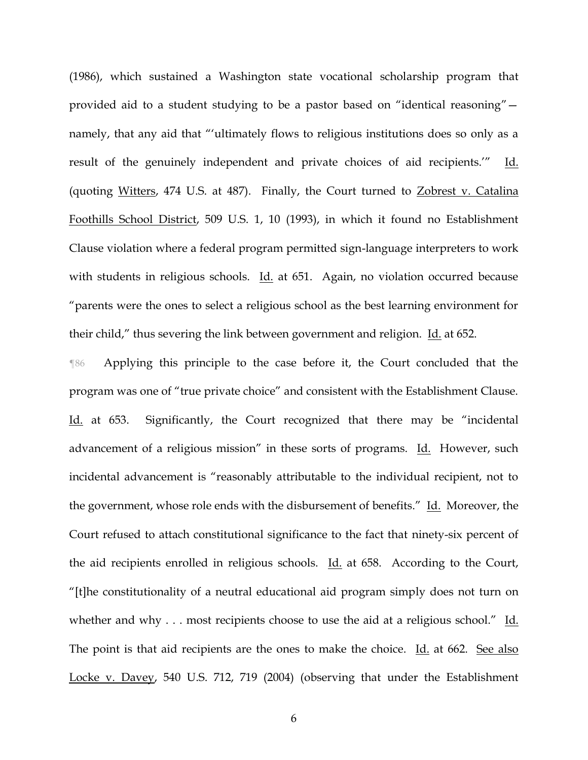(1986), which sustained a Washington state vocational scholarship program that provided aid to a student studying to be a pastor based on "identical reasoning"—namely, that any aid that "'ultimately flows to religious institutions does so only as a result of the genuinely independent and private choices of aid recipients.'" Id. (quoting Witters, 474 U.S. at 487). Finally, the Court turned to Zobrest v. Catalina Foothills School District, 509 U.S. 1, 10 (1993), in which it found no Establishment Clause violation where a federal program permitted sign-language interpreters to work with students in religious schools. Id. at 651. Again, no violation occurred because "parents were the ones to select a religious school as the best learning environment for their child," thus severing the link between government and religion. Id. at 652.

¶86 Applying this principle to the case before it, the Court concluded that the program was one of "true private choice" and consistent with the Establishment Clause. Id. at 653. Significantly, the Court recognized that there may be "incidental advancement of a religious mission" in these sorts of programs. Id. However, such incidental advancement is "reasonably attributable to the individual recipient, not to the government, whose role ends with the disbursement of benefits." Id. Moreover, the Court refused to attach constitutional significance to the fact that ninety-six percent of the aid recipients enrolled in religious schools. Id. at 658. According to the Court, "[t]he constitutionality of a neutral educational aid program simply does not turn on whether and why . . . most recipients choose to use the aid at a religious school." Id. The point is that aid recipients are the ones to make the choice. Id. at 662. See also Locke v. Davey, 540 U.S. 712, 719 (2004) (observing that under the Establishment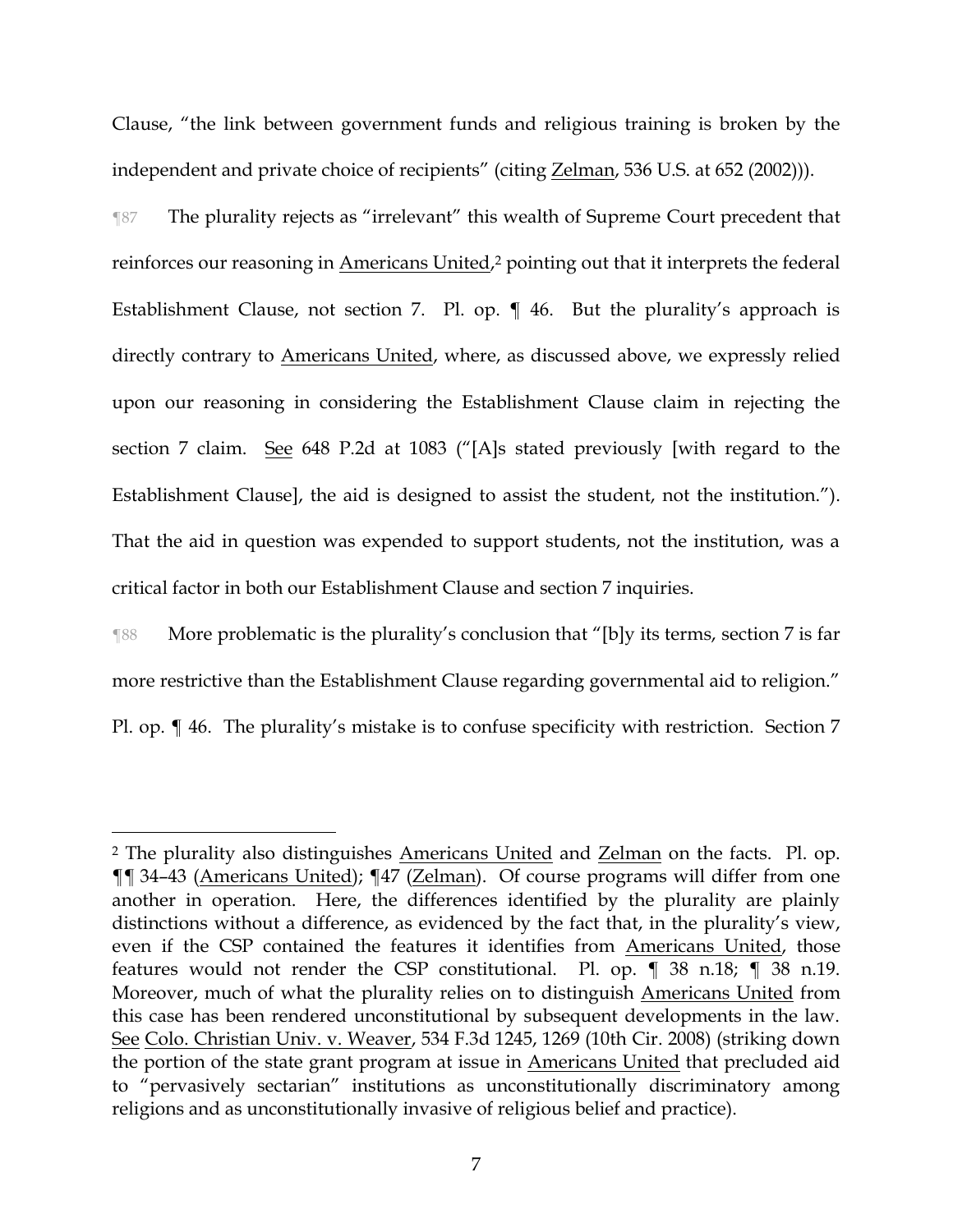Clause, "the link between government funds and religious training is broken by the independent and private choice of recipients" (citing Zelman, 536 U.S. at 652 (2002))).

¶87 The plurality rejects as "irrelevant" this wealth of Supreme Court precedent that reinforces our reasoning in Americans United,[2] pointing out that it interprets the federal Establishment Clause, not section 7. Pl. op. ¶ 46. But the plurality's approach is directly contrary to Americans United, where, as discussed above, we expressly relied upon our reasoning in considering the Establishment Clause claim in rejecting the section 7 claim. See 648 P.2d at 1083 ("[A]s stated previously [with regard to the Establishment Clause], the aid is designed to assist the student, not the institution."). That the aid in question was expended to support students, not the institution, was a critical factor in both our Establishment Clause and section 7 inquiries.

¶88 More problematic is the plurality's conclusion that "[b]y its terms, section 7 is far more restrictive than the Establishment Clause regarding governmental aid to religion." Pl. op. ¶ 46. The plurality's mistake is to confuse specificity with restriction. Section 7

---

[2] The plurality also distinguishes Americans United and Zelman on the facts. Pl. op. ¶¶ 34–43 (Americans United); ¶47 (Zelman). Of course programs will differ from one another in operation. Here, the differences identified by the plurality are plainly distinctions without a difference, as evidenced by the fact that, in the plurality's view, even if the CSP contained the features it identifies from Americans United, those features would not render the CSP constitutional. Pl. op. ¶ 38 n.18; ¶ 38 n.19. Moreover, much of what the plurality relies on to distinguish Americans United from this case has been rendered unconstitutional by subsequent developments in the law. See Colo. Christian Univ. v. Weaver, 534 F.3d 1245, 1269 (10th Cir. 2008) (striking down the portion of the state grant program at issue in Americans United that precluded aid to "pervasively sectarian" institutions as unconstitutionally discriminatory among religions and as unconstitutionally invasive of religious belief and practice).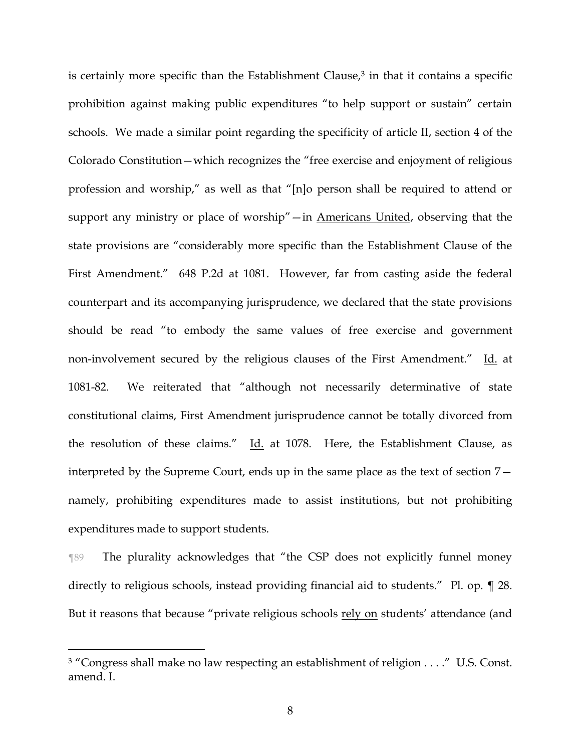is certainly more specific than the Establishment Clause,[3] in that it contains a specific prohibition against making public expenditures "to help support or sustain" certain schools. We made a similar point regarding the specificity of article II, section 4 of the Colorado Constitution—which recognizes the "free exercise and enjoyment of religious profession and worship," as well as that "[n]o person shall be required to attend or support any ministry or place of worship"—in Americans United, observing that the state provisions are "considerably more specific than the Establishment Clause of the First Amendment." 648 P.2d at 1081. However, far from casting aside the federal counterpart and its accompanying jurisprudence, we declared that the state provisions should be read "to embody the same values of free exercise and government non-involvement secured by the religious clauses of the First Amendment." Id. at 1081-82. We reiterated that "although not necessarily determinative of state constitutional claims, First Amendment jurisprudence cannot be totally divorced from the resolution of these claims." Id. at 1078. Here, the Establishment Clause, as interpreted by the Supreme Court, ends up in the same place as the text of section 7—namely, prohibiting expenditures made to assist institutions, but not prohibiting expenditures made to support students.

¶89 The plurality acknowledges that "the CSP does not explicitly funnel money directly to religious schools, instead providing financial aid to students." Pl. op. ¶ 28. But it reasons that because "private religious schools rely on students' attendance (and

---

[3] "Congress shall make no law respecting an establishment of religion . . . ." U.S. Const. amend. I.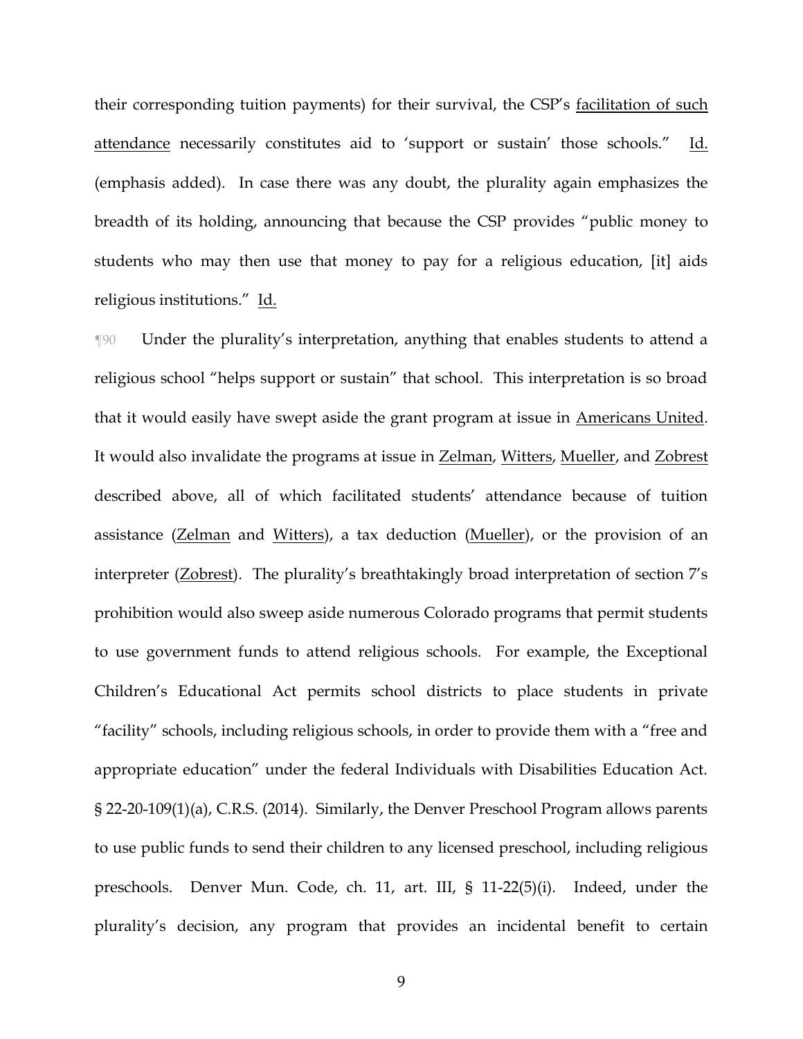their corresponding tuition payments) for their survival, the CSP's <u>facilitation of such attendance</u> necessarily constitutes aid to 'support or sustain' those schools." <u>Id.</u> (emphasis added). In case there was any doubt, the plurality again emphasizes the breadth of its holding, announcing that because the CSP provides "public money to students who may then use that money to pay for a religious education, [it] aids religious institutions." <u>Id.</u>

¶90 Under the plurality's interpretation, anything that enables students to attend a religious school "helps support or sustain" that school. This interpretation is so broad that it would easily have swept aside the grant program at issue in <u>Americans United</u>. It would also invalidate the programs at issue in <u>Zelman</u>, <u>Witters</u>, <u>Mueller</u>, and <u>Zobrest</u> described above, all of which facilitated students' attendance because of tuition assistance (<u>Zelman</u> and <u>Witters</u>), a tax deduction (<u>Mueller</u>), or the provision of an interpreter (<u>Zobrest</u>). The plurality's breathtakingly broad interpretation of section 7's prohibition would also sweep aside numerous Colorado programs that permit students to use government funds to attend religious schools. For example, the Exceptional Children's Educational Act permits school districts to place students in private "facility" schools, including religious schools, in order to provide them with a "free and appropriate education" under the federal Individuals with Disabilities Education Act. § 22-20-109(1)(a), C.R.S. (2014). Similarly, the Denver Preschool Program allows parents to use public funds to send their children to any licensed preschool, including religious preschools. Denver Mun. Code, ch. 11, art. III, § 11-22(5)(i). Indeed, under the plurality's decision, any program that provides an incidental benefit to certain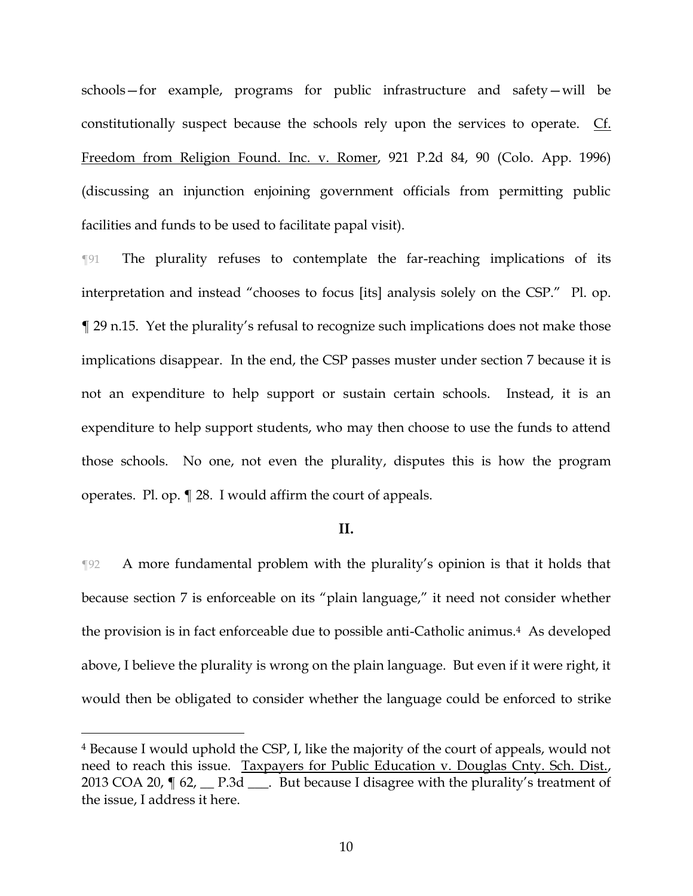schools—for example, programs for public infrastructure and safety—will be constitutionally suspect because the schools rely upon the services to operate. Cf. Freedom from Religion Found. Inc. v. Romer, 921 P.2d 84, 90 (Colo. App. 1996) (discussing an injunction enjoining government officials from permitting public facilities and funds to be used to facilitate papal visit).

¶91 The plurality refuses to contemplate the far-reaching implications of its interpretation and instead "chooses to focus [its] analysis solely on the CSP." Pl. op. ¶ 29 n.15. Yet the plurality's refusal to recognize such implications does not make those implications disappear. In the end, the CSP passes muster under section 7 because it is not an expenditure to help support or sustain certain schools. Instead, it is an expenditure to help support students, who may then choose to use the funds to attend those schools. No one, not even the plurality, disputes this is how the program operates. Pl. op. ¶ 28. I would affirm the court of appeals.

## II.

¶92 A more fundamental problem with the plurality's opinion is that it holds that because section 7 is enforceable on its "plain language," it need not consider whether the provision is in fact enforceable due to possible anti-Catholic animus.[4] As developed above, I believe the plurality is wrong on the plain language. But even if it were right, it would then be obligated to consider whether the language could be enforced to strike

---

[4] Because I would uphold the CSP, I, like the majority of the court of appeals, would not need to reach this issue. Taxpayers for Public Education v. Douglas Cnty. Sch. Dist., 2013 COA 20, ¶ 62, __ P.3d ___. But because I disagree with the plurality's treatment of the issue, I address it here.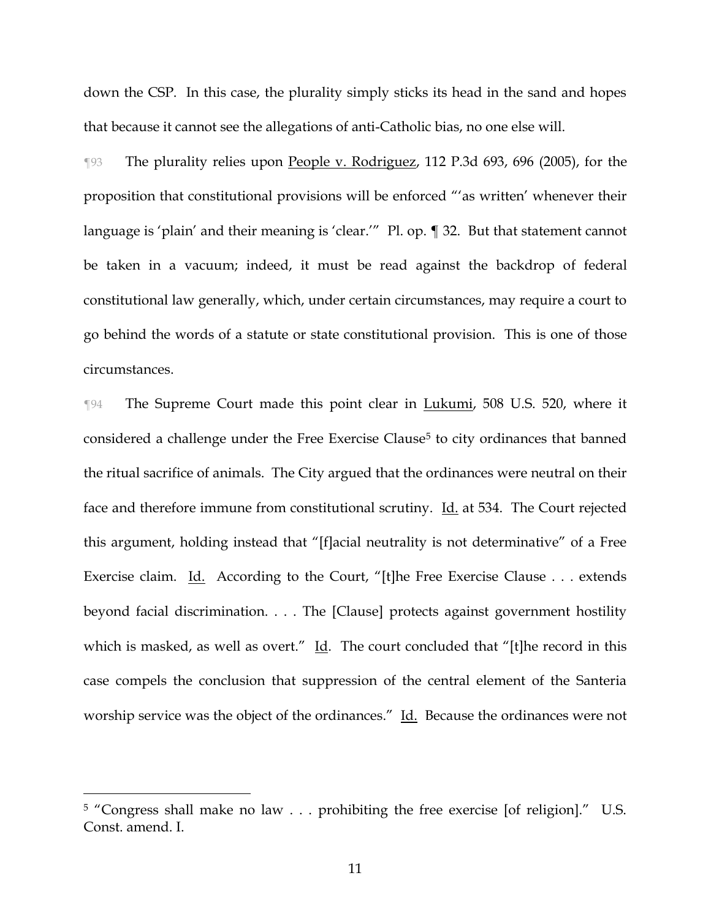down the CSP. In this case, the plurality simply sticks its head in the sand and hopes that because it cannot see the allegations of anti-Catholic bias, no one else will.

¶93 The plurality relies upon People v. Rodriguez, 112 P.3d 693, 696 (2005), for the proposition that constitutional provisions will be enforced "'as written' whenever their language is 'plain' and their meaning is 'clear.'" Pl. op. ¶ 32. But that statement cannot be taken in a vacuum; indeed, it must be read against the backdrop of federal constitutional law generally, which, under certain circumstances, may require a court to go behind the words of a statute or state constitutional provision. This is one of those circumstances.

¶94 The Supreme Court made this point clear in Lukumi, 508 U.S. 520, where it considered a challenge under the Free Exercise Clause[5] to city ordinances that banned the ritual sacrifice of animals. The City argued that the ordinances were neutral on their face and therefore immune from constitutional scrutiny. Id. at 534. The Court rejected this argument, holding instead that "[f]acial neutrality is not determinative" of a Free Exercise claim. Id. According to the Court, "[t]he Free Exercise Clause . . . extends beyond facial discrimination. . . . The [Clause] protects against government hostility which is masked, as well as overt." Id. The court concluded that "[t]he record in this case compels the conclusion that suppression of the central element of the Santeria worship service was the object of the ordinances." Id. Because the ordinances were not

---

[5] "Congress shall make no law . . . prohibiting the free exercise [of religion]." U.S. Const. amend. I.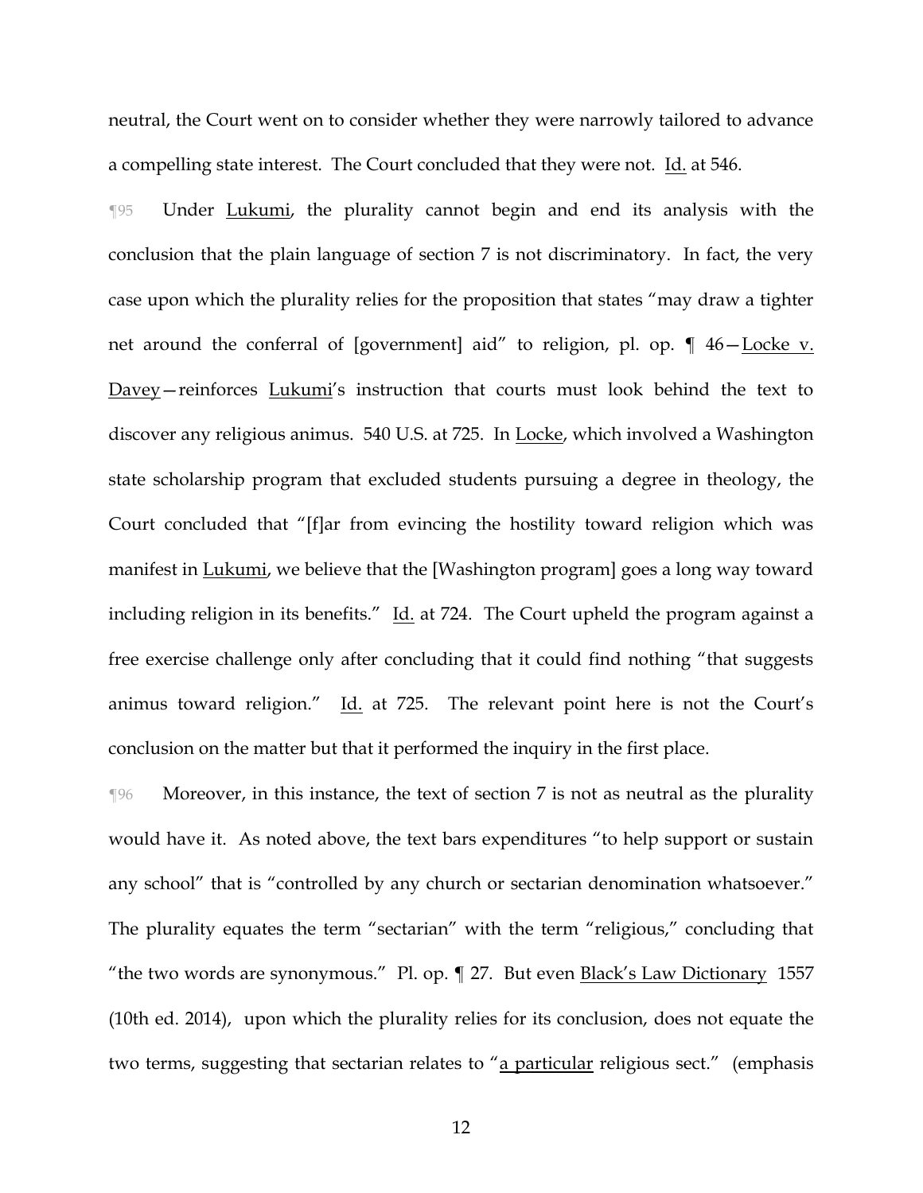neutral, the Court went on to consider whether they were narrowly tailored to advance a compelling state interest. The Court concluded that they were not. Id. at 546.

¶95 Under Lukumi, the plurality cannot begin and end its analysis with the conclusion that the plain language of section 7 is not discriminatory. In fact, the very case upon which the plurality relies for the proposition that states "may draw a tighter net around the conferral of [government] aid" to religion, pl. op. ¶ 46—Locke v. Davey—reinforces Lukumi's instruction that courts must look behind the text to discover any religious animus. 540 U.S. at 725. In Locke, which involved a Washington state scholarship program that excluded students pursuing a degree in theology, the Court concluded that "[f]ar from evincing the hostility toward religion which was manifest in Lukumi, we believe that the [Washington program] goes a long way toward including religion in its benefits." Id. at 724. The Court upheld the program against a free exercise challenge only after concluding that it could find nothing "that suggests animus toward religion." Id. at 725. The relevant point here is not the Court's conclusion on the matter but that it performed the inquiry in the first place.

¶96 Moreover, in this instance, the text of section 7 is not as neutral as the plurality would have it. As noted above, the text bars expenditures "to help support or sustain any school" that is "controlled by any church or sectarian denomination whatsoever." The plurality equates the term "sectarian" with the term "religious," concluding that "the two words are synonymous." Pl. op. ¶ 27. But even Black's Law Dictionary 1557 (10th ed. 2014), upon which the plurality relies for its conclusion, does not equate the two terms, suggesting that sectarian relates to "a particular religious sect." (emphasis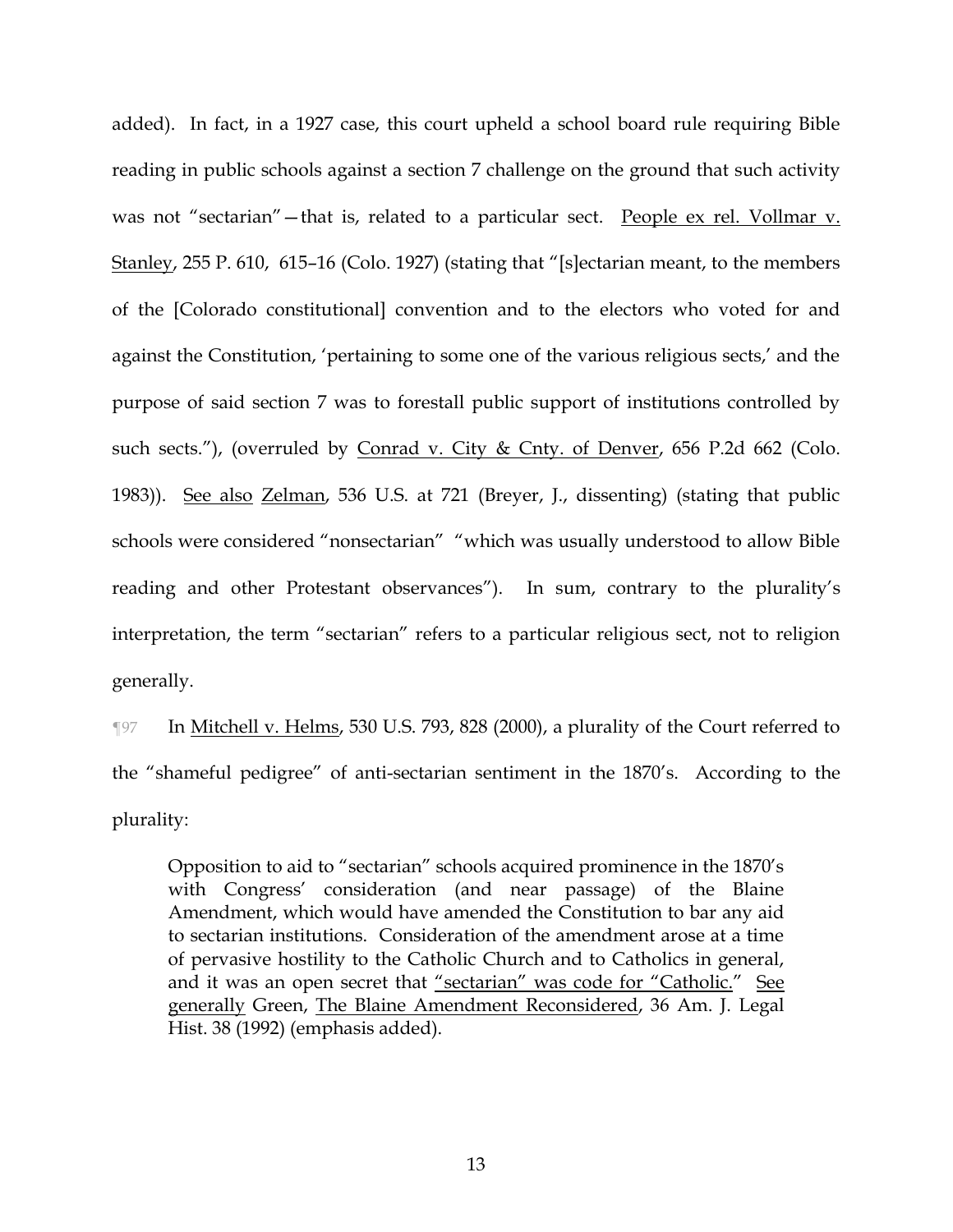added). In fact, in a 1927 case, this court upheld a school board rule requiring Bible reading in public schools against a section 7 challenge on the ground that such activity was not "sectarian"—that is, related to a particular sect. People ex rel. Vollmar v. Stanley, 255 P. 610, 615–16 (Colo. 1927) (stating that "[s]ectarian meant, to the members of the [Colorado constitutional] convention and to the electors who voted for and against the Constitution, 'pertaining to some one of the various religious sects,' and the purpose of said section 7 was to forestall public support of institutions controlled by such sects."), (overruled by Conrad v. City & Cnty. of Denver, 656 P.2d 662 (Colo. 1983)). See also Zelman, 536 U.S. at 721 (Breyer, J., dissenting) (stating that public schools were considered "nonsectarian" "which was usually understood to allow Bible reading and other Protestant observances"). In sum, contrary to the plurality's interpretation, the term "sectarian" refers to a particular religious sect, not to religion generally.

¶97 In Mitchell v. Helms, 530 U.S. 793, 828 (2000), a plurality of the Court referred to the "shameful pedigree" of anti-sectarian sentiment in the 1870's. According to the plurality:

> Opposition to aid to "sectarian" schools acquired prominence in the 1870's with Congress' consideration (and near passage) of the Blaine Amendment, which would have amended the Constitution to bar any aid to sectarian institutions. Consideration of the amendment arose at a time of pervasive hostility to the Catholic Church and to Catholics in general, and it was an open secret that "sectarian" was code for "Catholic." See generally Green, The Blaine Amendment Reconsidered, 36 Am. J. Legal Hist. 38 (1992) (emphasis added).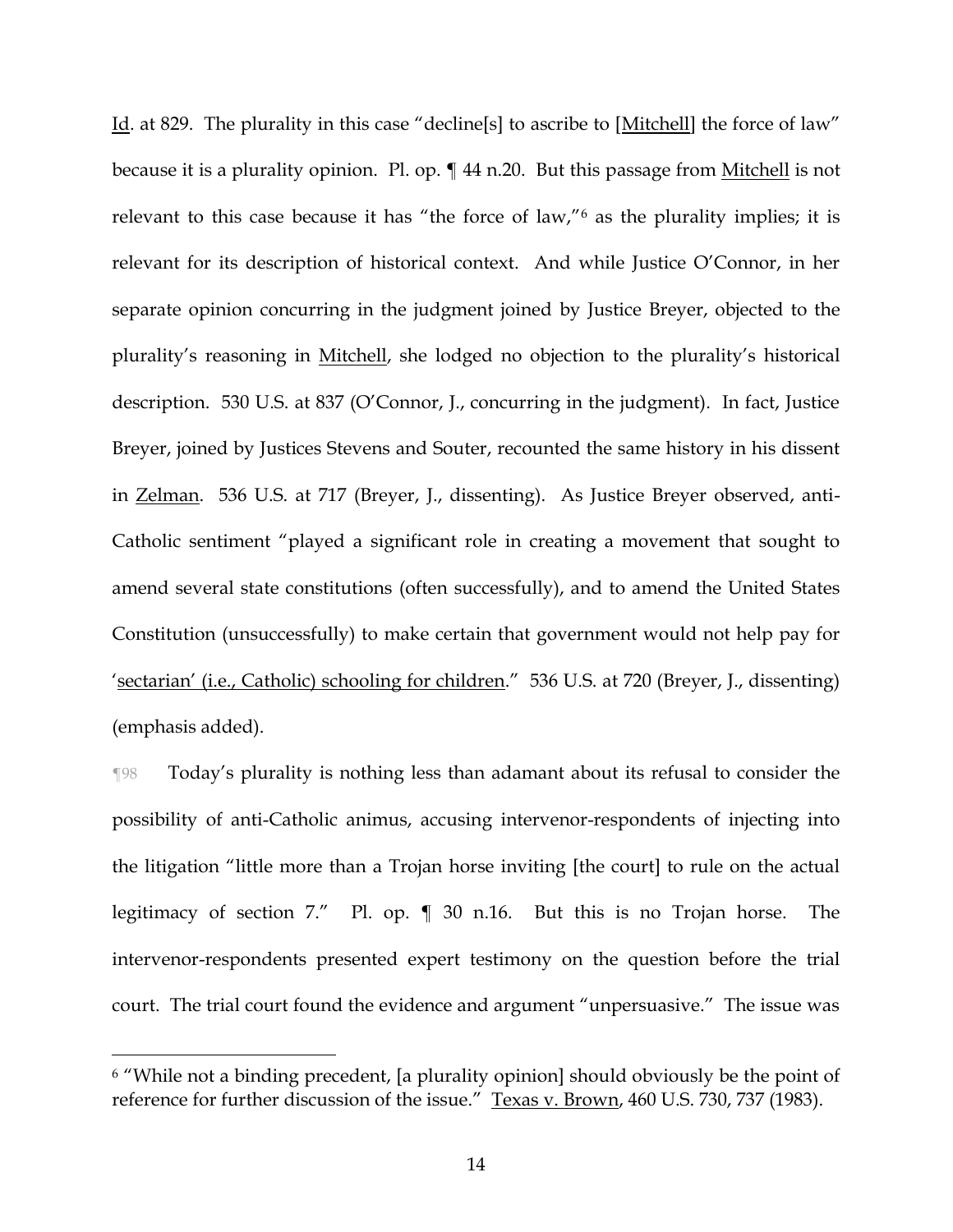Id. at 829. The plurality in this case "decline[s] to ascribe to [Mitchell] the force of law" because it is a plurality opinion. Pl. op. ¶ 44 n.20. But this passage from Mitchell is not relevant to this case because it has "the force of law,"[6] as the plurality implies; it is relevant for its description of historical context. And while Justice O'Connor, in her separate opinion concurring in the judgment joined by Justice Breyer, objected to the plurality's reasoning in Mitchell, she lodged no objection to the plurality's historical description. 530 U.S. at 837 (O'Connor, J., concurring in the judgment). In fact, Justice Breyer, joined by Justices Stevens and Souter, recounted the same history in his dissent in Zelman. 536 U.S. at 717 (Breyer, J., dissenting). As Justice Breyer observed, anti-Catholic sentiment "played a significant role in creating a movement that sought to amend several state constitutions (often successfully), and to amend the United States Constitution (unsuccessfully) to make certain that government would not help pay for '<u>sectarian' (i.e., Catholic) schooling for children</u>." 536 U.S. at 720 (Breyer, J., dissenting) (emphasis added).

¶98 Today's plurality is nothing less than adamant about its refusal to consider the possibility of anti-Catholic animus, accusing intervenor-respondents of injecting into the litigation "little more than a Trojan horse inviting [the court] to rule on the actual legitimacy of section 7." Pl. op. ¶ 30 n.16. But this is no Trojan horse. The intervenor-respondents presented expert testimony on the question before the trial court. The trial court found the evidence and argument "unpersuasive." The issue was

---

[6] "While not a binding precedent, [a plurality opinion] should obviously be the point of reference for further discussion of the issue." Texas v. Brown, 460 U.S. 730, 737 (1983).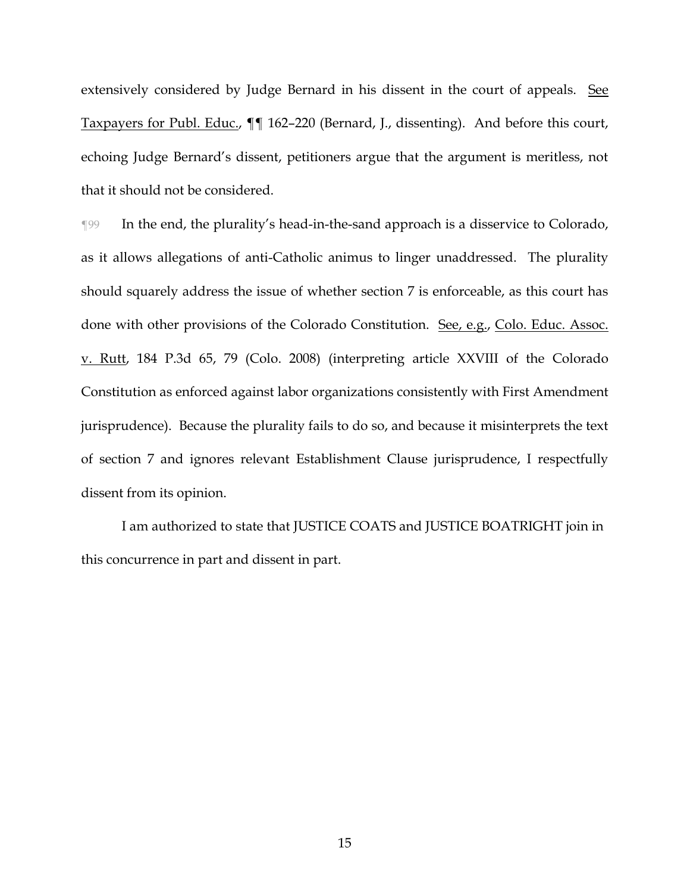extensively considered by Judge Bernard in his dissent in the court of appeals. See Taxpayers for Publ. Educ., ¶¶ 162–220 (Bernard, J., dissenting). And before this court, echoing Judge Bernard's dissent, petitioners argue that the argument is meritless, not that it should not be considered.

¶99 In the end, the plurality's head-in-the-sand approach is a disservice to Colorado, as it allows allegations of anti-Catholic animus to linger unaddressed. The plurality should squarely address the issue of whether section 7 is enforceable, as this court has done with other provisions of the Colorado Constitution. See, e.g., Colo. Educ. Assoc. v. Rutt, 184 P.3d 65, 79 (Colo. 2008) (interpreting article XXVIII of the Colorado Constitution as enforced against labor organizations consistently with First Amendment jurisprudence). Because the plurality fails to do so, and because it misinterprets the text of section 7 and ignores relevant Establishment Clause jurisprudence, I respectfully dissent from its opinion.

I am authorized to state that JUSTICE COATS and JUSTICE BOATRIGHT join in this concurrence in part and dissent in part.